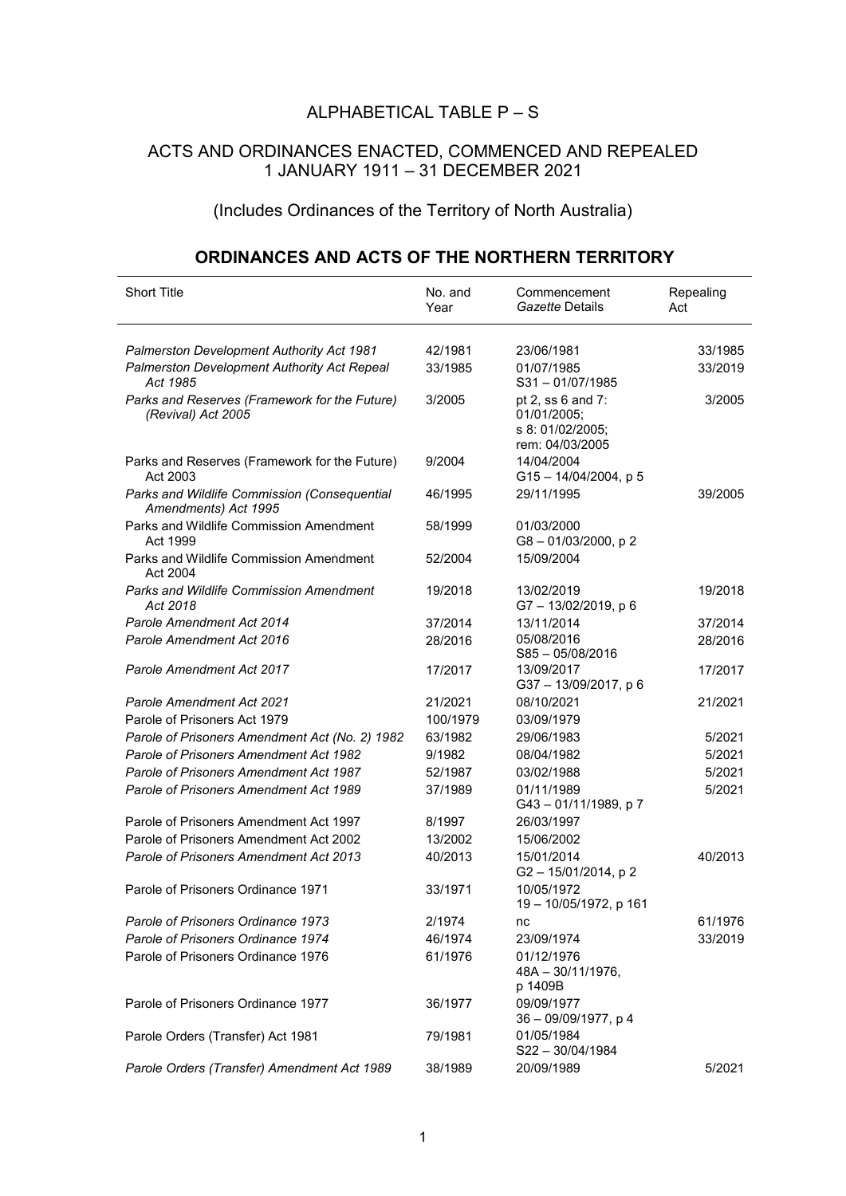# ALPHABETICAL TABLE P – S

## ACTS AND ORDINANCES ENACTED, COMMENCED AND REPEALED 1 JANUARY 1911 – 31 DECEMBER 2021

### (Includes Ordinances of the Territory of North Australia)

## ORDINANCES AND ACTS OF THE NORTHERN TERRITORY

| Short Title | No. and Year | Commencement *Gazette* Details | Repealing Act |
|---|---|---|---|
| *Palmerston Development Authority Act 1981* | 42/1981 | 23/06/1981 | 33/1985 |
| *Palmerston Development Authority Act Repeal Act 1985* | 33/1985 | 01/07/1985<br>S31 – 01/07/1985 | 33/2019 |
| *Parks and Reserves (Framework for the Future) (Revival) Act 2005* | 3/2005 | pt 2, ss 6 and 7: 01/01/2005;<br>s 8: 01/02/2005;<br>rem: 04/03/2005 | 3/2005 |
| Parks and Reserves (Framework for the Future) Act 2003 | 9/2004 | 14/04/2004<br>G15 – 14/04/2004, p 5 | |
| *Parks and Wildlife Commission (Consequential Amendments) Act 1995* | 46/1995 | 29/11/1995 | 39/2005 |
| Parks and Wildlife Commission Amendment Act 1999 | 58/1999 | 01/03/2000<br>G8 – 01/03/2000, p 2 | |
| Parks and Wildlife Commission Amendment Act 2004 | 52/2004 | 15/09/2004 | |
| *Parks and Wildlife Commission Amendment Act 2018* | 19/2018 | 13/02/2019<br>G7 – 13/02/2019, p 6 | 19/2018 |
| *Parole Amendment Act 2014* | 37/2014 | 13/11/2014 | 37/2014 |
| *Parole Amendment Act 2016* | 28/2016 | 05/08/2016<br>S85 – 05/08/2016 | 28/2016 |
| *Parole Amendment Act 2017* | 17/2017 | 13/09/2017<br>G37 – 13/09/2017, p 6 | 17/2017 |
| *Parole Amendment Act 2021* | 21/2021 | 08/10/2021 | 21/2021 |
| Parole of Prisoners Act 1979 | 100/1979 | 03/09/1979 | |
| *Parole of Prisoners Amendment Act (No. 2) 1982* | 63/1982 | 29/06/1983 | 5/2021 |
| *Parole of Prisoners Amendment Act 1982* | 9/1982 | 08/04/1982 | 5/2021 |
| *Parole of Prisoners Amendment Act 1987* | 52/1987 | 03/02/1988 | 5/2021 |
| *Parole of Prisoners Amendment Act 1989* | 37/1989 | 01/11/1989<br>G43 – 01/11/1989, p 7 | 5/2021 |
| Parole of Prisoners Amendment Act 1997 | 8/1997 | 26/03/1997 | |
| Parole of Prisoners Amendment Act 2002 | 13/2002 | 15/06/2002 | |
| *Parole of Prisoners Amendment Act 2013* | 40/2013 | 15/01/2014<br>G2 – 15/01/2014, p 2 | 40/2013 |
| Parole of Prisoners Ordinance 1971 | 33/1971 | 10/05/1972<br>19 – 10/05/1972, p 161 | |
| *Parole of Prisoners Ordinance 1973* | 2/1974 | nc | 61/1976 |
| *Parole of Prisoners Ordinance 1974* | 46/1974 | 23/09/1974 | 33/2019 |
| Parole of Prisoners Ordinance 1976 | 61/1976 | 01/12/1976<br>48A – 30/11/1976, p 1409B | |
| Parole of Prisoners Ordinance 1977 | 36/1977 | 09/09/1977<br>36 – 09/09/1977, p 4 | |
| Parole Orders (Transfer) Act 1981 | 79/1981 | 01/05/1984<br>S22 – 30/04/1984 | |
| *Parole Orders (Transfer) Amendment Act 1989* | 38/1989 | 20/09/1989 | 5/2021 |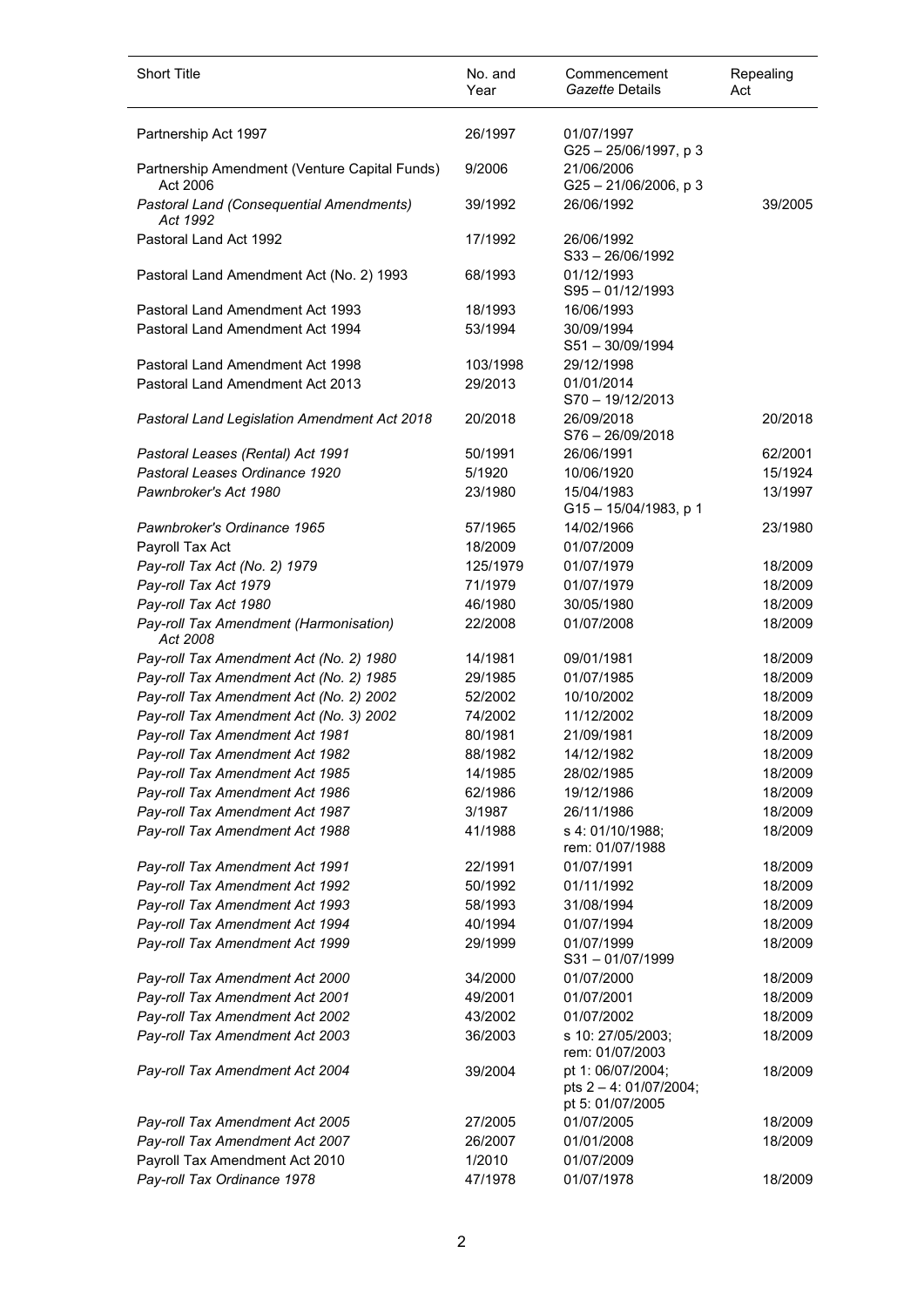| Short Title | No. and Year | Commencement *Gazette* Details | Repealing Act |
|---|---|---|---|
| Partnership Act 1997 | 26/1997 | 01/07/1997<br>G25 – 25/06/1997, p 3 | |
| Partnership Amendment (Venture Capital Funds) Act 2006 | 9/2006 | 21/06/2006<br>G25 – 21/06/2006, p 3 | |
| *Pastoral Land (Consequential Amendments) Act 1992* | 39/1992 | 26/06/1992 | 39/2005 |
| Pastoral Land Act 1992 | 17/1992 | 26/06/1992<br>S33 – 26/06/1992 | |
| Pastoral Land Amendment Act (No. 2) 1993 | 68/1993 | 01/12/1993<br>S95 – 01/12/1993 | |
| Pastoral Land Amendment Act 1993 | 18/1993 | 16/06/1993 | |
| Pastoral Land Amendment Act 1994 | 53/1994 | 30/09/1994<br>S51 – 30/09/1994 | |
| Pastoral Land Amendment Act 1998 | 103/1998 | 29/12/1998 | |
| Pastoral Land Amendment Act 2013 | 29/2013 | 01/01/2014<br>S70 – 19/12/2013 | |
| *Pastoral Land Legislation Amendment Act 2018* | 20/2018 | 26/09/2018<br>S76 – 26/09/2018 | 20/2018 |
| *Pastoral Leases (Rental) Act 1991* | 50/1991 | 26/06/1991 | 62/2001 |
| *Pastoral Leases Ordinance 1920* | 5/1920 | 10/06/1920 | 15/1924 |
| *Pawnbroker's Act 1980* | 23/1980 | 15/04/1983<br>G15 – 15/04/1983, p 1 | 13/1997 |
| *Pawnbroker's Ordinance 1965* | 57/1965 | 14/02/1966 | 23/1980 |
| Payroll Tax Act | 18/2009 | 01/07/2009 | |
| *Pay-roll Tax Act (No. 2) 1979* | 125/1979 | 01/07/1979 | 18/2009 |
| *Pay-roll Tax Act 1979* | 71/1979 | 01/07/1979 | 18/2009 |
| *Pay-roll Tax Act 1980* | 46/1980 | 30/05/1980 | 18/2009 |
| *Pay-roll Tax Amendment (Harmonisation) Act 2008* | 22/2008 | 01/07/2008 | 18/2009 |
| *Pay-roll Tax Amendment Act (No. 2) 1980* | 14/1981 | 09/01/1981 | 18/2009 |
| *Pay-roll Tax Amendment Act (No. 2) 1985* | 29/1985 | 01/07/1985 | 18/2009 |
| *Pay-roll Tax Amendment Act (No. 2) 2002* | 52/2002 | 10/10/2002 | 18/2009 |
| *Pay-roll Tax Amendment Act (No. 3) 2002* | 74/2002 | 11/12/2002 | 18/2009 |
| *Pay-roll Tax Amendment Act 1981* | 80/1981 | 21/09/1981 | 18/2009 |
| *Pay-roll Tax Amendment Act 1982* | 88/1982 | 14/12/1982 | 18/2009 |
| *Pay-roll Tax Amendment Act 1985* | 14/1985 | 28/02/1985 | 18/2009 |
| *Pay-roll Tax Amendment Act 1986* | 62/1986 | 19/12/1986 | 18/2009 |
| *Pay-roll Tax Amendment Act 1987* | 3/1987 | 26/11/1986 | 18/2009 |
| *Pay-roll Tax Amendment Act 1988* | 41/1988 | s 4: 01/10/1988;<br>rem: 01/07/1988 | 18/2009 |
| *Pay-roll Tax Amendment Act 1991* | 22/1991 | 01/07/1991 | 18/2009 |
| *Pay-roll Tax Amendment Act 1992* | 50/1992 | 01/11/1992 | 18/2009 |
| *Pay-roll Tax Amendment Act 1993* | 58/1993 | 31/08/1994 | 18/2009 |
| *Pay-roll Tax Amendment Act 1994* | 40/1994 | 01/07/1994 | 18/2009 |
| *Pay-roll Tax Amendment Act 1999* | 29/1999 | 01/07/1999<br>S31 – 01/07/1999 | 18/2009 |
| *Pay-roll Tax Amendment Act 2000* | 34/2000 | 01/07/2000 | 18/2009 |
| *Pay-roll Tax Amendment Act 2001* | 49/2001 | 01/07/2001 | 18/2009 |
| *Pay-roll Tax Amendment Act 2002* | 43/2002 | 01/07/2002 | 18/2009 |
| *Pay-roll Tax Amendment Act 2003* | 36/2003 | s 10: 27/05/2003;<br>rem: 01/07/2003 | 18/2009 |
| *Pay-roll Tax Amendment Act 2004* | 39/2004 | pt 1: 06/07/2004;<br>pts 2 – 4: 01/07/2004;<br>pt 5: 01/07/2005 | 18/2009 |
| *Pay-roll Tax Amendment Act 2005* | 27/2005 | 01/07/2005 | 18/2009 |
| *Pay-roll Tax Amendment Act 2007* | 26/2007 | 01/01/2008 | 18/2009 |
| Payroll Tax Amendment Act 2010 | 1/2010 | 01/07/2009 | |
| *Pay-roll Tax Ordinance 1978* | 47/1978 | 01/07/1978 | 18/2009 |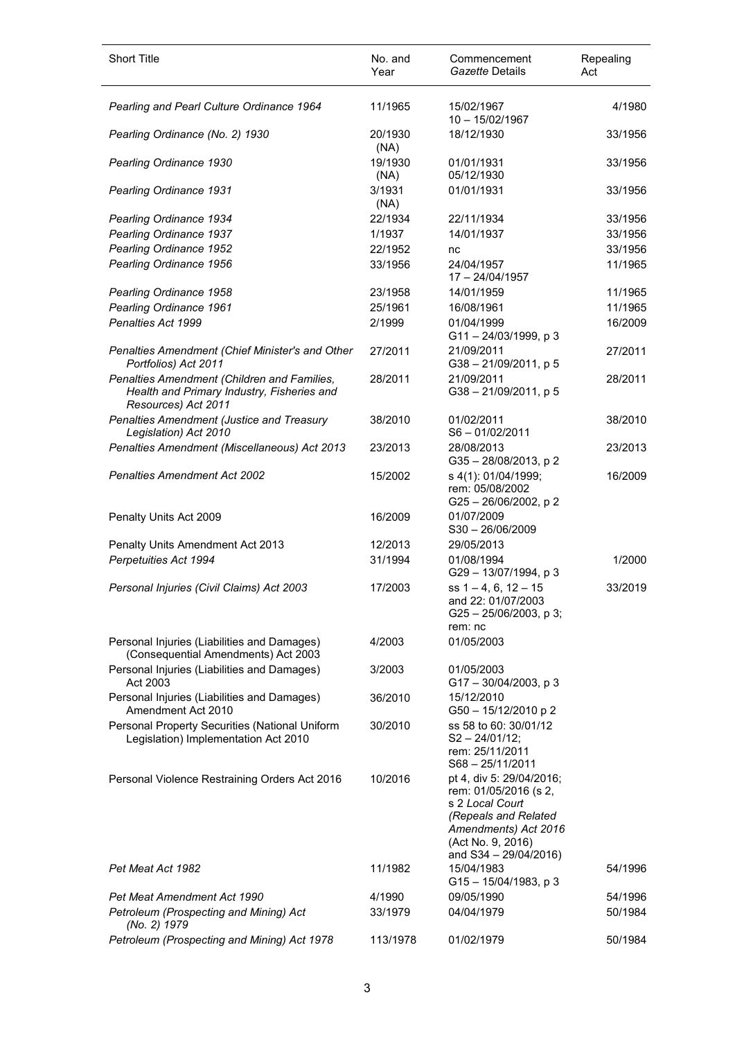| Short Title | No. and Year | Commencement *Gazette* Details | Repealing Act |
|---|---|---|---|
| *Pearling and Pearl Culture Ordinance 1964* | 11/1965 | 15/02/1967<br>10 – 15/02/1967 | 4/1980 |
| *Pearling Ordinance (No. 2) 1930* | 20/1930 (NA) | 18/12/1930 | 33/1956 |
| *Pearling Ordinance 1930* | 19/1930 (NA) | 01/01/1931<br>05/12/1930 | 33/1956 |
| *Pearling Ordinance 1931* | 3/1931 (NA) | 01/01/1931 | 33/1956 |
| *Pearling Ordinance 1934* | 22/1934 | 22/11/1934 | 33/1956 |
| *Pearling Ordinance 1937* | 1/1937 | 14/01/1937 | 33/1956 |
| *Pearling Ordinance 1952* | 22/1952 | nc | 33/1956 |
| *Pearling Ordinance 1956* | 33/1956 | 24/04/1957<br>17 – 24/04/1957 | 11/1965 |
| *Pearling Ordinance 1958* | 23/1958 | 14/01/1959 | 11/1965 |
| *Pearling Ordinance 1961* | 25/1961 | 16/08/1961 | 11/1965 |
| *Penalties Act 1999* | 2/1999 | 01/04/1999<br>G11 – 24/03/1999, p 3 | 16/2009 |
| *Penalties Amendment (Chief Minister's and Other Portfolios) Act 2011* | 27/2011 | 21/09/2011<br>G38 – 21/09/2011, p 5 | 27/2011 |
| *Penalties Amendment (Children and Families, Health and Primary Industry, Fisheries and Resources) Act 2011* | 28/2011 | 21/09/2011<br>G38 – 21/09/2011, p 5 | 28/2011 |
| *Penalties Amendment (Justice and Treasury Legislation) Act 2010* | 38/2010 | 01/02/2011<br>S6 – 01/02/2011 | 38/2010 |
| *Penalties Amendment (Miscellaneous) Act 2013* | 23/2013 | 28/08/2013<br>G35 – 28/08/2013, p 2 | 23/2013 |
| *Penalties Amendment Act 2002* | 15/2002 | s 4(1): 01/04/1999;<br>rem: 05/08/2002<br>G25 – 26/06/2002, p 2 | 16/2009 |
| Penalty Units Act 2009 | 16/2009 | 01/07/2009<br>S30 – 26/06/2009 | |
| Penalty Units Amendment Act 2013 | 12/2013 | 29/05/2013 | |
| *Perpetuities Act 1994* | 31/1994 | 01/08/1994<br>G29 – 13/07/1994, p 3 | 1/2000 |
| *Personal Injuries (Civil Claims) Act 2003* | 17/2003 | ss 1 – 4, 6, 12 – 15 and 22: 01/07/2003<br>G25 – 25/06/2003, p 3;<br>rem: nc | 33/2019 |
| Personal Injuries (Liabilities and Damages) (Consequential Amendments) Act 2003 | 4/2003 | 01/05/2003 | |
| Personal Injuries (Liabilities and Damages) Act 2003 | 3/2003 | 01/05/2003<br>G17 – 30/04/2003, p 3 | |
| Personal Injuries (Liabilities and Damages) Amendment Act 2010 | 36/2010 | 15/12/2010<br>G50 – 15/12/2010 p 2 | |
| Personal Property Securities (National Uniform Legislation) Implementation Act 2010 | 30/2010 | ss 58 to 60: 30/01/12<br>S2 – 24/01/12;<br>rem: 25/11/2011<br>S68 – 25/11/2011 | |
| Personal Violence Restraining Orders Act 2016 | 10/2016 | pt 4, div 5: 29/04/2016;<br>rem: 01/05/2016 (s 2, s 2 *Local Court (Repeals and Related Amendments) Act 2016* (Act No. 9, 2016) and S34 – 29/04/2016) | |
| *Pet Meat Act 1982* | 11/1982 | 15/04/1983<br>G15 – 15/04/1983, p 3 | 54/1996 |
| *Pet Meat Amendment Act 1990* | 4/1990 | 09/05/1990 | 54/1996 |
| *Petroleum (Prospecting and Mining) Act (No. 2) 1979* | 33/1979 | 04/04/1979 | 50/1984 |
| *Petroleum (Prospecting and Mining) Act 1978* | 113/1978 | 01/02/1979 | 50/1984 |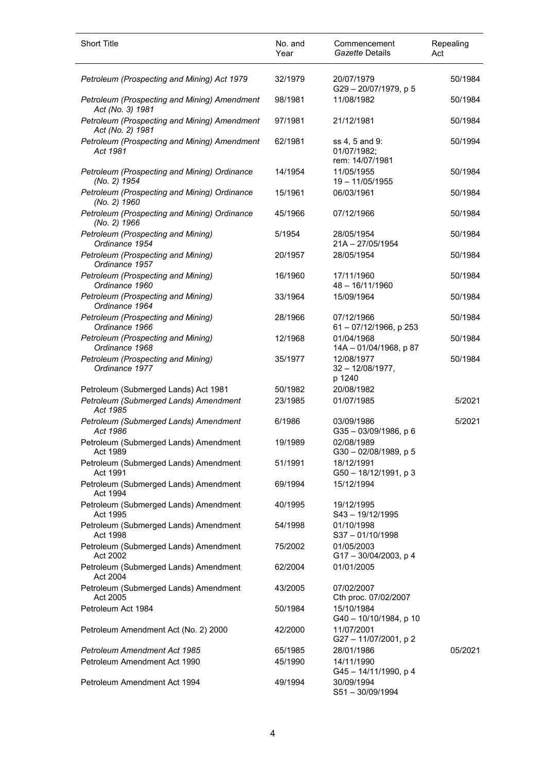| Short Title | No. and Year | Commencement *Gazette* Details | Repealing Act |
|---|---|---|---|
| *Petroleum (Prospecting and Mining) Act 1979* | 32/1979 | 20/07/1979<br>G29 – 20/07/1979, p 5 | 50/1984 |
| *Petroleum (Prospecting and Mining) Amendment Act (No. 3) 1981* | 98/1981 | 11/08/1982 | 50/1984 |
| *Petroleum (Prospecting and Mining) Amendment Act (No. 2) 1981* | 97/1981 | 21/12/1981 | 50/1984 |
| *Petroleum (Prospecting and Mining) Amendment Act 1981* | 62/1981 | ss 4, 5 and 9: 01/07/1982;<br>rem: 14/07/1981 | 50/1994 |
| *Petroleum (Prospecting and Mining) Ordinance (No. 2) 1954* | 14/1954 | 11/05/1955<br>19 – 11/05/1955 | 50/1984 |
| *Petroleum (Prospecting and Mining) Ordinance (No. 2) 1960* | 15/1961 | 06/03/1961 | 50/1984 |
| *Petroleum (Prospecting and Mining) Ordinance (No. 2) 1966* | 45/1966 | 07/12/1966 | 50/1984 |
| *Petroleum (Prospecting and Mining) Ordinance 1954* | 5/1954 | 28/05/1954<br>21A – 27/05/1954 | 50/1984 |
| *Petroleum (Prospecting and Mining) Ordinance 1957* | 20/1957 | 28/05/1954 | 50/1984 |
| *Petroleum (Prospecting and Mining) Ordinance 1960* | 16/1960 | 17/11/1960<br>48 – 16/11/1960 | 50/1984 |
| *Petroleum (Prospecting and Mining) Ordinance 1964* | 33/1964 | 15/09/1964 | 50/1984 |
| *Petroleum (Prospecting and Mining) Ordinance 1966* | 28/1966 | 07/12/1966<br>61 – 07/12/1966, p 253 | 50/1984 |
| *Petroleum (Prospecting and Mining) Ordinance 1968* | 12/1968 | 01/04/1968<br>14A – 01/04/1968, p 87 | 50/1984 |
| *Petroleum (Prospecting and Mining) Ordinance 1977* | 35/1977 | 12/08/1977<br>32 – 12/08/1977, p 1240 | 50/1984 |
| Petroleum (Submerged Lands) Act 1981 | 50/1982 | 20/08/1982 | |
| *Petroleum (Submerged Lands) Amendment Act 1985* | 23/1985 | 01/07/1985 | 5/2021 |
| *Petroleum (Submerged Lands) Amendment Act 1986* | 6/1986 | 03/09/1986<br>G35 – 03/09/1986, p 6 | 5/2021 |
| Petroleum (Submerged Lands) Amendment Act 1989 | 19/1989 | 02/08/1989<br>G30 – 02/08/1989, p 5 | |
| Petroleum (Submerged Lands) Amendment Act 1991 | 51/1991 | 18/12/1991<br>G50 – 18/12/1991, p 3 | |
| Petroleum (Submerged Lands) Amendment Act 1994 | 69/1994 | 15/12/1994 | |
| Petroleum (Submerged Lands) Amendment Act 1995 | 40/1995 | 19/12/1995<br>S43 – 19/12/1995 | |
| Petroleum (Submerged Lands) Amendment Act 1998 | 54/1998 | 01/10/1998<br>S37 – 01/10/1998 | |
| Petroleum (Submerged Lands) Amendment Act 2002 | 75/2002 | 01/05/2003<br>G17 – 30/04/2003, p 4 | |
| Petroleum (Submerged Lands) Amendment Act 2004 | 62/2004 | 01/01/2005 | |
| Petroleum (Submerged Lands) Amendment Act 2005 | 43/2005 | 07/02/2007<br>Cth proc. 07/02/2007 | |
| Petroleum Act 1984 | 50/1984 | 15/10/1984<br>G40 – 10/10/1984, p 10 | |
| Petroleum Amendment Act (No. 2) 2000 | 42/2000 | 11/07/2001<br>G27 – 11/07/2001, p 2 | |
| *Petroleum Amendment Act 1985* | 65/1985 | 28/01/1986 | 05/2021 |
| Petroleum Amendment Act 1990 | 45/1990 | 14/11/1990<br>G45 – 14/11/1990, p 4 | |
| Petroleum Amendment Act 1994 | 49/1994 | 30/09/1994<br>S51 – 30/09/1994 | |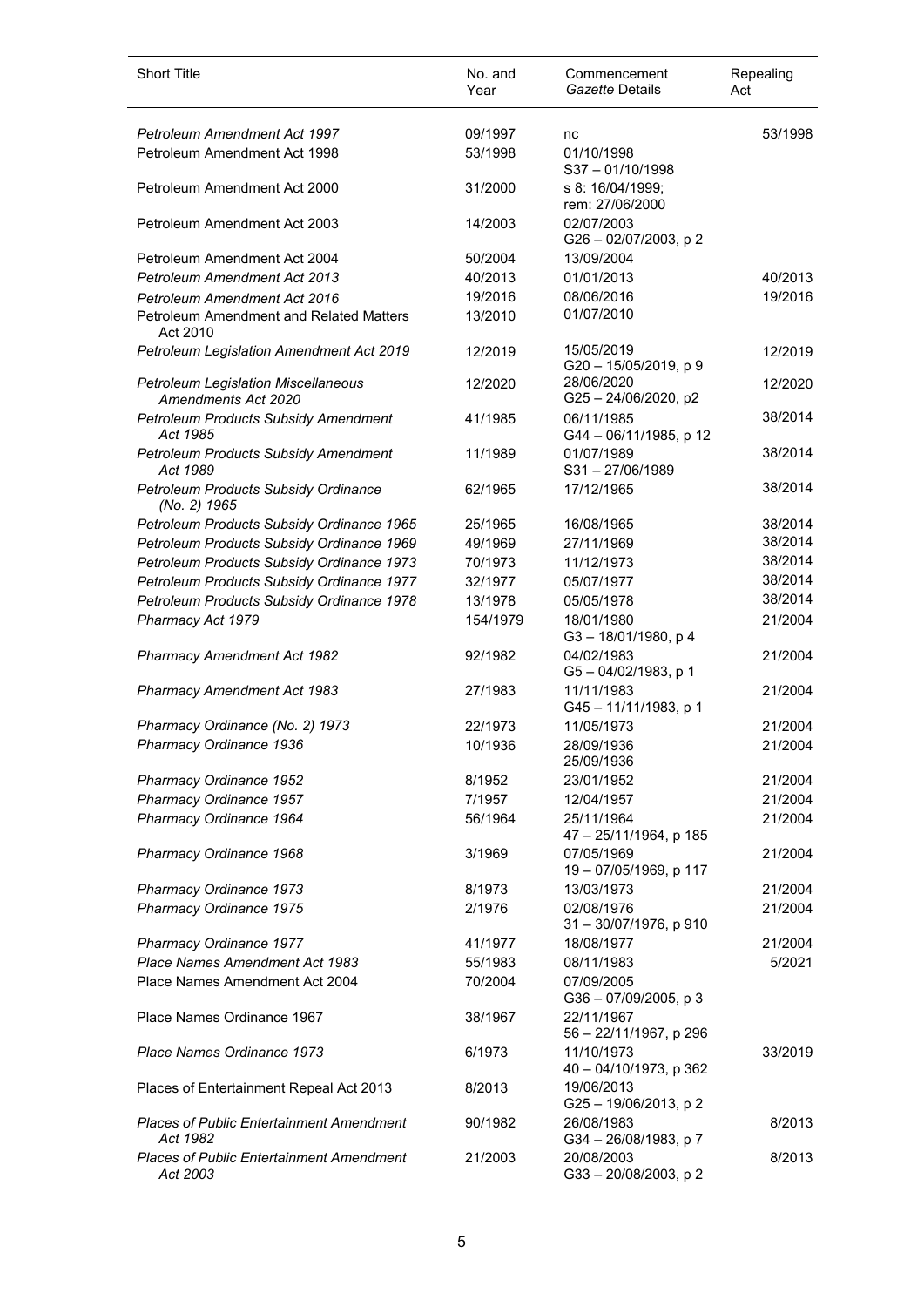| Short Title | No. and Year | Commencement *Gazette* Details | Repealing Act |
|---|---|---|---|
| *Petroleum Amendment Act 1997* | 09/1997 | nc | 53/1998 |
| Petroleum Amendment Act 1998 | 53/1998 | 01/10/1998 S37 – 01/10/1998 | |
| Petroleum Amendment Act 2000 | 31/2000 | s 8: 16/04/1999; rem: 27/06/2000 | |
| Petroleum Amendment Act 2003 | 14/2003 | 02/07/2003 G26 – 02/07/2003, p 2 | |
| Petroleum Amendment Act 2004 | 50/2004 | 13/09/2004 | |
| *Petroleum Amendment Act 2013* | 40/2013 | 01/01/2013 | 40/2013 |
| *Petroleum Amendment Act 2016* | 19/2016 | 08/06/2016 | 19/2016 |
| Petroleum Amendment and Related Matters Act 2010 | 13/2010 | 01/07/2010 | |
| *Petroleum Legislation Amendment Act 2019* | 12/2019 | 15/05/2019 G20 – 15/05/2019, p 9 | 12/2019 |
| *Petroleum Legislation Miscellaneous Amendments Act 2020* | 12/2020 | 28/06/2020 G25 – 24/06/2020, p2 | 12/2020 |
| *Petroleum Products Subsidy Amendment Act 1985* | 41/1985 | 06/11/1985 G44 – 06/11/1985, p 12 | 38/2014 |
| *Petroleum Products Subsidy Amendment Act 1989* | 11/1989 | 01/07/1989 S31 – 27/06/1989 | 38/2014 |
| *Petroleum Products Subsidy Ordinance (No. 2) 1965* | 62/1965 | 17/12/1965 | 38/2014 |
| *Petroleum Products Subsidy Ordinance 1965* | 25/1965 | 16/08/1965 | 38/2014 |
| *Petroleum Products Subsidy Ordinance 1969* | 49/1969 | 27/11/1969 | 38/2014 |
| *Petroleum Products Subsidy Ordinance 1973* | 70/1973 | 11/12/1973 | 38/2014 |
| *Petroleum Products Subsidy Ordinance 1977* | 32/1977 | 05/07/1977 | 38/2014 |
| *Petroleum Products Subsidy Ordinance 1978* | 13/1978 | 05/05/1978 | 38/2014 |
| *Pharmacy Act 1979* | 154/1979 | 18/01/1980 G3 – 18/01/1980, p 4 | 21/2004 |
| *Pharmacy Amendment Act 1982* | 92/1982 | 04/02/1983 G5 – 04/02/1983, p 1 | 21/2004 |
| *Pharmacy Amendment Act 1983* | 27/1983 | 11/11/1983 G45 – 11/11/1983, p 1 | 21/2004 |
| *Pharmacy Ordinance (No. 2) 1973* | 22/1973 | 11/05/1973 | 21/2004 |
| *Pharmacy Ordinance 1936* | 10/1936 | 28/09/1936 25/09/1936 | 21/2004 |
| *Pharmacy Ordinance 1952* | 8/1952 | 23/01/1952 | 21/2004 |
| *Pharmacy Ordinance 1957* | 7/1957 | 12/04/1957 | 21/2004 |
| *Pharmacy Ordinance 1964* | 56/1964 | 25/11/1964 47 – 25/11/1964, p 185 | 21/2004 |
| *Pharmacy Ordinance 1968* | 3/1969 | 07/05/1969 19 – 07/05/1969, p 117 | 21/2004 |
| *Pharmacy Ordinance 1973* | 8/1973 | 13/03/1973 | 21/2004 |
| *Pharmacy Ordinance 1975* | 2/1976 | 02/08/1976 31 – 30/07/1976, p 910 | 21/2004 |
| *Pharmacy Ordinance 1977* | 41/1977 | 18/08/1977 | 21/2004 |
| *Place Names Amendment Act 1983* | 55/1983 | 08/11/1983 | 5/2021 |
| Place Names Amendment Act 2004 | 70/2004 | 07/09/2005 G36 – 07/09/2005, p 3 | |
| Place Names Ordinance 1967 | 38/1967 | 22/11/1967 56 – 22/11/1967, p 296 | |
| *Place Names Ordinance 1973* | 6/1973 | 11/10/1973 40 – 04/10/1973, p 362 | 33/2019 |
| Places of Entertainment Repeal Act 2013 | 8/2013 | 19/06/2013 G25 – 19/06/2013, p 2 | |
| *Places of Public Entertainment Amendment Act 1982* | 90/1982 | 26/08/1983 G34 – 26/08/1983, p 7 | 8/2013 |
| *Places of Public Entertainment Amendment Act 2003* | 21/2003 | 20/08/2003 G33 – 20/08/2003, p 2 | 8/2013 |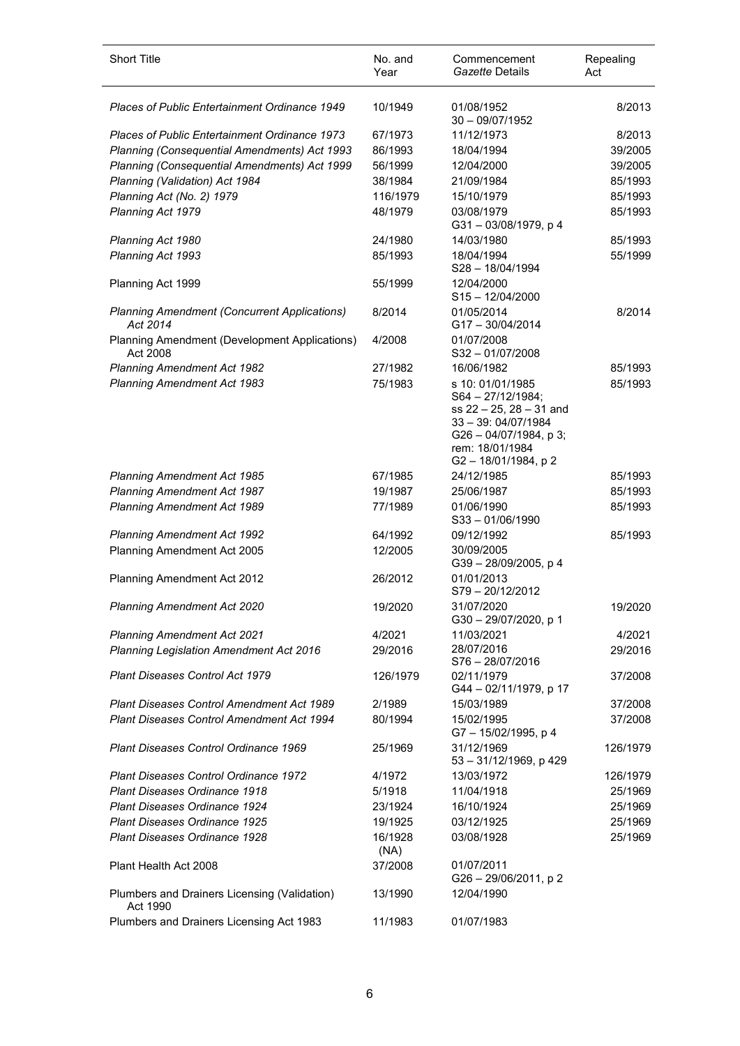| Short Title | No. and Year | Commencement *Gazette* Details | Repealing Act |
|---|---|---|---|
| *Places of Public Entertainment Ordinance 1949* | 10/1949 | 01/08/1952<br>30 – 09/07/1952 | 8/2013 |
| *Places of Public Entertainment Ordinance 1973* | 67/1973 | 11/12/1973 | 8/2013 |
| *Planning (Consequential Amendments) Act 1993* | 86/1993 | 18/04/1994 | 39/2005 |
| *Planning (Consequential Amendments) Act 1999* | 56/1999 | 12/04/2000 | 39/2005 |
| *Planning (Validation) Act 1984* | 38/1984 | 21/09/1984 | 85/1993 |
| *Planning Act (No. 2) 1979* | 116/1979 | 15/10/1979 | 85/1993 |
| *Planning Act 1979* | 48/1979 | 03/08/1979<br>G31 – 03/08/1979, p 4 | 85/1993 |
| *Planning Act 1980* | 24/1980 | 14/03/1980 | 85/1993 |
| *Planning Act 1993* | 85/1993 | 18/04/1994<br>S28 – 18/04/1994 | 55/1999 |
| Planning Act 1999 | 55/1999 | 12/04/2000<br>S15 – 12/04/2000 | |
| *Planning Amendment (Concurrent Applications) Act 2014* | 8/2014 | 01/05/2014<br>G17 – 30/04/2014 | 8/2014 |
| Planning Amendment (Development Applications) Act 2008 | 4/2008 | 01/07/2008<br>S32 – 01/07/2008 | |
| *Planning Amendment Act 1982* | 27/1982 | 16/06/1982 | 85/1993 |
| *Planning Amendment Act 1983* | 75/1983 | s 10: 01/01/1985<br>S64 – 27/12/1984;<br>ss 22 – 25, 28 – 31 and 33 – 39: 04/07/1984<br>G26 – 04/07/1984, p 3;<br>rem: 18/01/1984<br>G2 – 18/01/1984, p 2 | 85/1993 |
| *Planning Amendment Act 1985* | 67/1985 | 24/12/1985 | 85/1993 |
| *Planning Amendment Act 1987* | 19/1987 | 25/06/1987 | 85/1993 |
| *Planning Amendment Act 1989* | 77/1989 | 01/06/1990<br>S33 – 01/06/1990 | 85/1993 |
| *Planning Amendment Act 1992* | 64/1992 | 09/12/1992 | 85/1993 |
| Planning Amendment Act 2005 | 12/2005 | 30/09/2005<br>G39 – 28/09/2005, p 4 | |
| Planning Amendment Act 2012 | 26/2012 | 01/01/2013<br>S79 – 20/12/2012 | |
| *Planning Amendment Act 2020* | 19/2020 | 31/07/2020<br>G30 – 29/07/2020, p 1 | 19/2020 |
| *Planning Amendment Act 2021* | 4/2021 | 11/03/2021 | 4/2021 |
| *Planning Legislation Amendment Act 2016* | 29/2016 | 28/07/2016<br>S76 – 28/07/2016 | 29/2016 |
| *Plant Diseases Control Act 1979* | 126/1979 | 02/11/1979<br>G44 – 02/11/1979, p 17 | 37/2008 |
| *Plant Diseases Control Amendment Act 1989* | 2/1989 | 15/03/1989 | 37/2008 |
| *Plant Diseases Control Amendment Act 1994* | 80/1994 | 15/02/1995<br>G7 – 15/02/1995, p 4 | 37/2008 |
| *Plant Diseases Control Ordinance 1969* | 25/1969 | 31/12/1969<br>53 – 31/12/1969, p 429 | 126/1979 |
| *Plant Diseases Control Ordinance 1972* | 4/1972 | 13/03/1972 | 126/1979 |
| *Plant Diseases Ordinance 1918* | 5/1918 | 11/04/1918 | 25/1969 |
| *Plant Diseases Ordinance 1924* | 23/1924 | 16/10/1924 | 25/1969 |
| *Plant Diseases Ordinance 1925* | 19/1925 | 03/12/1925 | 25/1969 |
| *Plant Diseases Ordinance 1928* | 16/1928 (NA) | 03/08/1928 | 25/1969 |
| Plant Health Act 2008 | 37/2008 | 01/07/2011<br>G26 – 29/06/2011, p 2 | |
| Plumbers and Drainers Licensing (Validation) Act 1990 | 13/1990 | 12/04/1990 | |
| Plumbers and Drainers Licensing Act 1983 | 11/1983 | 01/07/1983 | |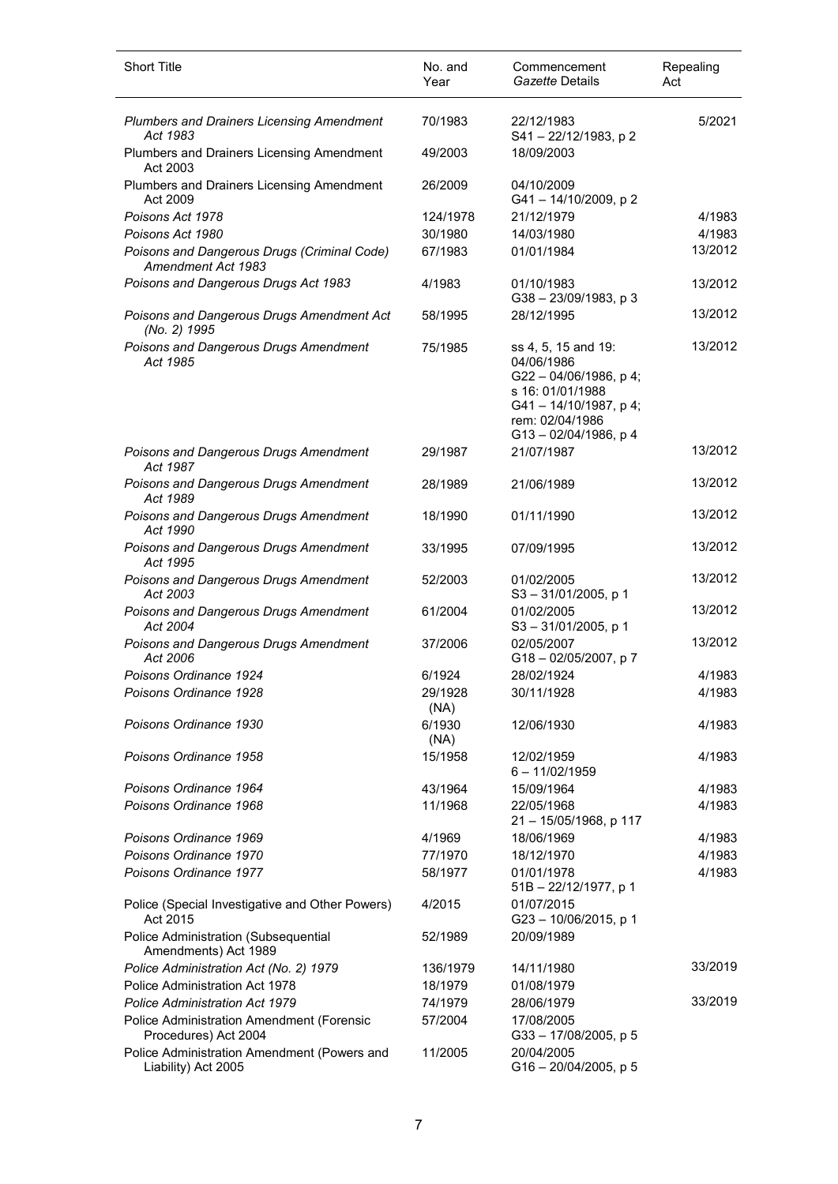| Short Title | No. and Year | Commencement *Gazette* Details | Repealing Act |
|---|---|---|---|
| *Plumbers and Drainers Licensing Amendment Act 1983* | 70/1983 | 22/12/1983<br>S41 – 22/12/1983, p 2 | 5/2021 |
| Plumbers and Drainers Licensing Amendment Act 2003 | 49/2003 | 18/09/2003 | |
| Plumbers and Drainers Licensing Amendment Act 2009 | 26/2009 | 04/10/2009<br>G41 – 14/10/2009, p 2 | |
| *Poisons Act 1978* | 124/1978 | 21/12/1979 | 4/1983 |
| *Poisons Act 1980* | 30/1980 | 14/03/1980 | 4/1983 |
| *Poisons and Dangerous Drugs (Criminal Code) Amendment Act 1983* | 67/1983 | 01/01/1984 | 13/2012 |
| *Poisons and Dangerous Drugs Act 1983* | 4/1983 | 01/10/1983<br>G38 – 23/09/1983, p 3 | 13/2012 |
| *Poisons and Dangerous Drugs Amendment Act (No. 2) 1995* | 58/1995 | 28/12/1995 | 13/2012 |
| *Poisons and Dangerous Drugs Amendment Act 1985* | 75/1985 | ss 4, 5, 15 and 19: 04/06/1986<br>G22 – 04/06/1986, p 4;<br>s 16: 01/01/1988<br>G41 – 14/10/1987, p 4;<br>rem: 02/04/1986<br>G13 – 02/04/1986, p 4 | 13/2012 |
| *Poisons and Dangerous Drugs Amendment Act 1987* | 29/1987 | 21/07/1987 | 13/2012 |
| *Poisons and Dangerous Drugs Amendment Act 1989* | 28/1989 | 21/06/1989 | 13/2012 |
| *Poisons and Dangerous Drugs Amendment Act 1990* | 18/1990 | 01/11/1990 | 13/2012 |
| *Poisons and Dangerous Drugs Amendment Act 1995* | 33/1995 | 07/09/1995 | 13/2012 |
| *Poisons and Dangerous Drugs Amendment Act 2003* | 52/2003 | 01/02/2005<br>S3 – 31/01/2005, p 1 | 13/2012 |
| *Poisons and Dangerous Drugs Amendment Act 2004* | 61/2004 | 01/02/2005<br>S3 – 31/01/2005, p 1 | 13/2012 |
| *Poisons and Dangerous Drugs Amendment Act 2006* | 37/2006 | 02/05/2007<br>G18 – 02/05/2007, p 7 | 13/2012 |
| *Poisons Ordinance 1924* | 6/1924 | 28/02/1924 | 4/1983 |
| *Poisons Ordinance 1928* | 29/1928 (NA) | 30/11/1928 | 4/1983 |
| *Poisons Ordinance 1930* | 6/1930 (NA) | 12/06/1930 | 4/1983 |
| *Poisons Ordinance 1958* | 15/1958 | 12/02/1959<br>6 – 11/02/1959 | 4/1983 |
| *Poisons Ordinance 1964* | 43/1964 | 15/09/1964 | 4/1983 |
| *Poisons Ordinance 1968* | 11/1968 | 22/05/1968<br>21 – 15/05/1968, p 117 | 4/1983 |
| *Poisons Ordinance 1969* | 4/1969 | 18/06/1969 | 4/1983 |
| *Poisons Ordinance 1970* | 77/1970 | 18/12/1970 | 4/1983 |
| *Poisons Ordinance 1977* | 58/1977 | 01/01/1978<br>51B – 22/12/1977, p 1 | 4/1983 |
| Police (Special Investigative and Other Powers) Act 2015 | 4/2015 | 01/07/2015<br>G23 – 10/06/2015, p 1 | |
| Police Administration (Subsequential Amendments) Act 1989 | 52/1989 | 20/09/1989 | |
| *Police Administration Act (No. 2) 1979* | 136/1979 | 14/11/1980 | 33/2019 |
| Police Administration Act 1978 | 18/1979 | 01/08/1979 | |
| *Police Administration Act 1979* | 74/1979 | 28/06/1979 | 33/2019 |
| Police Administration Amendment (Forensic Procedures) Act 2004 | 57/2004 | 17/08/2005<br>G33 – 17/08/2005, p 5 | |
| Police Administration Amendment (Powers and Liability) Act 2005 | 11/2005 | 20/04/2005<br>G16 – 20/04/2005, p 5 | |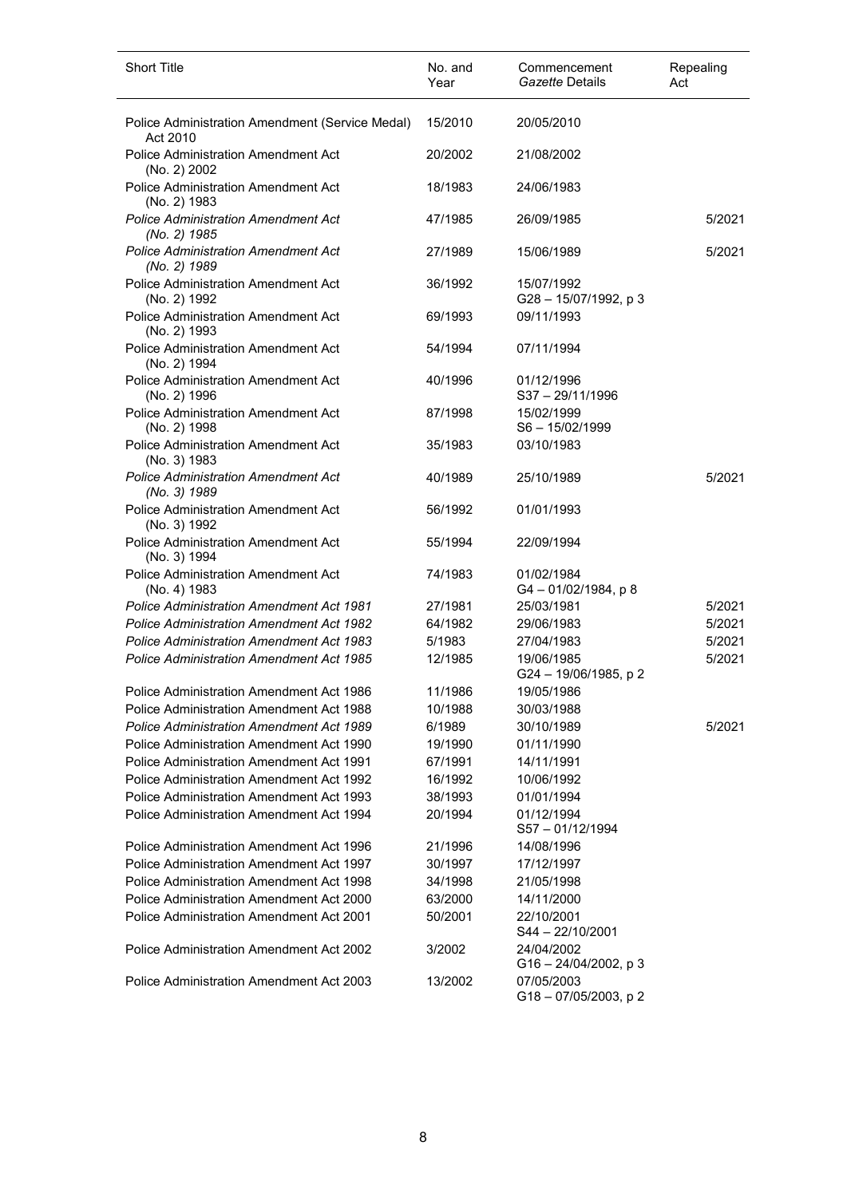| Short Title | No. and Year | Commencement *Gazette* Details | Repealing Act |
|---|---|---|---|
| Police Administration Amendment (Service Medal) Act 2010 | 15/2010 | 20/05/2010 | |
| Police Administration Amendment Act (No. 2) 2002 | 20/2002 | 21/08/2002 | |
| Police Administration Amendment Act (No. 2) 1983 | 18/1983 | 24/06/1983 | |
| *Police Administration Amendment Act (No. 2) 1985* | 47/1985 | 26/09/1985 | 5/2021 |
| *Police Administration Amendment Act (No. 2) 1989* | 27/1989 | 15/06/1989 | 5/2021 |
| Police Administration Amendment Act (No. 2) 1992 | 36/1992 | 15/07/1992 G28 – 15/07/1992, p 3 | |
| Police Administration Amendment Act (No. 2) 1993 | 69/1993 | 09/11/1993 | |
| Police Administration Amendment Act (No. 2) 1994 | 54/1994 | 07/11/1994 | |
| Police Administration Amendment Act (No. 2) 1996 | 40/1996 | 01/12/1996 S37 – 29/11/1996 | |
| Police Administration Amendment Act (No. 2) 1998 | 87/1998 | 15/02/1999 S6 – 15/02/1999 | |
| Police Administration Amendment Act (No. 3) 1983 | 35/1983 | 03/10/1983 | |
| *Police Administration Amendment Act (No. 3) 1989* | 40/1989 | 25/10/1989 | 5/2021 |
| Police Administration Amendment Act (No. 3) 1992 | 56/1992 | 01/01/1993 | |
| Police Administration Amendment Act (No. 3) 1994 | 55/1994 | 22/09/1994 | |
| Police Administration Amendment Act (No. 4) 1983 | 74/1983 | 01/02/1984 G4 – 01/02/1984, p 8 | |
| *Police Administration Amendment Act 1981* | 27/1981 | 25/03/1981 | 5/2021 |
| *Police Administration Amendment Act 1982* | 64/1982 | 29/06/1983 | 5/2021 |
| *Police Administration Amendment Act 1983* | 5/1983 | 27/04/1983 | 5/2021 |
| *Police Administration Amendment Act 1985* | 12/1985 | 19/06/1985 G24 – 19/06/1985, p 2 | 5/2021 |
| Police Administration Amendment Act 1986 | 11/1986 | 19/05/1986 | |
| Police Administration Amendment Act 1988 | 10/1988 | 30/03/1988 | |
| *Police Administration Amendment Act 1989* | 6/1989 | 30/10/1989 | 5/2021 |
| Police Administration Amendment Act 1990 | 19/1990 | 01/11/1990 | |
| Police Administration Amendment Act 1991 | 67/1991 | 14/11/1991 | |
| Police Administration Amendment Act 1992 | 16/1992 | 10/06/1992 | |
| Police Administration Amendment Act 1993 | 38/1993 | 01/01/1994 | |
| Police Administration Amendment Act 1994 | 20/1994 | 01/12/1994 S57 – 01/12/1994 | |
| Police Administration Amendment Act 1996 | 21/1996 | 14/08/1996 | |
| Police Administration Amendment Act 1997 | 30/1997 | 17/12/1997 | |
| Police Administration Amendment Act 1998 | 34/1998 | 21/05/1998 | |
| Police Administration Amendment Act 2000 | 63/2000 | 14/11/2000 | |
| Police Administration Amendment Act 2001 | 50/2001 | 22/10/2001 S44 – 22/10/2001 | |
| Police Administration Amendment Act 2002 | 3/2002 | 24/04/2002 G16 – 24/04/2002, p 3 | |
| Police Administration Amendment Act 2003 | 13/2002 | 07/05/2003 G18 – 07/05/2003, p 2 | |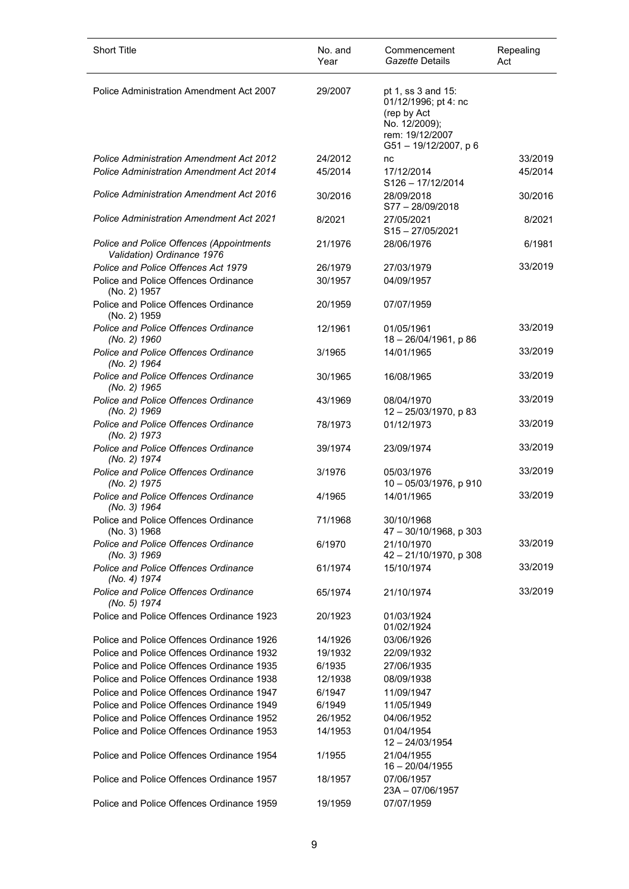| Short Title | No. and Year | Commencement *Gazette* Details | Repealing Act |
|---|---|---|---|
| Police Administration Amendment Act 2007 | 29/2007 | pt 1, ss 3 and 15: 01/12/1996; pt 4: nc (rep by Act No. 12/2009); rem: 19/12/2007 G51 – 19/12/2007, p 6 | |
| *Police Administration Amendment Act 2012* | 24/2012 | nc | 33/2019 |
| *Police Administration Amendment Act 2014* | 45/2014 | 17/12/2014 S126 – 17/12/2014 | 45/2014 |
| *Police Administration Amendment Act 2016* | 30/2016 | 28/09/2018 S77 – 28/09/2018 | 30/2016 |
| *Police Administration Amendment Act 2021* | 8/2021 | 27/05/2021 S15 – 27/05/2021 | 8/2021 |
| *Police and Police Offences (Appointments Validation) Ordinance 1976* | 21/1976 | 28/06/1976 | 6/1981 |
| *Police and Police Offences Act 1979* | 26/1979 | 27/03/1979 | 33/2019 |
| Police and Police Offences Ordinance (No. 2) 1957 | 30/1957 | 04/09/1957 | |
| Police and Police Offences Ordinance (No. 2) 1959 | 20/1959 | 07/07/1959 | |
| *Police and Police Offences Ordinance (No. 2) 1960* | 12/1961 | 01/05/1961 18 – 26/04/1961, p 86 | 33/2019 |
| *Police and Police Offences Ordinance (No. 2) 1964* | 3/1965 | 14/01/1965 | 33/2019 |
| *Police and Police Offences Ordinance (No. 2) 1965* | 30/1965 | 16/08/1965 | 33/2019 |
| *Police and Police Offences Ordinance (No. 2) 1969* | 43/1969 | 08/04/1970 12 – 25/03/1970, p 83 | 33/2019 |
| *Police and Police Offences Ordinance (No. 2) 1973* | 78/1973 | 01/12/1973 | 33/2019 |
| *Police and Police Offences Ordinance (No. 2) 1974* | 39/1974 | 23/09/1974 | 33/2019 |
| *Police and Police Offences Ordinance (No. 2) 1975* | 3/1976 | 05/03/1976 10 – 05/03/1976, p 910 | 33/2019 |
| *Police and Police Offences Ordinance (No. 3) 1964* | 4/1965 | 14/01/1965 | 33/2019 |
| Police and Police Offences Ordinance (No. 3) 1968 | 71/1968 | 30/10/1968 47 – 30/10/1968, p 303 | |
| *Police and Police Offences Ordinance (No. 3) 1969* | 6/1970 | 21/10/1970 42 – 21/10/1970, p 308 | 33/2019 |
| *Police and Police Offences Ordinance (No. 4) 1974* | 61/1974 | 15/10/1974 | 33/2019 |
| *Police and Police Offences Ordinance (No. 5) 1974* | 65/1974 | 21/10/1974 | 33/2019 |
| Police and Police Offences Ordinance 1923 | 20/1923 | 01/03/1924 01/02/1924 | |
| Police and Police Offences Ordinance 1926 | 14/1926 | 03/06/1926 | |
| Police and Police Offences Ordinance 1932 | 19/1932 | 22/09/1932 | |
| Police and Police Offences Ordinance 1935 | 6/1935 | 27/06/1935 | |
| Police and Police Offences Ordinance 1938 | 12/1938 | 08/09/1938 | |
| Police and Police Offences Ordinance 1947 | 6/1947 | 11/09/1947 | |
| Police and Police Offences Ordinance 1949 | 6/1949 | 11/05/1949 | |
| Police and Police Offences Ordinance 1952 | 26/1952 | 04/06/1952 | |
| Police and Police Offences Ordinance 1953 | 14/1953 | 01/04/1954 12 – 24/03/1954 | |
| Police and Police Offences Ordinance 1954 | 1/1955 | 21/04/1955 16 – 20/04/1955 | |
| Police and Police Offences Ordinance 1957 | 18/1957 | 07/06/1957 23A – 07/06/1957 | |
| Police and Police Offences Ordinance 1959 | 19/1959 | 07/07/1959 | |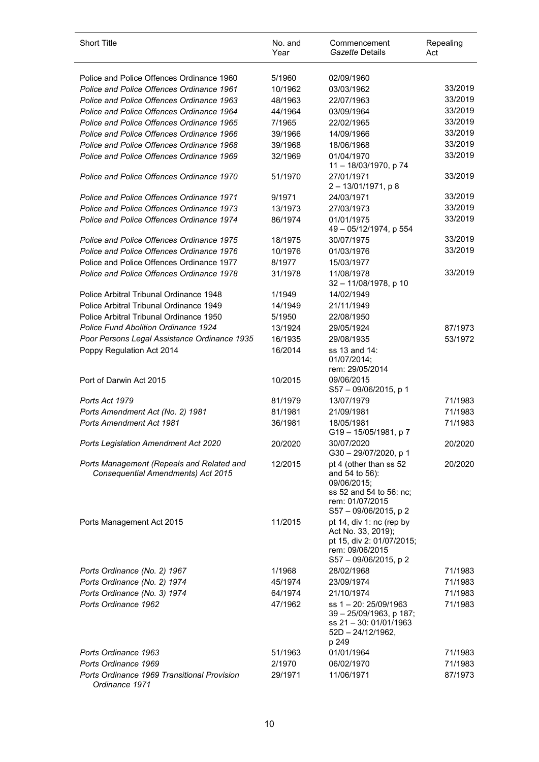| Short Title | No. and Year | Commencement *Gazette* Details | Repealing Act |
|---|---|---|---|
| Police and Police Offences Ordinance 1960 | 5/1960 | 02/09/1960 | |
| *Police and Police Offences Ordinance 1961* | 10/1962 | 03/03/1962 | 33/2019 |
| *Police and Police Offences Ordinance 1963* | 48/1963 | 22/07/1963 | 33/2019 |
| *Police and Police Offences Ordinance 1964* | 44/1964 | 03/09/1964 | 33/2019 |
| *Police and Police Offences Ordinance 1965* | 7/1965 | 22/02/1965 | 33/2019 |
| *Police and Police Offences Ordinance 1966* | 39/1966 | 14/09/1966 | 33/2019 |
| *Police and Police Offences Ordinance 1968* | 39/1968 | 18/06/1968 | 33/2019 |
| *Police and Police Offences Ordinance 1969* | 32/1969 | 01/04/1970<br>11 – 18/03/1970, p 74 | 33/2019 |
| *Police and Police Offences Ordinance 1970* | 51/1970 | 27/01/1971<br>2 – 13/01/1971, p 8 | 33/2019 |
| *Police and Police Offences Ordinance 1971* | 9/1971 | 24/03/1971 | 33/2019 |
| *Police and Police Offences Ordinance 1973* | 13/1973 | 27/03/1973 | 33/2019 |
| *Police and Police Offences Ordinance 1974* | 86/1974 | 01/01/1975<br>49 – 05/12/1974, p 554 | 33/2019 |
| *Police and Police Offences Ordinance 1975* | 18/1975 | 30/07/1975 | 33/2019 |
| *Police and Police Offences Ordinance 1976* | 10/1976 | 01/03/1976 | 33/2019 |
| Police and Police Offences Ordinance 1977 | 8/1977 | 15/03/1977 | |
| *Police and Police Offences Ordinance 1978* | 31/1978 | 11/08/1978<br>32 – 11/08/1978, p 10 | 33/2019 |
| Police Arbitral Tribunal Ordinance 1948 | 1/1949 | 14/02/1949 | |
| Police Arbitral Tribunal Ordinance 1949 | 14/1949 | 21/11/1949 | |
| Police Arbitral Tribunal Ordinance 1950 | 5/1950 | 22/08/1950 | |
| *Police Fund Abolition Ordinance 1924* | 13/1924 | 29/05/1924 | 87/1973 |
| *Poor Persons Legal Assistance Ordinance 1935* | 16/1935 | 29/08/1935 | 53/1972 |
| Poppy Regulation Act 2014 | 16/2014 | ss 13 and 14:<br>01/07/2014;<br>rem: 29/05/2014 | |
| Port of Darwin Act 2015 | 10/2015 | 09/06/2015<br>S57 – 09/06/2015, p 1 | |
| *Ports Act 1979* | 81/1979 | 13/07/1979 | 71/1983 |
| *Ports Amendment Act (No. 2) 1981* | 81/1981 | 21/09/1981 | 71/1983 |
| *Ports Amendment Act 1981* | 36/1981 | 18/05/1981<br>G19 – 15/05/1981, p 7 | 71/1983 |
| *Ports Legislation Amendment Act 2020* | 20/2020 | 30/07/2020<br>G30 – 29/07/2020, p 1 | 20/2020 |
| *Ports Management (Repeals and Related and Consequential Amendments) Act 2015* | 12/2015 | pt 4 (other than ss 52 and 54 to 56):<br>09/06/2015;<br>ss 52 and 54 to 56: nc;<br>rem: 01/07/2015<br>S57 – 09/06/2015, p 2 | 20/2020 |
| Ports Management Act 2015 | 11/2015 | pt 14, div 1: nc (rep by Act No. 33, 2019);<br>pt 15, div 2: 01/07/2015;<br>rem: 09/06/2015<br>S57 – 09/06/2015, p 2 | |
| *Ports Ordinance (No. 2) 1967* | 1/1968 | 28/02/1968 | 71/1983 |
| *Ports Ordinance (No. 2) 1974* | 45/1974 | 23/09/1974 | 71/1983 |
| *Ports Ordinance (No. 3) 1974* | 64/1974 | 21/10/1974 | 71/1983 |
| *Ports Ordinance 1962* | 47/1962 | ss 1 – 20: 25/09/1963<br>39 – 25/09/1963, p 187;<br>ss 21 – 30: 01/01/1963<br>52D – 24/12/1962,<br>p 249 | 71/1983 |
| *Ports Ordinance 1963* | 51/1963 | 01/01/1964 | 71/1983 |
| *Ports Ordinance 1969* | 2/1970 | 06/02/1970 | 71/1983 |
| *Ports Ordinance 1969 Transitional Provision Ordinance 1971* | 29/1971 | 11/06/1971 | 87/1973 |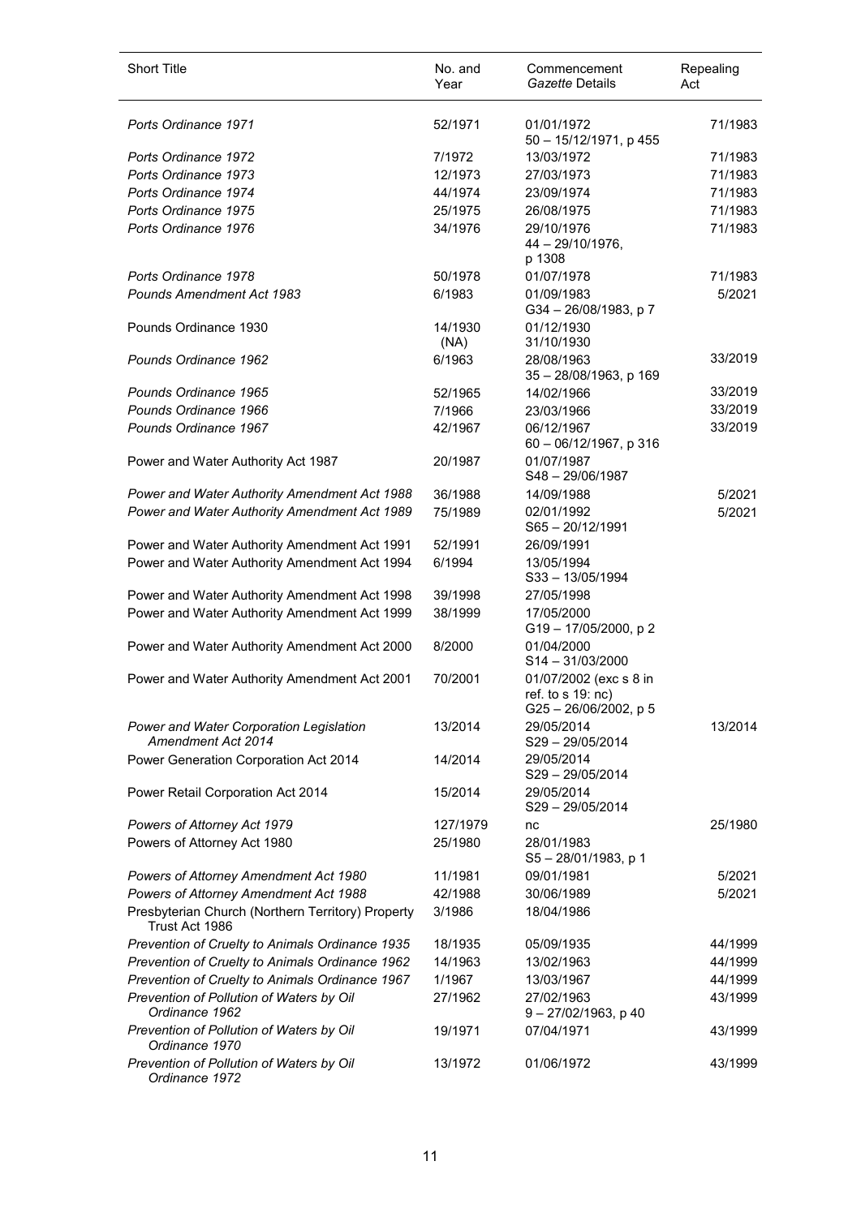| Short Title | No. and Year | Commencement *Gazette* Details | Repealing Act |
|---|---|---|---|
| *Ports Ordinance 1971* | 52/1971 | 01/01/1972 50 – 15/12/1971, p 455 | 71/1983 |
| *Ports Ordinance 1972* | 7/1972 | 13/03/1972 | 71/1983 |
| *Ports Ordinance 1973* | 12/1973 | 27/03/1973 | 71/1983 |
| *Ports Ordinance 1974* | 44/1974 | 23/09/1974 | 71/1983 |
| *Ports Ordinance 1975* | 25/1975 | 26/08/1975 | 71/1983 |
| *Ports Ordinance 1976* | 34/1976 | 29/10/1976 44 – 29/10/1976, p 1308 | 71/1983 |
| *Ports Ordinance 1978* | 50/1978 | 01/07/1978 | 71/1983 |
| *Pounds Amendment Act 1983* | 6/1983 | 01/09/1983 G34 – 26/08/1983, p 7 | 5/2021 |
| Pounds Ordinance 1930 | 14/1930 (NA) | 01/12/1930 31/10/1930 | |
| *Pounds Ordinance 1962* | 6/1963 | 28/08/1963 35 – 28/08/1963, p 169 | 33/2019 |
| *Pounds Ordinance 1965* | 52/1965 | 14/02/1966 | 33/2019 |
| *Pounds Ordinance 1966* | 7/1966 | 23/03/1966 | 33/2019 |
| *Pounds Ordinance 1967* | 42/1967 | 06/12/1967 60 – 06/12/1967, p 316 | 33/2019 |
| Power and Water Authority Act 1987 | 20/1987 | 01/07/1987 S48 – 29/06/1987 | |
| *Power and Water Authority Amendment Act 1988* | 36/1988 | 14/09/1988 | 5/2021 |
| *Power and Water Authority Amendment Act 1989* | 75/1989 | 02/01/1992 S65 – 20/12/1991 | 5/2021 |
| Power and Water Authority Amendment Act 1991 | 52/1991 | 26/09/1991 | |
| Power and Water Authority Amendment Act 1994 | 6/1994 | 13/05/1994 S33 – 13/05/1994 | |
| Power and Water Authority Amendment Act 1998 | 39/1998 | 27/05/1998 | |
| Power and Water Authority Amendment Act 1999 | 38/1999 | 17/05/2000 G19 – 17/05/2000, p 2 | |
| Power and Water Authority Amendment Act 2000 | 8/2000 | 01/04/2000 S14 – 31/03/2000 | |
| Power and Water Authority Amendment Act 2001 | 70/2001 | 01/07/2002 (exc s 8 in ref. to s 19: nc) G25 – 26/06/2002, p 5 | |
| *Power and Water Corporation Legislation Amendment Act 2014* | 13/2014 | 29/05/2014 S29 – 29/05/2014 | 13/2014 |
| Power Generation Corporation Act 2014 | 14/2014 | 29/05/2014 S29 – 29/05/2014 | |
| Power Retail Corporation Act 2014 | 15/2014 | 29/05/2014 S29 – 29/05/2014 | |
| *Powers of Attorney Act 1979* | 127/1979 | nc | 25/1980 |
| Powers of Attorney Act 1980 | 25/1980 | 28/01/1983 S5 – 28/01/1983, p 1 | |
| *Powers of Attorney Amendment Act 1980* | 11/1981 | 09/01/1981 | 5/2021 |
| *Powers of Attorney Amendment Act 1988* | 42/1988 | 30/06/1989 | 5/2021 |
| Presbyterian Church (Northern Territory) Property Trust Act 1986 | 3/1986 | 18/04/1986 | |
| *Prevention of Cruelty to Animals Ordinance 1935* | 18/1935 | 05/09/1935 | 44/1999 |
| *Prevention of Cruelty to Animals Ordinance 1962* | 14/1963 | 13/02/1963 | 44/1999 |
| *Prevention of Cruelty to Animals Ordinance 1967* | 1/1967 | 13/03/1967 | 44/1999 |
| *Prevention of Pollution of Waters by Oil Ordinance 1962* | 27/1962 | 27/02/1963 9 – 27/02/1963, p 40 | 43/1999 |
| *Prevention of Pollution of Waters by Oil Ordinance 1970* | 19/1971 | 07/04/1971 | 43/1999 |
| *Prevention of Pollution of Waters by Oil Ordinance 1972* | 13/1972 | 01/06/1972 | 43/1999 |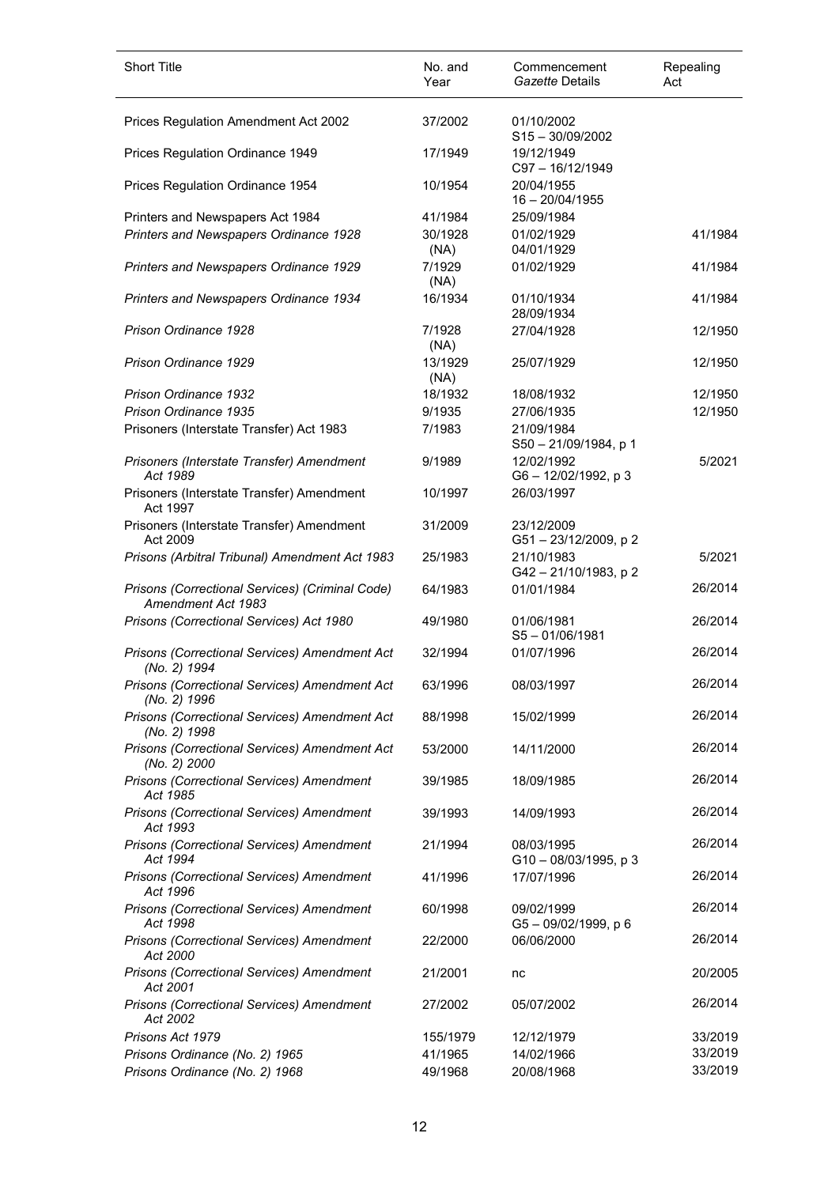| Short Title | No. and Year | Commencement *Gazette* Details | Repealing Act |
|---|---|---|---|
| Prices Regulation Amendment Act 2002 | 37/2002 | 01/10/2002<br>S15 – 30/09/2002 | |
| Prices Regulation Ordinance 1949 | 17/1949 | 19/12/1949<br>C97 – 16/12/1949 | |
| Prices Regulation Ordinance 1954 | 10/1954 | 20/04/1955<br>16 – 20/04/1955 | |
| Printers and Newspapers Act 1984 | 41/1984 | 25/09/1984 | |
| *Printers and Newspapers Ordinance 1928* | 30/1928 (NA) | 01/02/1929<br>04/01/1929 | 41/1984 |
| *Printers and Newspapers Ordinance 1929* | 7/1929 (NA) | 01/02/1929 | 41/1984 |
| *Printers and Newspapers Ordinance 1934* | 16/1934 | 01/10/1934<br>28/09/1934 | 41/1984 |
| *Prison Ordinance 1928* | 7/1928 (NA) | 27/04/1928 | 12/1950 |
| *Prison Ordinance 1929* | 13/1929 (NA) | 25/07/1929 | 12/1950 |
| *Prison Ordinance 1932* | 18/1932 | 18/08/1932 | 12/1950 |
| *Prison Ordinance 1935* | 9/1935 | 27/06/1935 | 12/1950 |
| Prisoners (Interstate Transfer) Act 1983 | 7/1983 | 21/09/1984<br>S50 – 21/09/1984, p 1 | |
| *Prisoners (Interstate Transfer) Amendment Act 1989* | 9/1989 | 12/02/1992<br>G6 – 12/02/1992, p 3 | 5/2021 |
| Prisoners (Interstate Transfer) Amendment Act 1997 | 10/1997 | 26/03/1997 | |
| Prisoners (Interstate Transfer) Amendment Act 2009 | 31/2009 | 23/12/2009<br>G51 – 23/12/2009, p 2 | |
| *Prisons (Arbitral Tribunal) Amendment Act 1983* | 25/1983 | 21/10/1983<br>G42 – 21/10/1983, p 2 | 5/2021 |
| *Prisons (Correctional Services) (Criminal Code) Amendment Act 1983* | 64/1983 | 01/01/1984 | 26/2014 |
| *Prisons (Correctional Services) Act 1980* | 49/1980 | 01/06/1981<br>S5 – 01/06/1981 | 26/2014 |
| *Prisons (Correctional Services) Amendment Act (No. 2) 1994* | 32/1994 | 01/07/1996 | 26/2014 |
| *Prisons (Correctional Services) Amendment Act (No. 2) 1996* | 63/1996 | 08/03/1997 | 26/2014 |
| *Prisons (Correctional Services) Amendment Act (No. 2) 1998* | 88/1998 | 15/02/1999 | 26/2014 |
| *Prisons (Correctional Services) Amendment Act (No. 2) 2000* | 53/2000 | 14/11/2000 | 26/2014 |
| *Prisons (Correctional Services) Amendment Act 1985* | 39/1985 | 18/09/1985 | 26/2014 |
| *Prisons (Correctional Services) Amendment Act 1993* | 39/1993 | 14/09/1993 | 26/2014 |
| *Prisons (Correctional Services) Amendment Act 1994* | 21/1994 | 08/03/1995<br>G10 – 08/03/1995, p 3 | 26/2014 |
| *Prisons (Correctional Services) Amendment Act 1996* | 41/1996 | 17/07/1996 | 26/2014 |
| *Prisons (Correctional Services) Amendment Act 1998* | 60/1998 | 09/02/1999<br>G5 – 09/02/1999, p 6 | 26/2014 |
| *Prisons (Correctional Services) Amendment Act 2000* | 22/2000 | 06/06/2000 | 26/2014 |
| *Prisons (Correctional Services) Amendment Act 2001* | 21/2001 | nc | 20/2005 |
| *Prisons (Correctional Services) Amendment Act 2002* | 27/2002 | 05/07/2002 | 26/2014 |
| *Prisons Act 1979* | 155/1979 | 12/12/1979 | 33/2019 |
| *Prisons Ordinance (No. 2) 1965* | 41/1965 | 14/02/1966 | 33/2019 |
| *Prisons Ordinance (No. 2) 1968* | 49/1968 | 20/08/1968 | 33/2019 |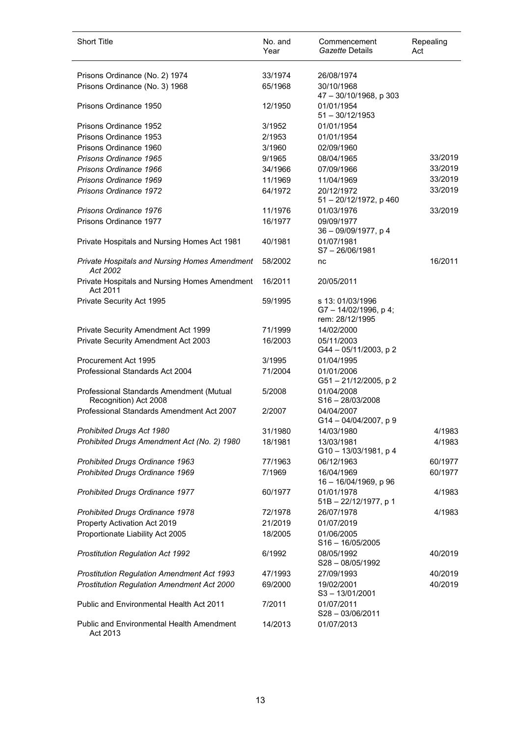| Short Title | No. and Year | Commencement *Gazette* Details | Repealing Act |
|---|---|---|---|
| Prisons Ordinance (No. 2) 1974 | 33/1974 | 26/08/1974 | |
| Prisons Ordinance (No. 3) 1968 | 65/1968 | 30/10/1968<br>47 – 30/10/1968, p 303 | |
| Prisons Ordinance 1950 | 12/1950 | 01/01/1954<br>51 – 30/12/1953 | |
| Prisons Ordinance 1952 | 3/1952 | 01/01/1954 | |
| Prisons Ordinance 1953 | 2/1953 | 01/01/1954 | |
| Prisons Ordinance 1960 | 3/1960 | 02/09/1960 | |
| *Prisons Ordinance 1965* | 9/1965 | 08/04/1965 | 33/2019 |
| *Prisons Ordinance 1966* | 34/1966 | 07/09/1966 | 33/2019 |
| *Prisons Ordinance 1969* | 11/1969 | 11/04/1969 | 33/2019 |
| *Prisons Ordinance 1972* | 64/1972 | 20/12/1972<br>51 – 20/12/1972, p 460 | 33/2019 |
| *Prisons Ordinance 1976* | 11/1976 | 01/03/1976 | 33/2019 |
| Prisons Ordinance 1977 | 16/1977 | 09/09/1977<br>36 – 09/09/1977, p 4 | |
| Private Hospitals and Nursing Homes Act 1981 | 40/1981 | 01/07/1981<br>S7 – 26/06/1981 | |
| *Private Hospitals and Nursing Homes Amendment Act 2002* | 58/2002 | nc | 16/2011 |
| Private Hospitals and Nursing Homes Amendment Act 2011 | 16/2011 | 20/05/2011 | |
| Private Security Act 1995 | 59/1995 | s 13: 01/03/1996<br>G7 – 14/02/1996, p 4;<br>rem: 28/12/1995 | |
| Private Security Amendment Act 1999 | 71/1999 | 14/02/2000 | |
| Private Security Amendment Act 2003 | 16/2003 | 05/11/2003<br>G44 – 05/11/2003, p 2 | |
| Procurement Act 1995 | 3/1995 | 01/04/1995 | |
| Professional Standards Act 2004 | 71/2004 | 01/01/2006<br>G51 – 21/12/2005, p 2 | |
| Professional Standards Amendment (Mutual Recognition) Act 2008 | 5/2008 | 01/04/2008<br>S16 – 28/03/2008 | |
| Professional Standards Amendment Act 2007 | 2/2007 | 04/04/2007<br>G14 – 04/04/2007, p 9 | |
| *Prohibited Drugs Act 1980* | 31/1980 | 14/03/1980 | 4/1983 |
| *Prohibited Drugs Amendment Act (No. 2) 1980* | 18/1981 | 13/03/1981<br>G10 – 13/03/1981, p 4 | 4/1983 |
| *Prohibited Drugs Ordinance 1963* | 77/1963 | 06/12/1963 | 60/1977 |
| *Prohibited Drugs Ordinance 1969* | 7/1969 | 16/04/1969<br>16 – 16/04/1969, p 96 | 60/1977 |
| *Prohibited Drugs Ordinance 1977* | 60/1977 | 01/01/1978<br>51B – 22/12/1977, p 1 | 4/1983 |
| *Prohibited Drugs Ordinance 1978* | 72/1978 | 26/07/1978 | 4/1983 |
| Property Activation Act 2019 | 21/2019 | 01/07/2019 | |
| Proportionate Liability Act 2005 | 18/2005 | 01/06/2005<br>S16 – 16/05/2005 | |
| *Prostitution Regulation Act 1992* | 6/1992 | 08/05/1992<br>S28 – 08/05/1992 | 40/2019 |
| *Prostitution Regulation Amendment Act 1993* | 47/1993 | 27/09/1993 | 40/2019 |
| *Prostitution Regulation Amendment Act 2000* | 69/2000 | 19/02/2001<br>S3 – 13/01/2001 | 40/2019 |
| Public and Environmental Health Act 2011 | 7/2011 | 01/07/2011<br>S28 – 03/06/2011 | |
| Public and Environmental Health Amendment Act 2013 | 14/2013 | 01/07/2013 | |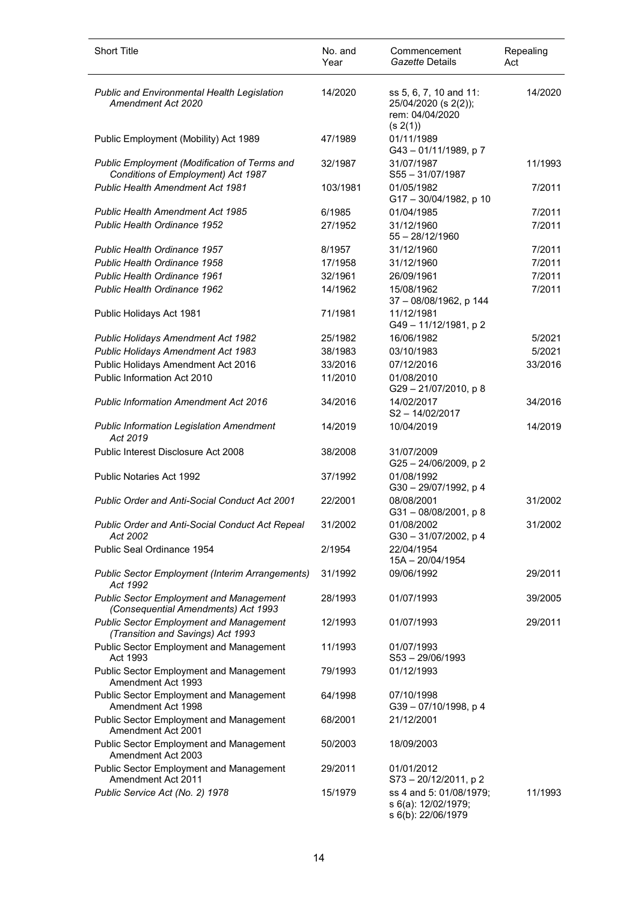| Short Title | No. and Year | Commencement *Gazette* Details | Repealing Act |
|---|---|---|---|
| *Public and Environmental Health Legislation Amendment Act 2020* | 14/2020 | ss 5, 6, 7, 10 and 11: 25/04/2020 (s 2(2)); rem: 04/04/2020 (s 2(1)) | 14/2020 |
| Public Employment (Mobility) Act 1989 | 47/1989 | 01/11/1989 G43 – 01/11/1989, p 7 | |
| *Public Employment (Modification of Terms and Conditions of Employment) Act 1987* | 32/1987 | 31/07/1987 S55 – 31/07/1987 | 11/1993 |
| *Public Health Amendment Act 1981* | 103/1981 | 01/05/1982 G17 – 30/04/1982, p 10 | 7/2011 |
| *Public Health Amendment Act 1985* | 6/1985 | 01/04/1985 | 7/2011 |
| *Public Health Ordinance 1952* | 27/1952 | 31/12/1960 55 – 28/12/1960 | 7/2011 |
| *Public Health Ordinance 1957* | 8/1957 | 31/12/1960 | 7/2011 |
| *Public Health Ordinance 1958* | 17/1958 | 31/12/1960 | 7/2011 |
| *Public Health Ordinance 1961* | 32/1961 | 26/09/1961 | 7/2011 |
| *Public Health Ordinance 1962* | 14/1962 | 15/08/1962 37 – 08/08/1962, p 144 | 7/2011 |
| Public Holidays Act 1981 | 71/1981 | 11/12/1981 G49 – 11/12/1981, p 2 | |
| *Public Holidays Amendment Act 1982* | 25/1982 | 16/06/1982 | 5/2021 |
| *Public Holidays Amendment Act 1983* | 38/1983 | 03/10/1983 | 5/2021 |
| Public Holidays Amendment Act 2016 | 33/2016 | 07/12/2016 | 33/2016 |
| Public Information Act 2010 | 11/2010 | 01/08/2010 G29 – 21/07/2010, p 8 | |
| *Public Information Amendment Act 2016* | 34/2016 | 14/02/2017 S2 – 14/02/2017 | 34/2016 |
| *Public Information Legislation Amendment Act 2019* | 14/2019 | 10/04/2019 | 14/2019 |
| Public Interest Disclosure Act 2008 | 38/2008 | 31/07/2009 G25 – 24/06/2009, p 2 | |
| Public Notaries Act 1992 | 37/1992 | 01/08/1992 G30 – 29/07/1992, p 4 | |
| *Public Order and Anti-Social Conduct Act 2001* | 22/2001 | 08/08/2001 G31 – 08/08/2001, p 8 | 31/2002 |
| *Public Order and Anti-Social Conduct Act Repeal Act 2002* | 31/2002 | 01/08/2002 G30 – 31/07/2002, p 4 | 31/2002 |
| Public Seal Ordinance 1954 | 2/1954 | 22/04/1954 15A – 20/04/1954 | |
| *Public Sector Employment (Interim Arrangements) Act 1992* | 31/1992 | 09/06/1992 | 29/2011 |
| *Public Sector Employment and Management (Consequential Amendments) Act 1993* | 28/1993 | 01/07/1993 | 39/2005 |
| *Public Sector Employment and Management (Transition and Savings) Act 1993* | 12/1993 | 01/07/1993 | 29/2011 |
| Public Sector Employment and Management Act 1993 | 11/1993 | 01/07/1993 S53 – 29/06/1993 | |
| Public Sector Employment and Management Amendment Act 1993 | 79/1993 | 01/12/1993 | |
| Public Sector Employment and Management Amendment Act 1998 | 64/1998 | 07/10/1998 G39 – 07/10/1998, p 4 | |
| Public Sector Employment and Management Amendment Act 2001 | 68/2001 | 21/12/2001 | |
| Public Sector Employment and Management Amendment Act 2003 | 50/2003 | 18/09/2003 | |
| Public Sector Employment and Management Amendment Act 2011 | 29/2011 | 01/01/2012 S73 – 20/12/2011, p 2 | |
| *Public Service Act (No. 2) 1978* | 15/1979 | ss 4 and 5: 01/08/1979; s 6(a): 12/02/1979; s 6(b): 22/06/1979 | 11/1993 |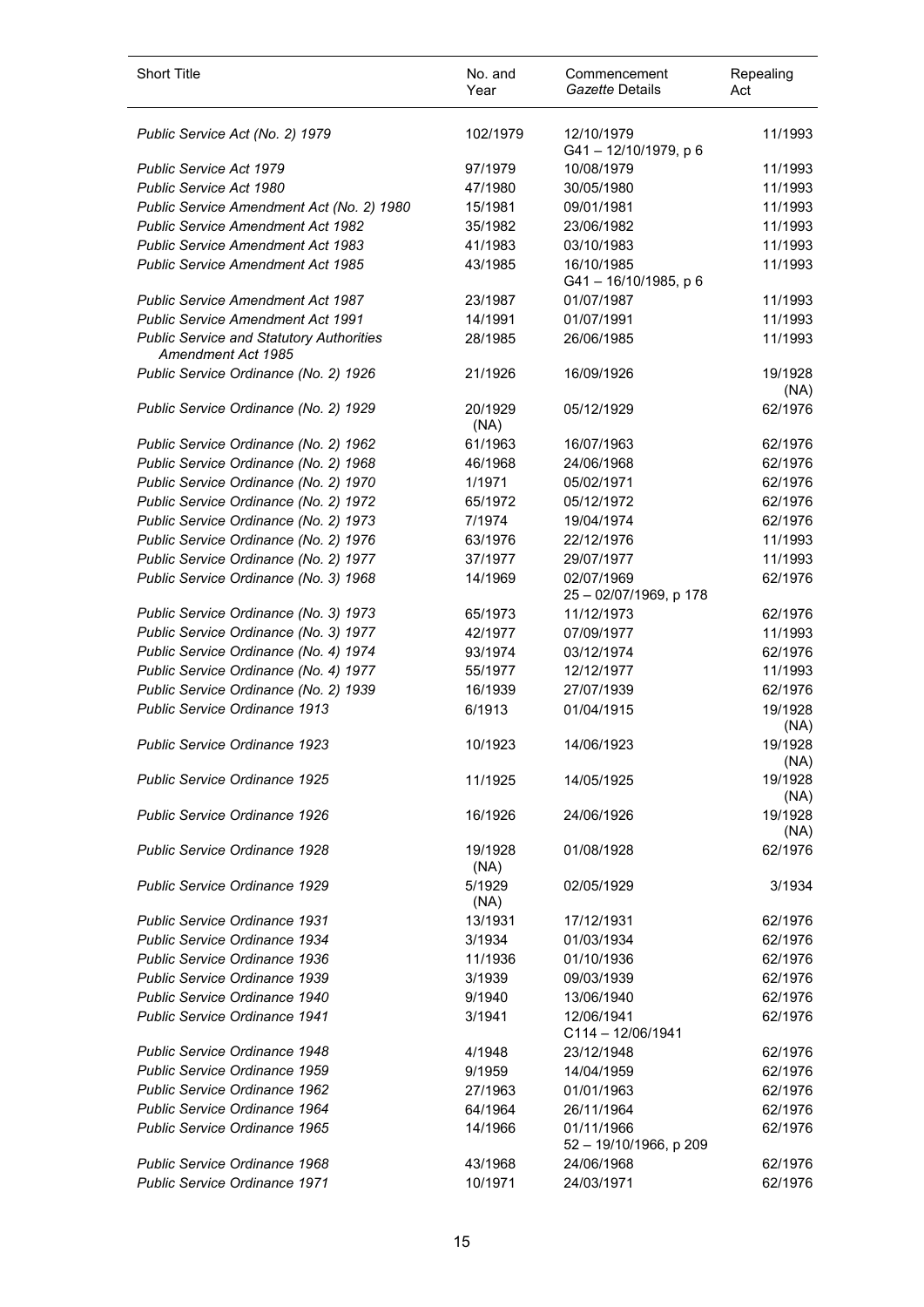| Short Title | No. and Year | Commencement *Gazette* Details | Repealing Act |
|---|---|---|---|
| *Public Service Act (No. 2) 1979* | 102/1979 | 12/10/1979<br>G41 – 12/10/1979, p 6 | 11/1993 |
| *Public Service Act 1979* | 97/1979 | 10/08/1979 | 11/1993 |
| *Public Service Act 1980* | 47/1980 | 30/05/1980 | 11/1993 |
| *Public Service Amendment Act (No. 2) 1980* | 15/1981 | 09/01/1981 | 11/1993 |
| *Public Service Amendment Act 1982* | 35/1982 | 23/06/1982 | 11/1993 |
| *Public Service Amendment Act 1983* | 41/1983 | 03/10/1983 | 11/1993 |
| *Public Service Amendment Act 1985* | 43/1985 | 16/10/1985<br>G41 – 16/10/1985, p 6 | 11/1993 |
| *Public Service Amendment Act 1987* | 23/1987 | 01/07/1987 | 11/1993 |
| *Public Service Amendment Act 1991* | 14/1991 | 01/07/1991 | 11/1993 |
| *Public Service and Statutory Authorities Amendment Act 1985* | 28/1985 | 26/06/1985 | 11/1993 |
| *Public Service Ordinance (No. 2) 1926* | 21/1926 | 16/09/1926 | 19/1928 (NA) |
| *Public Service Ordinance (No. 2) 1929* | 20/1929 (NA) | 05/12/1929 | 62/1976 |
| *Public Service Ordinance (No. 2) 1962* | 61/1963 | 16/07/1963 | 62/1976 |
| *Public Service Ordinance (No. 2) 1968* | 46/1968 | 24/06/1968 | 62/1976 |
| *Public Service Ordinance (No. 2) 1970* | 1/1971 | 05/02/1971 | 62/1976 |
| *Public Service Ordinance (No. 2) 1972* | 65/1972 | 05/12/1972 | 62/1976 |
| *Public Service Ordinance (No. 2) 1973* | 7/1974 | 19/04/1974 | 62/1976 |
| *Public Service Ordinance (No. 2) 1976* | 63/1976 | 22/12/1976 | 11/1993 |
| *Public Service Ordinance (No. 2) 1977* | 37/1977 | 29/07/1977 | 11/1993 |
| *Public Service Ordinance (No. 3) 1968* | 14/1969 | 02/07/1969<br>25 – 02/07/1969, p 178 | 62/1976 |
| *Public Service Ordinance (No. 3) 1973* | 65/1973 | 11/12/1973 | 62/1976 |
| *Public Service Ordinance (No. 3) 1977* | 42/1977 | 07/09/1977 | 11/1993 |
| *Public Service Ordinance (No. 4) 1974* | 93/1974 | 03/12/1974 | 62/1976 |
| *Public Service Ordinance (No. 4) 1977* | 55/1977 | 12/12/1977 | 11/1993 |
| *Public Service Ordinance (No. 2) 1939* | 16/1939 | 27/07/1939 | 62/1976 |
| *Public Service Ordinance 1913* | 6/1913 | 01/04/1915 | 19/1928 (NA) |
| *Public Service Ordinance 1923* | 10/1923 | 14/06/1923 | 19/1928 (NA) |
| *Public Service Ordinance 1925* | 11/1925 | 14/05/1925 | 19/1928 (NA) |
| *Public Service Ordinance 1926* | 16/1926 | 24/06/1926 | 19/1928 (NA) |
| *Public Service Ordinance 1928* | 19/1928 (NA) | 01/08/1928 | 62/1976 |
| *Public Service Ordinance 1929* | 5/1929 (NA) | 02/05/1929 | 3/1934 |
| *Public Service Ordinance 1931* | 13/1931 | 17/12/1931 | 62/1976 |
| *Public Service Ordinance 1934* | 3/1934 | 01/03/1934 | 62/1976 |
| *Public Service Ordinance 1936* | 11/1936 | 01/10/1936 | 62/1976 |
| *Public Service Ordinance 1939* | 3/1939 | 09/03/1939 | 62/1976 |
| *Public Service Ordinance 1940* | 9/1940 | 13/06/1940 | 62/1976 |
| *Public Service Ordinance 1941* | 3/1941 | 12/06/1941<br>C114 – 12/06/1941 | 62/1976 |
| *Public Service Ordinance 1948* | 4/1948 | 23/12/1948 | 62/1976 |
| *Public Service Ordinance 1959* | 9/1959 | 14/04/1959 | 62/1976 |
| *Public Service Ordinance 1962* | 27/1963 | 01/01/1963 | 62/1976 |
| *Public Service Ordinance 1964* | 64/1964 | 26/11/1964 | 62/1976 |
| *Public Service Ordinance 1965* | 14/1966 | 01/11/1966<br>52 – 19/10/1966, p 209 | 62/1976 |
| *Public Service Ordinance 1968* | 43/1968 | 24/06/1968 | 62/1976 |
| *Public Service Ordinance 1971* | 10/1971 | 24/03/1971 | 62/1976 |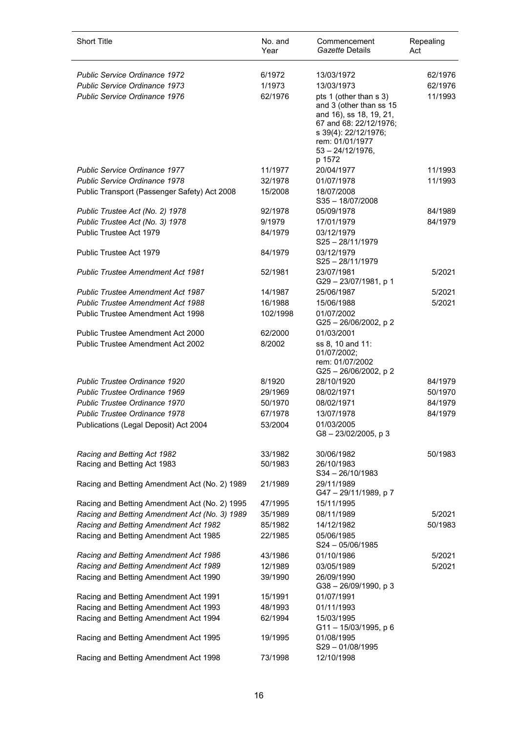| Short Title | No. and Year | Commencement *Gazette* Details | Repealing Act |
|---|---|---|---|
| *Public Service Ordinance 1972* | 6/1972 | 13/03/1972 | 62/1976 |
| *Public Service Ordinance 1973* | 1/1973 | 13/03/1973 | 62/1976 |
| *Public Service Ordinance 1976* | 62/1976 | pts 1 (other than s 3) and 3 (other than ss 15 and 16), ss 18, 19, 21, 67 and 68: 22/12/1976; s 39(4): 22/12/1976; rem: 01/01/1977 53 – 24/12/1976, p 1572 | 11/1993 |
| *Public Service Ordinance 1977* | 11/1977 | 20/04/1977 | 11/1993 |
| *Public Service Ordinance 1978* | 32/1978 | 01/07/1978 | 11/1993 |
| Public Transport (Passenger Safety) Act 2008 | 15/2008 | 18/07/2008 S35 – 18/07/2008 | |
| *Public Trustee Act (No. 2) 1978* | 92/1978 | 05/09/1978 | 84/1989 |
| *Public Trustee Act (No. 3) 1978* | 9/1979 | 17/01/1979 | 84/1979 |
| Public Trustee Act 1979 | 84/1979 | 03/12/1979 S25 – 28/11/1979 | |
| Public Trustee Act 1979 | 84/1979 | 03/12/1979 S25 – 28/11/1979 | |
| *Public Trustee Amendment Act 1981* | 52/1981 | 23/07/1981 G29 – 23/07/1981, p 1 | 5/2021 |
| *Public Trustee Amendment Act 1987* | 14/1987 | 25/06/1987 | 5/2021 |
| *Public Trustee Amendment Act 1988* | 16/1988 | 15/06/1988 | 5/2021 |
| Public Trustee Amendment Act 1998 | 102/1998 | 01/07/2002 G25 – 26/06/2002, p 2 | |
| Public Trustee Amendment Act 2000 | 62/2000 | 01/03/2001 | |
| Public Trustee Amendment Act 2002 | 8/2002 | ss 8, 10 and 11: 01/07/2002; rem: 01/07/2002 G25 – 26/06/2002, p 2 | |
| *Public Trustee Ordinance 1920* | 8/1920 | 28/10/1920 | 84/1979 |
| *Public Trustee Ordinance 1969* | 29/1969 | 08/02/1971 | 50/1970 |
| *Public Trustee Ordinance 1970* | 50/1970 | 08/02/1971 | 84/1979 |
| *Public Trustee Ordinance 1978* | 67/1978 | 13/07/1978 | 84/1979 |
| Publications (Legal Deposit) Act 2004 | 53/2004 | 01/03/2005 G8 – 23/02/2005, p 3 | |
| *Racing and Betting Act 1982* | 33/1982 | 30/06/1982 | 50/1983 |
| Racing and Betting Act 1983 | 50/1983 | 26/10/1983 S34 – 26/10/1983 | |
| Racing and Betting Amendment Act (No. 2) 1989 | 21/1989 | 29/11/1989 G47 – 29/11/1989, p 7 | |
| Racing and Betting Amendment Act (No. 2) 1995 | 47/1995 | 15/11/1995 | |
| *Racing and Betting Amendment Act (No. 3) 1989* | 35/1989 | 08/11/1989 | 5/2021 |
| *Racing and Betting Amendment Act 1982* | 85/1982 | 14/12/1982 | 50/1983 |
| Racing and Betting Amendment Act 1985 | 22/1985 | 05/06/1985 S24 – 05/06/1985 | |
| *Racing and Betting Amendment Act 1986* | 43/1986 | 01/10/1986 | 5/2021 |
| *Racing and Betting Amendment Act 1989* | 12/1989 | 03/05/1989 | 5/2021 |
| Racing and Betting Amendment Act 1990 | 39/1990 | 26/09/1990 G38 – 26/09/1990, p 3 | |
| Racing and Betting Amendment Act 1991 | 15/1991 | 01/07/1991 | |
| Racing and Betting Amendment Act 1993 | 48/1993 | 01/11/1993 | |
| Racing and Betting Amendment Act 1994 | 62/1994 | 15/03/1995 G11 – 15/03/1995, p 6 | |
| Racing and Betting Amendment Act 1995 | 19/1995 | 01/08/1995 S29 – 01/08/1995 | |
| Racing and Betting Amendment Act 1998 | 73/1998 | 12/10/1998 | |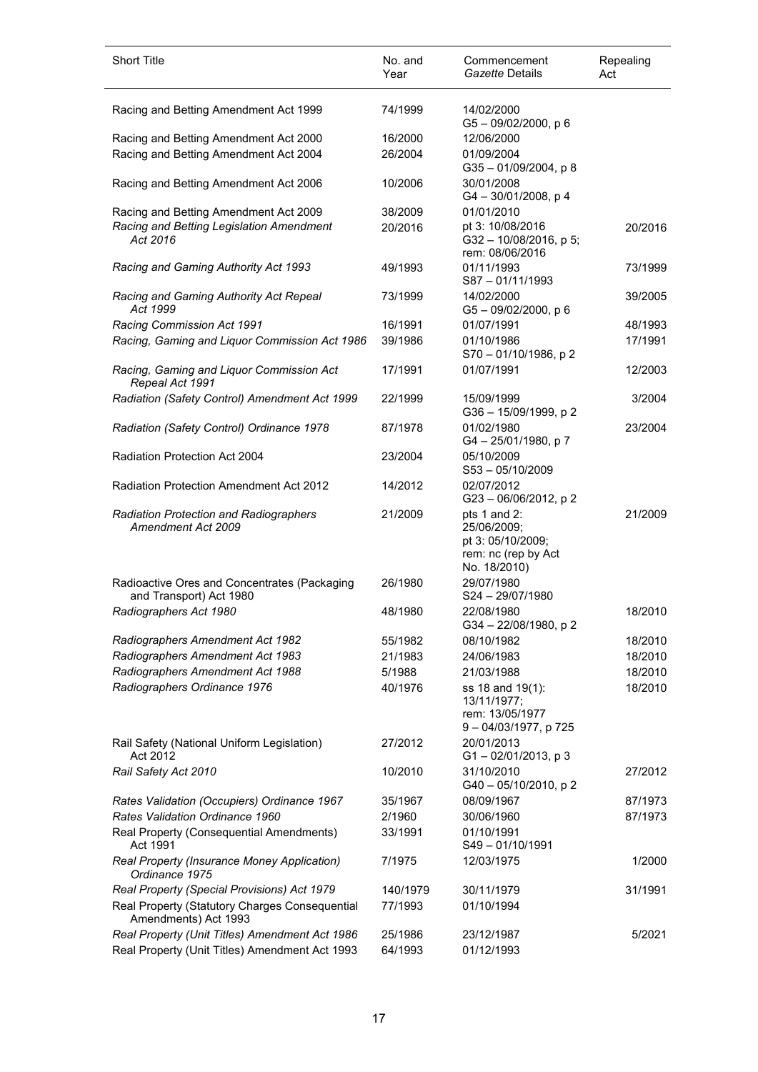| Short Title | No. and Year | Commencement *Gazette* Details | Repealing Act |
|---|---|---|---|
| Racing and Betting Amendment Act 1999 | 74/1999 | 14/02/2000 G5 – 09/02/2000, p 6 | |
| Racing and Betting Amendment Act 2000 | 16/2000 | 12/06/2000 | |
| Racing and Betting Amendment Act 2004 | 26/2004 | 01/09/2004 G35 – 01/09/2004, p 8 | |
| Racing and Betting Amendment Act 2006 | 10/2006 | 30/01/2008 G4 – 30/01/2008, p 4 | |
| Racing and Betting Amendment Act 2009 | 38/2009 | 01/01/2010 | |
| *Racing and Betting Legislation Amendment Act 2016* | 20/2016 | pt 3: 10/08/2016 G32 – 10/08/2016, p 5; rem: 08/06/2016 | 20/2016 |
| *Racing and Gaming Authority Act 1993* | 49/1993 | 01/11/1993 S87 – 01/11/1993 | 73/1999 |
| *Racing and Gaming Authority Act Repeal Act 1999* | 73/1999 | 14/02/2000 G5 – 09/02/2000, p 6 | 39/2005 |
| *Racing Commission Act 1991* | 16/1991 | 01/07/1991 | 48/1993 |
| *Racing, Gaming and Liquor Commission Act 1986* | 39/1986 | 01/10/1986 S70 – 01/10/1986, p 2 | 17/1991 |
| *Racing, Gaming and Liquor Commission Act Repeal Act 1991* | 17/1991 | 01/07/1991 | 12/2003 |
| *Radiation (Safety Control) Amendment Act 1999* | 22/1999 | 15/09/1999 G36 – 15/09/1999, p 2 | 3/2004 |
| *Radiation (Safety Control) Ordinance 1978* | 87/1978 | 01/02/1980 G4 – 25/01/1980, p 7 | 23/2004 |
| Radiation Protection Act 2004 | 23/2004 | 05/10/2009 S53 – 05/10/2009 | |
| Radiation Protection Amendment Act 2012 | 14/2012 | 02/07/2012 G23 – 06/06/2012, p 2 | |
| *Radiation Protection and Radiographers Amendment Act 2009* | 21/2009 | pts 1 and 2: 25/06/2009; pt 3: 05/10/2009; rem: nc (rep by Act No. 18/2010) | 21/2009 |
| Radioactive Ores and Concentrates (Packaging and Transport) Act 1980 | 26/1980 | 29/07/1980 S24 – 29/07/1980 | |
| *Radiographers Act 1980* | 48/1980 | 22/08/1980 G34 – 22/08/1980, p 2 | 18/2010 |
| *Radiographers Amendment Act 1982* | 55/1982 | 08/10/1982 | 18/2010 |
| *Radiographers Amendment Act 1983* | 21/1983 | 24/06/1983 | 18/2010 |
| *Radiographers Amendment Act 1988* | 5/1988 | 21/03/1988 | 18/2010 |
| *Radiographers Ordinance 1976* | 40/1976 | ss 18 and 19(1): 13/11/1977; rem: 13/05/1977 9 – 04/03/1977, p 725 | 18/2010 |
| Rail Safety (National Uniform Legislation) Act 2012 | 27/2012 | 20/01/2013 G1 – 02/01/2013, p 3 | |
| *Rail Safety Act 2010* | 10/2010 | 31/10/2010 G40 – 05/10/2010, p 2 | 27/2012 |
| *Rates Validation (Occupiers) Ordinance 1967* | 35/1967 | 08/09/1967 | 87/1973 |
| *Rates Validation Ordinance 1960* | 2/1960 | 30/06/1960 | 87/1973 |
| Real Property (Consequential Amendments) Act 1991 | 33/1991 | 01/10/1991 S49 – 01/10/1991 | |
| *Real Property (Insurance Money Application) Ordinance 1975* | 7/1975 | 12/03/1975 | 1/2000 |
| *Real Property (Special Provisions) Act 1979* | 140/1979 | 30/11/1979 | 31/1991 |
| Real Property (Statutory Charges Consequential Amendments) Act 1993 | 77/1993 | 01/10/1994 | |
| *Real Property (Unit Titles) Amendment Act 1986* | 25/1986 | 23/12/1987 | 5/2021 |
| Real Property (Unit Titles) Amendment Act 1993 | 64/1993 | 01/12/1993 | |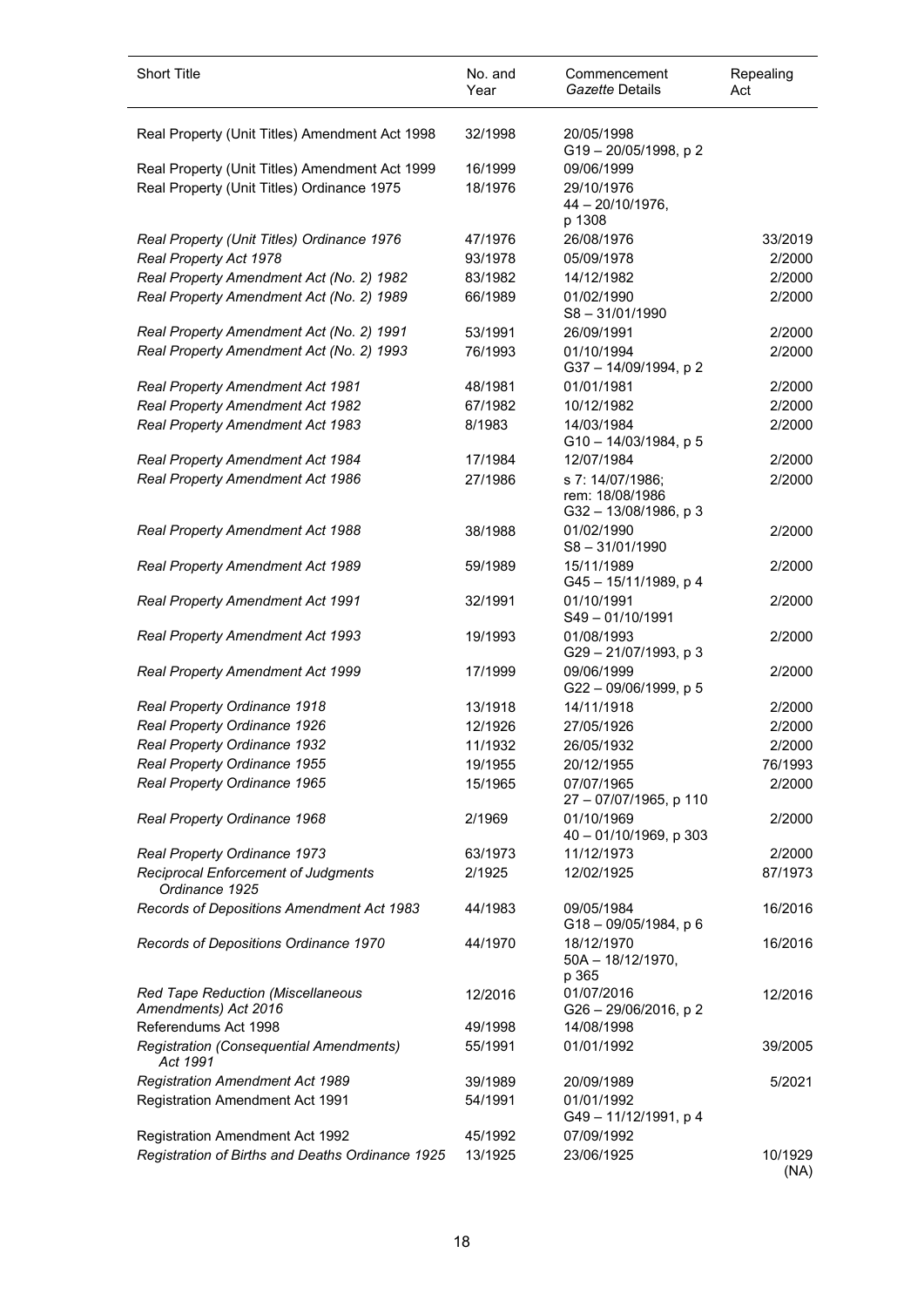| Short Title | No. and Year | Commencement *Gazette* Details | Repealing Act |
|---|---|---|---|
| Real Property (Unit Titles) Amendment Act 1998 | 32/1998 | 20/05/1998<br>G19 – 20/05/1998, p 2 | |
| Real Property (Unit Titles) Amendment Act 1999 | 16/1999 | 09/06/1999 | |
| Real Property (Unit Titles) Ordinance 1975 | 18/1976 | 29/10/1976<br>44 – 20/10/1976, p 1308 | |
| *Real Property (Unit Titles) Ordinance 1976* | 47/1976 | 26/08/1976 | 33/2019 |
| *Real Property Act 1978* | 93/1978 | 05/09/1978 | 2/2000 |
| *Real Property Amendment Act (No. 2) 1982* | 83/1982 | 14/12/1982 | 2/2000 |
| *Real Property Amendment Act (No. 2) 1989* | 66/1989 | 01/02/1990<br>S8 – 31/01/1990 | 2/2000 |
| *Real Property Amendment Act (No. 2) 1991* | 53/1991 | 26/09/1991 | 2/2000 |
| *Real Property Amendment Act (No. 2) 1993* | 76/1993 | 01/10/1994<br>G37 – 14/09/1994, p 2 | 2/2000 |
| *Real Property Amendment Act 1981* | 48/1981 | 01/01/1981 | 2/2000 |
| *Real Property Amendment Act 1982* | 67/1982 | 10/12/1982 | 2/2000 |
| *Real Property Amendment Act 1983* | 8/1983 | 14/03/1984<br>G10 – 14/03/1984, p 5 | 2/2000 |
| *Real Property Amendment Act 1984* | 17/1984 | 12/07/1984 | 2/2000 |
| *Real Property Amendment Act 1986* | 27/1986 | s 7: 14/07/1986;<br>rem: 18/08/1986<br>G32 – 13/08/1986, p 3 | 2/2000 |
| *Real Property Amendment Act 1988* | 38/1988 | 01/02/1990<br>S8 – 31/01/1990 | 2/2000 |
| *Real Property Amendment Act 1989* | 59/1989 | 15/11/1989<br>G45 – 15/11/1989, p 4 | 2/2000 |
| *Real Property Amendment Act 1991* | 32/1991 | 01/10/1991<br>S49 – 01/10/1991 | 2/2000 |
| *Real Property Amendment Act 1993* | 19/1993 | 01/08/1993<br>G29 – 21/07/1993, p 3 | 2/2000 |
| *Real Property Amendment Act 1999* | 17/1999 | 09/06/1999<br>G22 – 09/06/1999, p 5 | 2/2000 |
| *Real Property Ordinance 1918* | 13/1918 | 14/11/1918 | 2/2000 |
| *Real Property Ordinance 1926* | 12/1926 | 27/05/1926 | 2/2000 |
| *Real Property Ordinance 1932* | 11/1932 | 26/05/1932 | 2/2000 |
| *Real Property Ordinance 1955* | 19/1955 | 20/12/1955 | 76/1993 |
| *Real Property Ordinance 1965* | 15/1965 | 07/07/1965<br>27 – 07/07/1965, p 110 | 2/2000 |
| *Real Property Ordinance 1968* | 2/1969 | 01/10/1969<br>40 – 01/10/1969, p 303 | 2/2000 |
| *Real Property Ordinance 1973* | 63/1973 | 11/12/1973 | 2/2000 |
| *Reciprocal Enforcement of Judgments Ordinance 1925* | 2/1925 | 12/02/1925 | 87/1973 |
| *Records of Depositions Amendment Act 1983* | 44/1983 | 09/05/1984<br>G18 – 09/05/1984, p 6 | 16/2016 |
| *Records of Depositions Ordinance 1970* | 44/1970 | 18/12/1970<br>50A – 18/12/1970, p 365 | 16/2016 |
| *Red Tape Reduction (Miscellaneous Amendments) Act 2016* | 12/2016 | 01/07/2016<br>G26 – 29/06/2016, p 2 | 12/2016 |
| Referendums Act 1998 | 49/1998 | 14/08/1998 | |
| *Registration (Consequential Amendments) Act 1991* | 55/1991 | 01/01/1992 | 39/2005 |
| *Registration Amendment Act 1989* | 39/1989 | 20/09/1989 | 5/2021 |
| Registration Amendment Act 1991 | 54/1991 | 01/01/1992<br>G49 – 11/12/1991, p 4 | |
| Registration Amendment Act 1992 | 45/1992 | 07/09/1992 | |
| *Registration of Births and Deaths Ordinance 1925* | 13/1925 | 23/06/1925 | 10/1929 (NA) |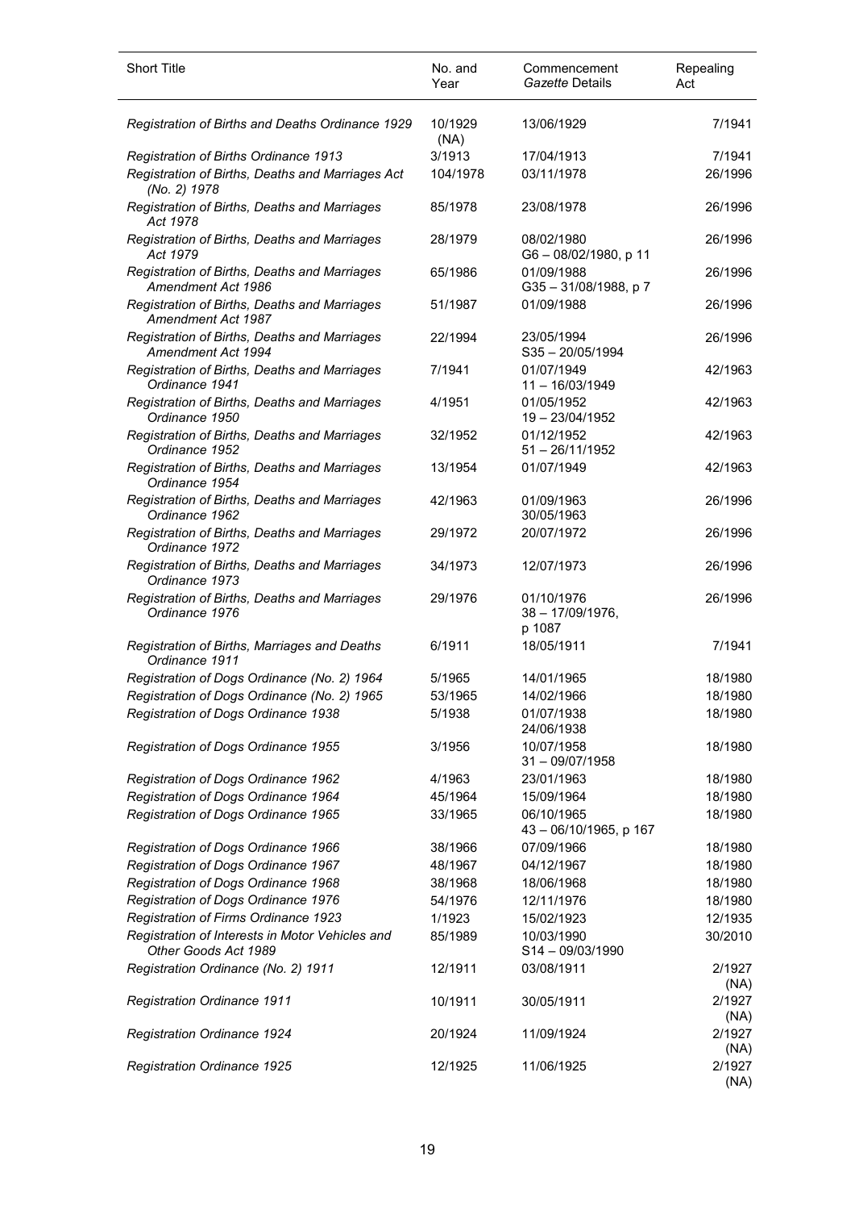| Short Title | No. and Year | Commencement *Gazette* Details | Repealing Act |
|---|---|---|---|
| *Registration of Births and Deaths Ordinance 1929* | 10/1929 (NA) | 13/06/1929 | 7/1941 |
| *Registration of Births Ordinance 1913* | 3/1913 | 17/04/1913 | 7/1941 |
| *Registration of Births, Deaths and Marriages Act (No. 2) 1978* | 104/1978 | 03/11/1978 | 26/1996 |
| *Registration of Births, Deaths and Marriages Act 1978* | 85/1978 | 23/08/1978 | 26/1996 |
| *Registration of Births, Deaths and Marriages Act 1979* | 28/1979 | 08/02/1980 G6 – 08/02/1980, p 11 | 26/1996 |
| *Registration of Births, Deaths and Marriages Amendment Act 1986* | 65/1986 | 01/09/1988 G35 – 31/08/1988, p 7 | 26/1996 |
| *Registration of Births, Deaths and Marriages Amendment Act 1987* | 51/1987 | 01/09/1988 | 26/1996 |
| *Registration of Births, Deaths and Marriages Amendment Act 1994* | 22/1994 | 23/05/1994 S35 – 20/05/1994 | 26/1996 |
| *Registration of Births, Deaths and Marriages Ordinance 1941* | 7/1941 | 01/07/1949 11 – 16/03/1949 | 42/1963 |
| *Registration of Births, Deaths and Marriages Ordinance 1950* | 4/1951 | 01/05/1952 19 – 23/04/1952 | 42/1963 |
| *Registration of Births, Deaths and Marriages Ordinance 1952* | 32/1952 | 01/12/1952 51 – 26/11/1952 | 42/1963 |
| *Registration of Births, Deaths and Marriages Ordinance 1954* | 13/1954 | 01/07/1949 | 42/1963 |
| *Registration of Births, Deaths and Marriages Ordinance 1962* | 42/1963 | 01/09/1963 30/05/1963 | 26/1996 |
| *Registration of Births, Deaths and Marriages Ordinance 1972* | 29/1972 | 20/07/1972 | 26/1996 |
| *Registration of Births, Deaths and Marriages Ordinance 1973* | 34/1973 | 12/07/1973 | 26/1996 |
| *Registration of Births, Deaths and Marriages Ordinance 1976* | 29/1976 | 01/10/1976 38 – 17/09/1976, p 1087 | 26/1996 |
| *Registration of Births, Marriages and Deaths Ordinance 1911* | 6/1911 | 18/05/1911 | 7/1941 |
| *Registration of Dogs Ordinance (No. 2) 1964* | 5/1965 | 14/01/1965 | 18/1980 |
| *Registration of Dogs Ordinance (No. 2) 1965* | 53/1965 | 14/02/1966 | 18/1980 |
| *Registration of Dogs Ordinance 1938* | 5/1938 | 01/07/1938 24/06/1938 | 18/1980 |
| *Registration of Dogs Ordinance 1955* | 3/1956 | 10/07/1958 31 – 09/07/1958 | 18/1980 |
| *Registration of Dogs Ordinance 1962* | 4/1963 | 23/01/1963 | 18/1980 |
| *Registration of Dogs Ordinance 1964* | 45/1964 | 15/09/1964 | 18/1980 |
| *Registration of Dogs Ordinance 1965* | 33/1965 | 06/10/1965 43 – 06/10/1965, p 167 | 18/1980 |
| *Registration of Dogs Ordinance 1966* | 38/1966 | 07/09/1966 | 18/1980 |
| *Registration of Dogs Ordinance 1967* | 48/1967 | 04/12/1967 | 18/1980 |
| *Registration of Dogs Ordinance 1968* | 38/1968 | 18/06/1968 | 18/1980 |
| *Registration of Dogs Ordinance 1976* | 54/1976 | 12/11/1976 | 18/1980 |
| *Registration of Firms Ordinance 1923* | 1/1923 | 15/02/1923 | 12/1935 |
| *Registration of Interests in Motor Vehicles and Other Goods Act 1989* | 85/1989 | 10/03/1990 S14 – 09/03/1990 | 30/2010 |
| *Registration Ordinance (No. 2) 1911* | 12/1911 | 03/08/1911 | 2/1927 (NA) |
| *Registration Ordinance 1911* | 10/1911 | 30/05/1911 | 2/1927 (NA) |
| *Registration Ordinance 1924* | 20/1924 | 11/09/1924 | 2/1927 (NA) |
| *Registration Ordinance 1925* | 12/1925 | 11/06/1925 | 2/1927 (NA) |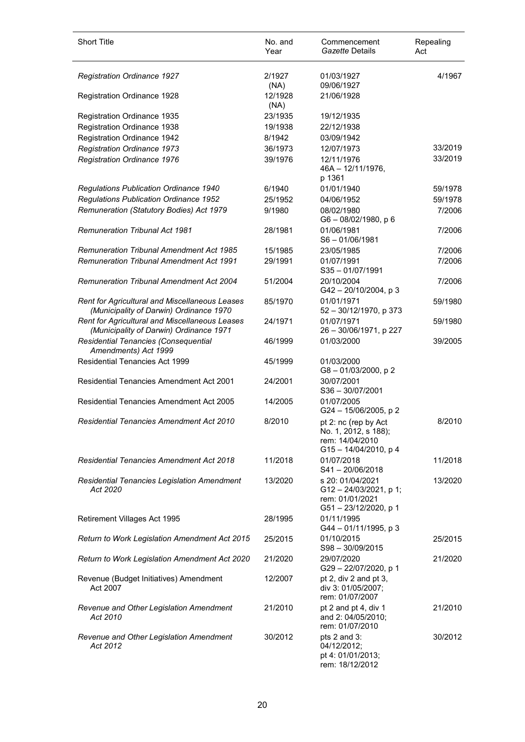| Short Title | No. and Year | Commencement *Gazette* Details | Repealing Act |
|---|---|---|---|
| *Registration Ordinance 1927* | 2/1927 (NA) | 01/03/1927 09/06/1927 | 4/1967 |
| Registration Ordinance 1928 | 12/1928 (NA) | 21/06/1928 | |
| Registration Ordinance 1935 | 23/1935 | 19/12/1935 | |
| Registration Ordinance 1938 | 19/1938 | 22/12/1938 | |
| Registration Ordinance 1942 | 8/1942 | 03/09/1942 | |
| *Registration Ordinance 1973* | 36/1973 | 12/07/1973 | 33/2019 |
| *Registration Ordinance 1976* | 39/1976 | 12/11/1976 46A – 12/11/1976, p 1361 | 33/2019 |
| *Regulations Publication Ordinance 1940* | 6/1940 | 01/01/1940 | 59/1978 |
| *Regulations Publication Ordinance 1952* | 25/1952 | 04/06/1952 | 59/1978 |
| *Remuneration (Statutory Bodies) Act 1979* | 9/1980 | 08/02/1980 G6 – 08/02/1980, p 6 | 7/2006 |
| *Remuneration Tribunal Act 1981* | 28/1981 | 01/06/1981 S6 – 01/06/1981 | 7/2006 |
| *Remuneration Tribunal Amendment Act 1985* | 15/1985 | 23/05/1985 | 7/2006 |
| *Remuneration Tribunal Amendment Act 1991* | 29/1991 | 01/07/1991 S35 – 01/07/1991 | 7/2006 |
| *Remuneration Tribunal Amendment Act 2004* | 51/2004 | 20/10/2004 G42 – 20/10/2004, p 3 | 7/2006 |
| *Rent for Agricultural and Miscellaneous Leases (Municipality of Darwin) Ordinance 1970* | 85/1970 | 01/01/1971 52 – 30/12/1970, p 373 | 59/1980 |
| *Rent for Agricultural and Miscellaneous Leases (Municipality of Darwin) Ordinance 1971* | 24/1971 | 01/07/1971 26 – 30/06/1971, p 227 | 59/1980 |
| *Residential Tenancies (Consequential Amendments) Act 1999* | 46/1999 | 01/03/2000 | 39/2005 |
| Residential Tenancies Act 1999 | 45/1999 | 01/03/2000 G8 – 01/03/2000, p 2 | |
| Residential Tenancies Amendment Act 2001 | 24/2001 | 30/07/2001 S36 – 30/07/2001 | |
| Residential Tenancies Amendment Act 2005 | 14/2005 | 01/07/2005 G24 – 15/06/2005, p 2 | |
| *Residential Tenancies Amendment Act 2010* | 8/2010 | pt 2: nc (rep by Act No. 1, 2012, s 188); rem: 14/04/2010 G15 – 14/04/2010, p 4 | 8/2010 |
| *Residential Tenancies Amendment Act 2018* | 11/2018 | 01/07/2018 S41 – 20/06/2018 | 11/2018 |
| *Residential Tenancies Legislation Amendment Act 2020* | 13/2020 | s 20: 01/04/2021 G12 – 24/03/2021, p 1; rem: 01/01/2021 G51 – 23/12/2020, p 1 | 13/2020 |
| Retirement Villages Act 1995 | 28/1995 | 01/11/1995 G44 – 01/11/1995, p 3 | |
| *Return to Work Legislation Amendment Act 2015* | 25/2015 | 01/10/2015 S98 – 30/09/2015 | 25/2015 |
| *Return to Work Legislation Amendment Act 2020* | 21/2020 | 29/07/2020 G29 – 22/07/2020, p 1 | 21/2020 |
| Revenue (Budget Initiatives) Amendment Act 2007 | 12/2007 | pt 2, div 2 and pt 3, div 3: 01/05/2007; rem: 01/07/2007 | |
| *Revenue and Other Legislation Amendment Act 2010* | 21/2010 | pt 2 and pt 4, div 1 and 2: 04/05/2010; rem: 01/07/2010 | 21/2010 |
| *Revenue and Other Legislation Amendment Act 2012* | 30/2012 | pts 2 and 3: 04/12/2012; pt 4: 01/01/2013; rem: 18/12/2012 | 30/2012 |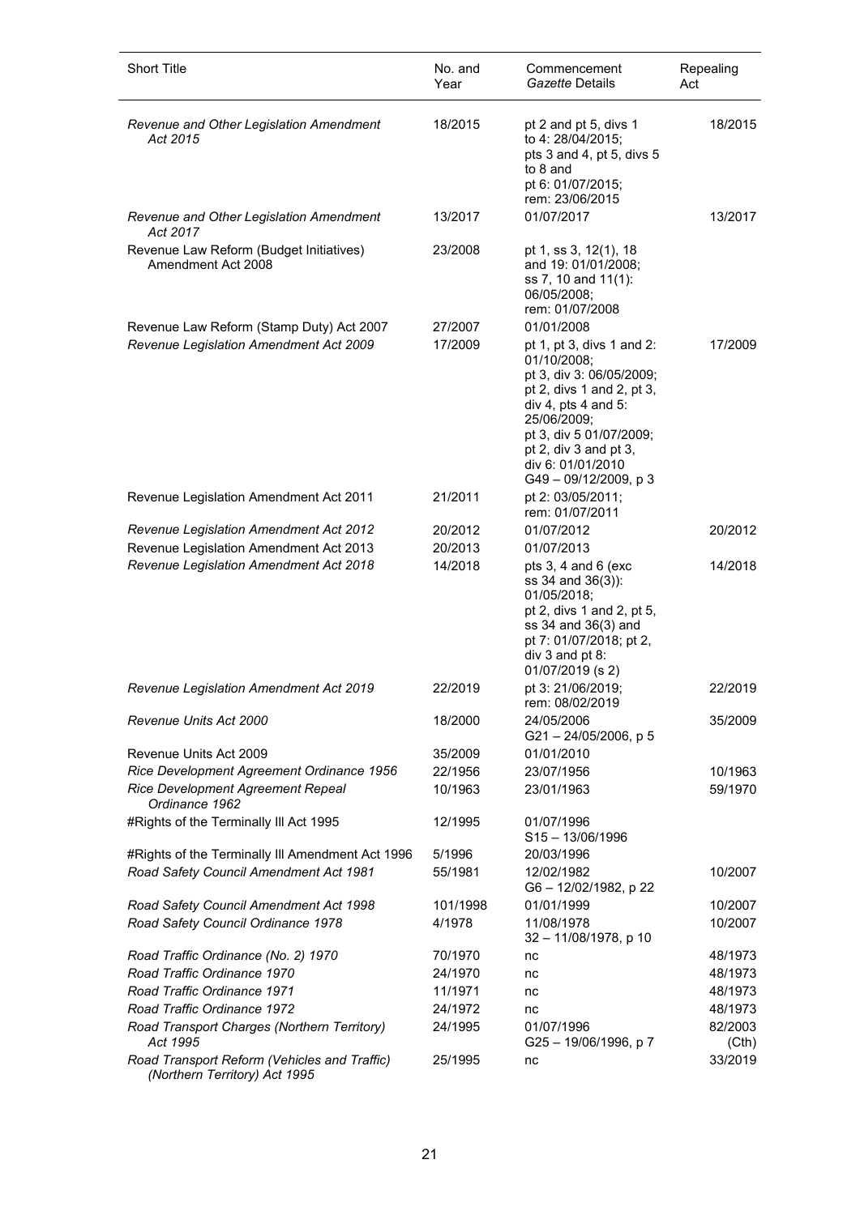| Short Title | No. and Year | Commencement *Gazette* Details | Repealing Act |
|---|---|---|---|
| *Revenue and Other Legislation Amendment Act 2015* | 18/2015 | pt 2 and pt 5, divs 1 to 4: 28/04/2015; pts 3 and 4, pt 5, divs 5 to 8 and pt 6: 01/07/2015; rem: 23/06/2015 | 18/2015 |
| *Revenue and Other Legislation Amendment Act 2017* | 13/2017 | 01/07/2017 | 13/2017 |
| Revenue Law Reform (Budget Initiatives) Amendment Act 2008 | 23/2008 | pt 1, ss 3, 12(1), 18 and 19: 01/01/2008; ss 7, 10 and 11(1): 06/05/2008; rem: 01/07/2008 | |
| Revenue Law Reform (Stamp Duty) Act 2007 | 27/2007 | 01/01/2008 | |
| *Revenue Legislation Amendment Act 2009* | 17/2009 | pt 1, pt 3, divs 1 and 2: 01/10/2008; pt 3, div 3: 06/05/2009; pt 2, divs 1 and 2, pt 3, div 4, pts 4 and 5: 25/06/2009; pt 3, div 5 01/07/2009; pt 2, div 3 and pt 3, div 6: 01/01/2010 G49 – 09/12/2009, p 3 | 17/2009 |
| Revenue Legislation Amendment Act 2011 | 21/2011 | pt 2: 03/05/2011; rem: 01/07/2011 | |
| *Revenue Legislation Amendment Act 2012* | 20/2012 | 01/07/2012 | 20/2012 |
| Revenue Legislation Amendment Act 2013 | 20/2013 | 01/07/2013 | |
| *Revenue Legislation Amendment Act 2018* | 14/2018 | pts 3, 4 and 6 (exc ss 34 and 36(3)): 01/05/2018; pt 2, divs 1 and 2, pt 5, ss 34 and 36(3) and pt 7: 01/07/2018; pt 2, div 3 and pt 8: 01/07/2019 (s 2) | 14/2018 |
| *Revenue Legislation Amendment Act 2019* | 22/2019 | pt 3: 21/06/2019; rem: 08/02/2019 | 22/2019 |
| *Revenue Units Act 2000* | 18/2000 | 24/05/2006 G21 – 24/05/2006, p 5 | 35/2009 |
| Revenue Units Act 2009 | 35/2009 | 01/01/2010 | |
| *Rice Development Agreement Ordinance 1956* | 22/1956 | 23/07/1956 | 10/1963 |
| *Rice Development Agreement Repeal Ordinance 1962* | 10/1963 | 23/01/1963 | 59/1970 |
| #Rights of the Terminally Ill Act 1995 | 12/1995 | 01/07/1996 S15 – 13/06/1996 | |
| #Rights of the Terminally Ill Amendment Act 1996 | 5/1996 | 20/03/1996 | |
| *Road Safety Council Amendment Act 1981* | 55/1981 | 12/02/1982 G6 – 12/02/1982, p 22 | 10/2007 |
| *Road Safety Council Amendment Act 1998* | 101/1998 | 01/01/1999 | 10/2007 |
| *Road Safety Council Ordinance 1978* | 4/1978 | 11/08/1978 32 – 11/08/1978, p 10 | 10/2007 |
| *Road Traffic Ordinance (No. 2) 1970* | 70/1970 | nc | 48/1973 |
| *Road Traffic Ordinance 1970* | 24/1970 | nc | 48/1973 |
| *Road Traffic Ordinance 1971* | 11/1971 | nc | 48/1973 |
| *Road Traffic Ordinance 1972* | 24/1972 | nc | 48/1973 |
| *Road Transport Charges (Northern Territory) Act 1995* | 24/1995 | 01/07/1996 G25 – 19/06/1996, p 7 | 82/2003 (Cth) |
| *Road Transport Reform (Vehicles and Traffic) (Northern Territory) Act 1995* | 25/1995 | nc | 33/2019 |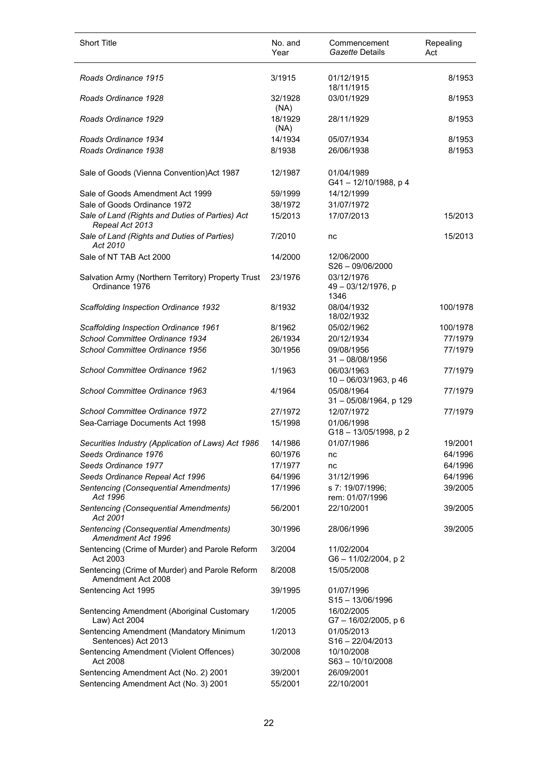| Short Title | No. and Year | Commencement *Gazette* Details | Repealing Act |
|---|---|---|---|
| *Roads Ordinance 1915* | 3/1915 | 01/12/1915<br>18/11/1915 | 8/1953 |
| *Roads Ordinance 1928* | 32/1928 (NA) | 03/01/1929 | 8/1953 |
| *Roads Ordinance 1929* | 18/1929 (NA) | 28/11/1929 | 8/1953 |
| *Roads Ordinance 1934* | 14/1934 | 05/07/1934 | 8/1953 |
| *Roads Ordinance 1938* | 8/1938 | 26/06/1938 | 8/1953 |
| Sale of Goods (Vienna Convention)Act 1987 | 12/1987 | 01/04/1989<br>G41 – 12/10/1988, p 4 | |
| Sale of Goods Amendment Act 1999 | 59/1999 | 14/12/1999 | |
| Sale of Goods Ordinance 1972 | 38/1972 | 31/07/1972 | |
| *Sale of Land (Rights and Duties of Parties) Act Repeal Act 2013* | 15/2013 | 17/07/2013 | 15/2013 |
| *Sale of Land (Rights and Duties of Parties) Act 2010* | 7/2010 | nc | 15/2013 |
| Sale of NT TAB Act 2000 | 14/2000 | 12/06/2000<br>S26 – 09/06/2000 | |
| Salvation Army (Northern Territory) Property Trust Ordinance 1976 | 23/1976 | 03/12/1976<br>49 – 03/12/1976, p 1346 | |
| *Scaffolding Inspection Ordinance 1932* | 8/1932 | 08/04/1932<br>18/02/1932 | 100/1978 |
| *Scaffolding Inspection Ordinance 1961* | 8/1962 | 05/02/1962 | 100/1978 |
| *School Committee Ordinance 1934* | 26/1934 | 20/12/1934 | 77/1979 |
| *School Committee Ordinance 1956* | 30/1956 | 09/08/1956<br>31 – 08/08/1956 | 77/1979 |
| *School Committee Ordinance 1962* | 1/1963 | 06/03/1963<br>10 – 06/03/1963, p 46 | 77/1979 |
| *School Committee Ordinance 1963* | 4/1964 | 05/08/1964<br>31 – 05/08/1964, p 129 | 77/1979 |
| *School Committee Ordinance 1972* | 27/1972 | 12/07/1972 | 77/1979 |
| Sea-Carriage Documents Act 1998 | 15/1998 | 01/06/1998<br>G18 – 13/05/1998, p 2 | |
| *Securities Industry (Application of Laws) Act 1986* | 14/1986 | 01/07/1986 | 19/2001 |
| *Seeds Ordinance 1976* | 60/1976 | nc | 64/1996 |
| *Seeds Ordinance 1977* | 17/1977 | nc | 64/1996 |
| *Seeds Ordinance Repeal Act 1996* | 64/1996 | 31/12/1996 | 64/1996 |
| *Sentencing (Consequential Amendments) Act 1996* | 17/1996 | s 7: 19/07/1996;<br>rem: 01/07/1996 | 39/2005 |
| *Sentencing (Consequential Amendments) Act 2001* | 56/2001 | 22/10/2001 | 39/2005 |
| *Sentencing (Consequential Amendments) Amendment Act 1996* | 30/1996 | 28/06/1996 | 39/2005 |
| Sentencing (Crime of Murder) and Parole Reform Act 2003 | 3/2004 | 11/02/2004<br>G6 – 11/02/2004, p 2 | |
| Sentencing (Crime of Murder) and Parole Reform Amendment Act 2008 | 8/2008 | 15/05/2008 | |
| Sentencing Act 1995 | 39/1995 | 01/07/1996<br>S15 – 13/06/1996 | |
| Sentencing Amendment (Aboriginal Customary Law) Act 2004 | 1/2005 | 16/02/2005<br>G7 – 16/02/2005, p 6 | |
| Sentencing Amendment (Mandatory Minimum Sentences) Act 2013 | 1/2013 | 01/05/2013<br>S16 – 22/04/2013 | |
| Sentencing Amendment (Violent Offences) Act 2008 | 30/2008 | 10/10/2008<br>S63 – 10/10/2008 | |
| Sentencing Amendment Act (No. 2) 2001 | 39/2001 | 26/09/2001 | |
| Sentencing Amendment Act (No. 3) 2001 | 55/2001 | 22/10/2001 | |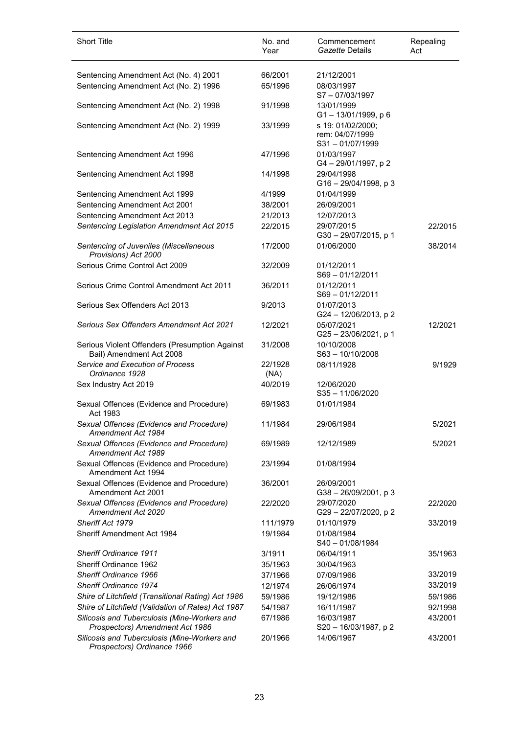| Short Title | No. and Year | Commencement *Gazette* Details | Repealing Act |
|---|---|---|---|
| Sentencing Amendment Act (No. 4) 2001 | 66/2001 | 21/12/2001 | |
| Sentencing Amendment Act (No. 2) 1996 | 65/1996 | 08/03/1997<br>S7 – 07/03/1997 | |
| Sentencing Amendment Act (No. 2) 1998 | 91/1998 | 13/01/1999<br>G1 – 13/01/1999, p 6 | |
| Sentencing Amendment Act (No. 2) 1999 | 33/1999 | s 19: 01/02/2000;<br>rem: 04/07/1999<br>S31 – 01/07/1999 | |
| Sentencing Amendment Act 1996 | 47/1996 | 01/03/1997<br>G4 – 29/01/1997, p 2 | |
| Sentencing Amendment Act 1998 | 14/1998 | 29/04/1998<br>G16 – 29/04/1998, p 3 | |
| Sentencing Amendment Act 1999 | 4/1999 | 01/04/1999 | |
| Sentencing Amendment Act 2001 | 38/2001 | 26/09/2001 | |
| Sentencing Amendment Act 2013 | 21/2013 | 12/07/2013 | |
| *Sentencing Legislation Amendment Act 2015* | 22/2015 | 29/07/2015<br>G30 – 29/07/2015, p 1 | 22/2015 |
| *Sentencing of Juveniles (Miscellaneous Provisions) Act 2000* | 17/2000 | 01/06/2000 | 38/2014 |
| Serious Crime Control Act 2009 | 32/2009 | 01/12/2011<br>S69 – 01/12/2011 | |
| Serious Crime Control Amendment Act 2011 | 36/2011 | 01/12/2011<br>S69 – 01/12/2011 | |
| Serious Sex Offenders Act 2013 | 9/2013 | 01/07/2013<br>G24 – 12/06/2013, p 2 | |
| *Serious Sex Offenders Amendment Act 2021* | 12/2021 | 05/07/2021<br>G25 – 23/06/2021, p 1 | 12/2021 |
| Serious Violent Offenders (Presumption Against Bail) Amendment Act 2008 | 31/2008 | 10/10/2008<br>S63 – 10/10/2008 | |
| *Service and Execution of Process Ordinance 1928* | 22/1928 (NA) | 08/11/1928 | 9/1929 |
| Sex Industry Act 2019 | 40/2019 | 12/06/2020<br>S35 – 11/06/2020 | |
| Sexual Offences (Evidence and Procedure) Act 1983 | 69/1983 | 01/01/1984 | |
| *Sexual Offences (Evidence and Procedure) Amendment Act 1984* | 11/1984 | 29/06/1984 | 5/2021 |
| *Sexual Offences (Evidence and Procedure) Amendment Act 1989* | 69/1989 | 12/12/1989 | 5/2021 |
| Sexual Offences (Evidence and Procedure) Amendment Act 1994 | 23/1994 | 01/08/1994 | |
| Sexual Offences (Evidence and Procedure) Amendment Act 2001 | 36/2001 | 26/09/2001<br>G38 – 26/09/2001, p 3 | |
| *Sexual Offences (Evidence and Procedure) Amendment Act 2020* | 22/2020 | 29/07/2020<br>G29 – 22/07/2020, p 2 | 22/2020 |
| *Sheriff Act 1979* | 111/1979 | 01/10/1979 | 33/2019 |
| Sheriff Amendment Act 1984 | 19/1984 | 01/08/1984<br>S40 – 01/08/1984 | |
| *Sheriff Ordinance 1911* | 3/1911 | 06/04/1911 | 35/1963 |
| Sheriff Ordinance 1962 | 35/1963 | 30/04/1963 | |
| *Sheriff Ordinance 1966* | 37/1966 | 07/09/1966 | 33/2019 |
| *Sheriff Ordinance 1974* | 12/1974 | 26/06/1974 | 33/2019 |
| *Shire of Litchfield (Transitional Rating) Act 1986* | 59/1986 | 19/12/1986 | 59/1986 |
| *Shire of Litchfield (Validation of Rates) Act 1987* | 54/1987 | 16/11/1987 | 92/1998 |
| *Silicosis and Tuberculosis (Mine-Workers and Prospectors) Amendment Act 1986* | 67/1986 | 16/03/1987<br>S20 – 16/03/1987, p 2 | 43/2001 |
| *Silicosis and Tuberculosis (Mine-Workers and Prospectors) Ordinance 1966* | 20/1966 | 14/06/1967 | 43/2001 |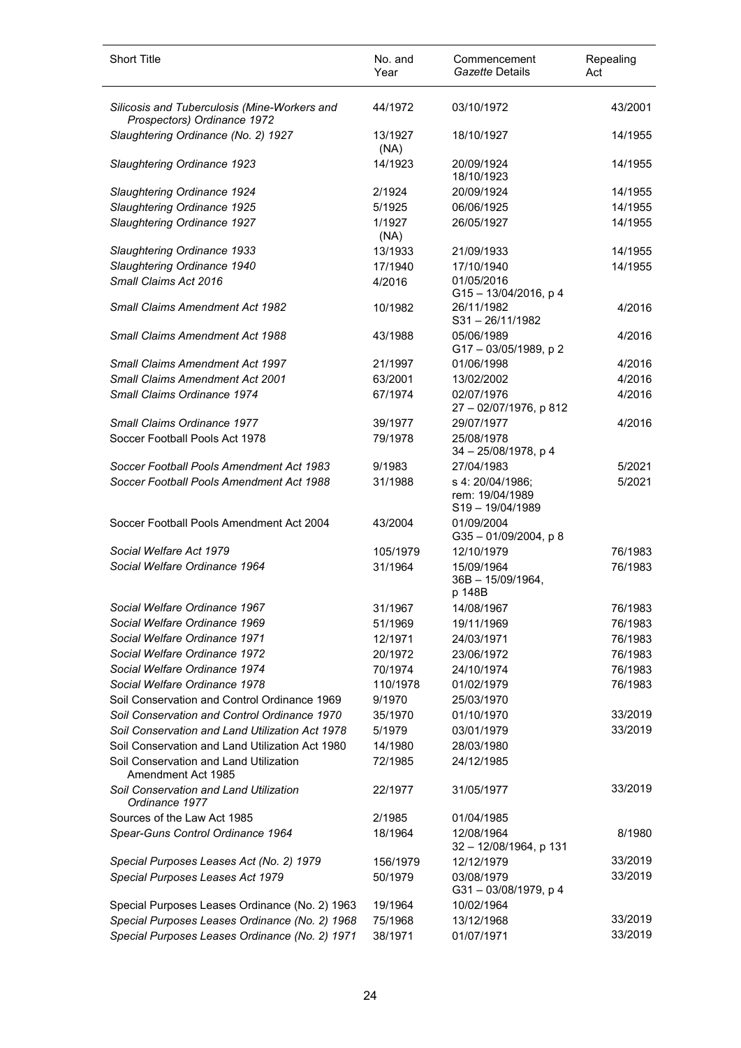| Short Title | No. and Year | Commencement *Gazette* Details | Repealing Act |
|---|---|---|---|
| *Silicosis and Tuberculosis (Mine-Workers and Prospectors) Ordinance 1972* | 44/1972 | 03/10/1972 | 43/2001 |
| *Slaughtering Ordinance (No. 2) 1927* | 13/1927 (NA) | 18/10/1927 | 14/1955 |
| *Slaughtering Ordinance 1923* | 14/1923 | 20/09/1924 18/10/1923 | 14/1955 |
| *Slaughtering Ordinance 1924* | 2/1924 | 20/09/1924 | 14/1955 |
| *Slaughtering Ordinance 1925* | 5/1925 | 06/06/1925 | 14/1955 |
| *Slaughtering Ordinance 1927* | 1/1927 (NA) | 26/05/1927 | 14/1955 |
| *Slaughtering Ordinance 1933* | 13/1933 | 21/09/1933 | 14/1955 |
| *Slaughtering Ordinance 1940* | 17/1940 | 17/10/1940 | 14/1955 |
| *Small Claims Act 2016* | 4/2016 | 01/05/2016 G15 – 13/04/2016, p 4 | |
| *Small Claims Amendment Act 1982* | 10/1982 | 26/11/1982 S31 – 26/11/1982 | 4/2016 |
| *Small Claims Amendment Act 1988* | 43/1988 | 05/06/1989 G17 – 03/05/1989, p 2 | 4/2016 |
| *Small Claims Amendment Act 1997* | 21/1997 | 01/06/1998 | 4/2016 |
| *Small Claims Amendment Act 2001* | 63/2001 | 13/02/2002 | 4/2016 |
| *Small Claims Ordinance 1974* | 67/1974 | 02/07/1976 27 – 02/07/1976, p 812 | 4/2016 |
| *Small Claims Ordinance 1977* | 39/1977 | 29/07/1977 | 4/2016 |
| Soccer Football Pools Act 1978 | 79/1978 | 25/08/1978 34 – 25/08/1978, p 4 | |
| *Soccer Football Pools Amendment Act 1983* | 9/1983 | 27/04/1983 | 5/2021 |
| *Soccer Football Pools Amendment Act 1988* | 31/1988 | s 4: 20/04/1986; rem: 19/04/1989 S19 – 19/04/1989 | 5/2021 |
| Soccer Football Pools Amendment Act 2004 | 43/2004 | 01/09/2004 G35 – 01/09/2004, p 8 | |
| *Social Welfare Act 1979* | 105/1979 | 12/10/1979 | 76/1983 |
| *Social Welfare Ordinance 1964* | 31/1964 | 15/09/1964 36B – 15/09/1964, p 148B | 76/1983 |
| *Social Welfare Ordinance 1967* | 31/1967 | 14/08/1967 | 76/1983 |
| *Social Welfare Ordinance 1969* | 51/1969 | 19/11/1969 | 76/1983 |
| *Social Welfare Ordinance 1971* | 12/1971 | 24/03/1971 | 76/1983 |
| *Social Welfare Ordinance 1972* | 20/1972 | 23/06/1972 | 76/1983 |
| *Social Welfare Ordinance 1974* | 70/1974 | 24/10/1974 | 76/1983 |
| *Social Welfare Ordinance 1978* | 110/1978 | 01/02/1979 | 76/1983 |
| Soil Conservation and Control Ordinance 1969 | 9/1970 | 25/03/1970 | |
| *Soil Conservation and Control Ordinance 1970* | 35/1970 | 01/10/1970 | 33/2019 |
| *Soil Conservation and Land Utilization Act 1978* | 5/1979 | 03/01/1979 | 33/2019 |
| Soil Conservation and Land Utilization Act 1980 | 14/1980 | 28/03/1980 | |
| Soil Conservation and Land Utilization Amendment Act 1985 | 72/1985 | 24/12/1985 | |
| *Soil Conservation and Land Utilization Ordinance 1977* | 22/1977 | 31/05/1977 | 33/2019 |
| Sources of the Law Act 1985 | 2/1985 | 01/04/1985 | |
| *Spear-Guns Control Ordinance 1964* | 18/1964 | 12/08/1964 32 – 12/08/1964, p 131 | 8/1980 |
| *Special Purposes Leases Act (No. 2) 1979* | 156/1979 | 12/12/1979 | 33/2019 |
| *Special Purposes Leases Act 1979* | 50/1979 | 03/08/1979 G31 – 03/08/1979, p 4 | 33/2019 |
| Special Purposes Leases Ordinance (No. 2) 1963 | 19/1964 | 10/02/1964 | |
| *Special Purposes Leases Ordinance (No. 2) 1968* | 75/1968 | 13/12/1968 | 33/2019 |
| *Special Purposes Leases Ordinance (No. 2) 1971* | 38/1971 | 01/07/1971 | 33/2019 |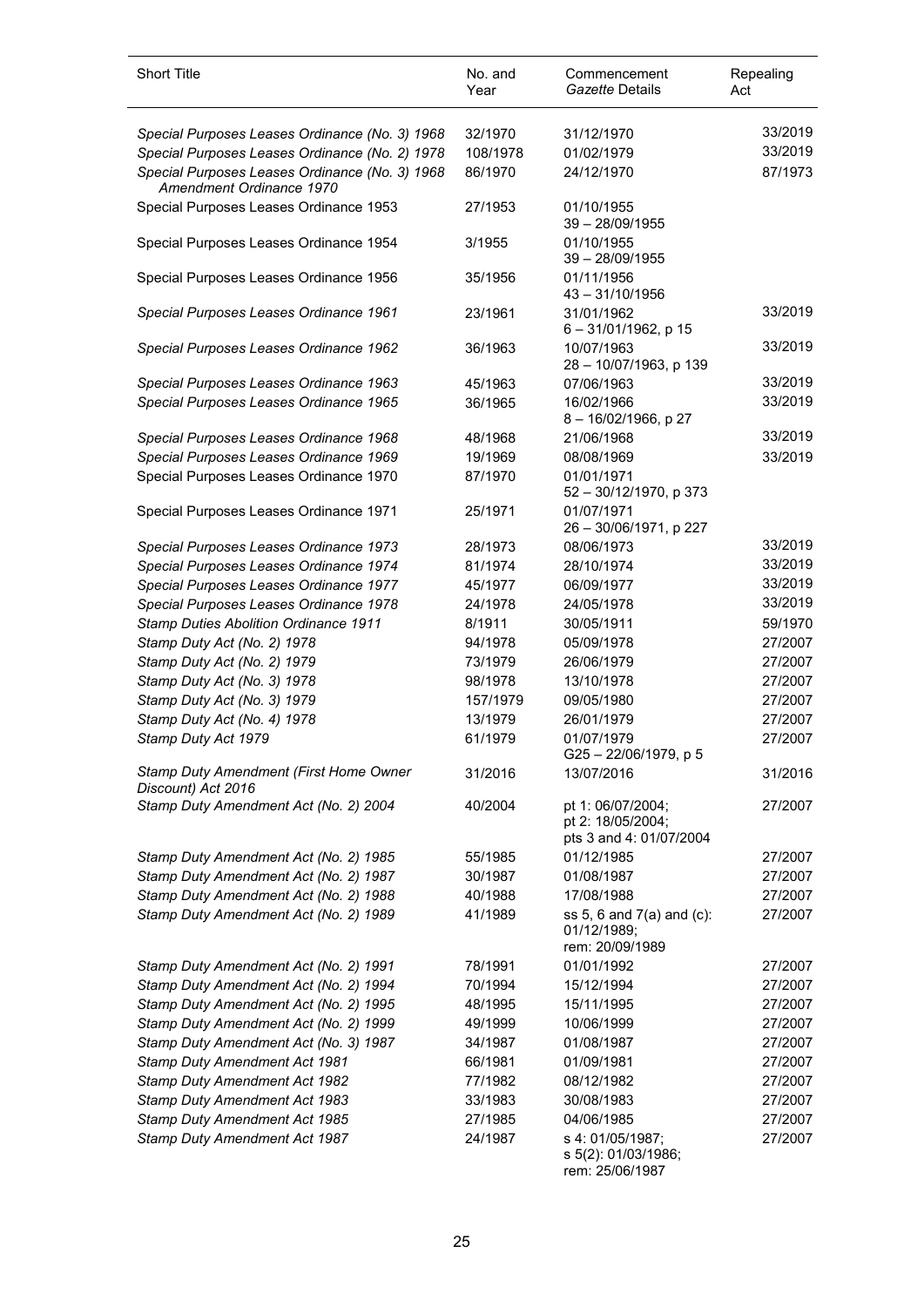| Short Title | No. and Year | Commencement *Gazette* Details | Repealing Act |
|---|---|---|---|
| *Special Purposes Leases Ordinance (No. 3) 1968* | 32/1970 | 31/12/1970 | 33/2019 |
| *Special Purposes Leases Ordinance (No. 2) 1978* | 108/1978 | 01/02/1979 | 33/2019 |
| *Special Purposes Leases Ordinance (No. 3) 1968 Amendment Ordinance 1970* | 86/1970 | 24/12/1970 | 87/1973 |
| Special Purposes Leases Ordinance 1953 | 27/1953 | 01/10/1955<br>39 – 28/09/1955 | |
| Special Purposes Leases Ordinance 1954 | 3/1955 | 01/10/1955<br>39 – 28/09/1955 | |
| Special Purposes Leases Ordinance 1956 | 35/1956 | 01/11/1956<br>43 – 31/10/1956 | |
| *Special Purposes Leases Ordinance 1961* | 23/1961 | 31/01/1962<br>6 – 31/01/1962, p 15 | 33/2019 |
| *Special Purposes Leases Ordinance 1962* | 36/1963 | 10/07/1963<br>28 – 10/07/1963, p 139 | 33/2019 |
| *Special Purposes Leases Ordinance 1963* | 45/1963 | 07/06/1963 | 33/2019 |
| *Special Purposes Leases Ordinance 1965* | 36/1965 | 16/02/1966<br>8 – 16/02/1966, p 27 | 33/2019 |
| *Special Purposes Leases Ordinance 1968* | 48/1968 | 21/06/1968 | 33/2019 |
| *Special Purposes Leases Ordinance 1969* | 19/1969 | 08/08/1969 | 33/2019 |
| Special Purposes Leases Ordinance 1970 | 87/1970 | 01/01/1971<br>52 – 30/12/1970, p 373 | |
| Special Purposes Leases Ordinance 1971 | 25/1971 | 01/07/1971<br>26 – 30/06/1971, p 227 | |
| *Special Purposes Leases Ordinance 1973* | 28/1973 | 08/06/1973 | 33/2019 |
| *Special Purposes Leases Ordinance 1974* | 81/1974 | 28/10/1974 | 33/2019 |
| *Special Purposes Leases Ordinance 1977* | 45/1977 | 06/09/1977 | 33/2019 |
| *Special Purposes Leases Ordinance 1978* | 24/1978 | 24/05/1978 | 33/2019 |
| *Stamp Duties Abolition Ordinance 1911* | 8/1911 | 30/05/1911 | 59/1970 |
| *Stamp Duty Act (No. 2) 1978* | 94/1978 | 05/09/1978 | 27/2007 |
| *Stamp Duty Act (No. 2) 1979* | 73/1979 | 26/06/1979 | 27/2007 |
| *Stamp Duty Act (No. 3) 1978* | 98/1978 | 13/10/1978 | 27/2007 |
| *Stamp Duty Act (No. 3) 1979* | 157/1979 | 09/05/1980 | 27/2007 |
| *Stamp Duty Act (No. 4) 1978* | 13/1979 | 26/01/1979 | 27/2007 |
| *Stamp Duty Act 1979* | 61/1979 | 01/07/1979<br>G25 – 22/06/1979, p 5 | 27/2007 |
| *Stamp Duty Amendment (First Home Owner Discount) Act 2016* | 31/2016 | 13/07/2016 | 31/2016 |
| *Stamp Duty Amendment Act (No. 2) 2004* | 40/2004 | pt 1: 06/07/2004;<br>pt 2: 18/05/2004;<br>pts 3 and 4: 01/07/2004 | 27/2007 |
| *Stamp Duty Amendment Act (No. 2) 1985* | 55/1985 | 01/12/1985 | 27/2007 |
| *Stamp Duty Amendment Act (No. 2) 1987* | 30/1987 | 01/08/1987 | 27/2007 |
| *Stamp Duty Amendment Act (No. 2) 1988* | 40/1988 | 17/08/1988 | 27/2007 |
| *Stamp Duty Amendment Act (No. 2) 1989* | 41/1989 | ss 5, 6 and 7(a) and (c):<br>01/12/1989;<br>rem: 20/09/1989 | 27/2007 |
| *Stamp Duty Amendment Act (No. 2) 1991* | 78/1991 | 01/01/1992 | 27/2007 |
| *Stamp Duty Amendment Act (No. 2) 1994* | 70/1994 | 15/12/1994 | 27/2007 |
| *Stamp Duty Amendment Act (No. 2) 1995* | 48/1995 | 15/11/1995 | 27/2007 |
| *Stamp Duty Amendment Act (No. 2) 1999* | 49/1999 | 10/06/1999 | 27/2007 |
| *Stamp Duty Amendment Act (No. 3) 1987* | 34/1987 | 01/08/1987 | 27/2007 |
| *Stamp Duty Amendment Act 1981* | 66/1981 | 01/09/1981 | 27/2007 |
| *Stamp Duty Amendment Act 1982* | 77/1982 | 08/12/1982 | 27/2007 |
| *Stamp Duty Amendment Act 1983* | 33/1983 | 30/08/1983 | 27/2007 |
| *Stamp Duty Amendment Act 1985* | 27/1985 | 04/06/1985 | 27/2007 |
| *Stamp Duty Amendment Act 1987* | 24/1987 | s 4: 01/05/1987;<br>s 5(2): 01/03/1986;<br>rem: 25/06/1987 | 27/2007 |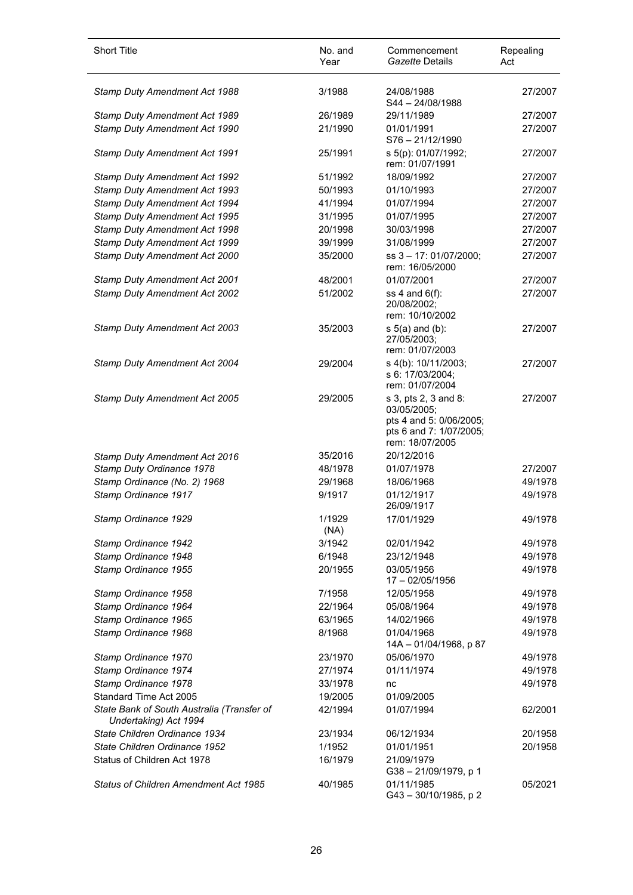| Short Title | No. and Year | Commencement *Gazette* Details | Repealing Act |
|---|---|---|---|
| *Stamp Duty Amendment Act 1988* | 3/1988 | 24/08/1988<br>S44 – 24/08/1988 | 27/2007 |
| *Stamp Duty Amendment Act 1989* | 26/1989 | 29/11/1989 | 27/2007 |
| *Stamp Duty Amendment Act 1990* | 21/1990 | 01/01/1991<br>S76 – 21/12/1990 | 27/2007 |
| *Stamp Duty Amendment Act 1991* | 25/1991 | s 5(p): 01/07/1992;<br>rem: 01/07/1991 | 27/2007 |
| *Stamp Duty Amendment Act 1992* | 51/1992 | 18/09/1992 | 27/2007 |
| *Stamp Duty Amendment Act 1993* | 50/1993 | 01/10/1993 | 27/2007 |
| *Stamp Duty Amendment Act 1994* | 41/1994 | 01/07/1994 | 27/2007 |
| *Stamp Duty Amendment Act 1995* | 31/1995 | 01/07/1995 | 27/2007 |
| *Stamp Duty Amendment Act 1998* | 20/1998 | 30/03/1998 | 27/2007 |
| *Stamp Duty Amendment Act 1999* | 39/1999 | 31/08/1999 | 27/2007 |
| *Stamp Duty Amendment Act 2000* | 35/2000 | ss 3 – 17: 01/07/2000;<br>rem: 16/05/2000 | 27/2007 |
| *Stamp Duty Amendment Act 2001* | 48/2001 | 01/07/2001 | 27/2007 |
| *Stamp Duty Amendment Act 2002* | 51/2002 | ss 4 and 6(f):<br>20/08/2002;<br>rem: 10/10/2002 | 27/2007 |
| *Stamp Duty Amendment Act 2003* | 35/2003 | s 5(a) and (b):<br>27/05/2003;<br>rem: 01/07/2003 | 27/2007 |
| *Stamp Duty Amendment Act 2004* | 29/2004 | s 4(b): 10/11/2003;<br>s 6: 17/03/2004;<br>rem: 01/07/2004 | 27/2007 |
| *Stamp Duty Amendment Act 2005* | 29/2005 | s 3, pts 2, 3 and 8:<br>03/05/2005;<br>pts 4 and 5: 0/06/2005;<br>pts 6 and 7: 1/07/2005;<br>rem: 18/07/2005 | 27/2007 |
| *Stamp Duty Amendment Act 2016* | 35/2016 | 20/12/2016 | |
| *Stamp Duty Ordinance 1978* | 48/1978 | 01/07/1978 | 27/2007 |
| *Stamp Ordinance (No. 2) 1968* | 29/1968 | 18/06/1968 | 49/1978 |
| *Stamp Ordinance 1917* | 9/1917 | 01/12/1917<br>26/09/1917 | 49/1978 |
| *Stamp Ordinance 1929* | 1/1929 (NA) | 17/01/1929 | 49/1978 |
| *Stamp Ordinance 1942* | 3/1942 | 02/01/1942 | 49/1978 |
| *Stamp Ordinance 1948* | 6/1948 | 23/12/1948 | 49/1978 |
| *Stamp Ordinance 1955* | 20/1955 | 03/05/1956<br>17 – 02/05/1956 | 49/1978 |
| *Stamp Ordinance 1958* | 7/1958 | 12/05/1958 | 49/1978 |
| *Stamp Ordinance 1964* | 22/1964 | 05/08/1964 | 49/1978 |
| *Stamp Ordinance 1965* | 63/1965 | 14/02/1966 | 49/1978 |
| *Stamp Ordinance 1968* | 8/1968 | 01/04/1968<br>14A – 01/04/1968, p 87 | 49/1978 |
| *Stamp Ordinance 1970* | 23/1970 | 05/06/1970 | 49/1978 |
| *Stamp Ordinance 1974* | 27/1974 | 01/11/1974 | 49/1978 |
| *Stamp Ordinance 1978* | 33/1978 | nc | 49/1978 |
| Standard Time Act 2005 | 19/2005 | 01/09/2005 | |
| *State Bank of South Australia (Transfer of Undertaking) Act 1994* | 42/1994 | 01/07/1994 | 62/2001 |
| *State Children Ordinance 1934* | 23/1934 | 06/12/1934 | 20/1958 |
| *State Children Ordinance 1952* | 1/1952 | 01/01/1951 | 20/1958 |
| Status of Children Act 1978 | 16/1979 | 21/09/1979<br>G38 – 21/09/1979, p 1 | |
| *Status of Children Amendment Act 1985* | 40/1985 | 01/11/1985<br>G43 – 30/10/1985, p 2 | 05/2021 |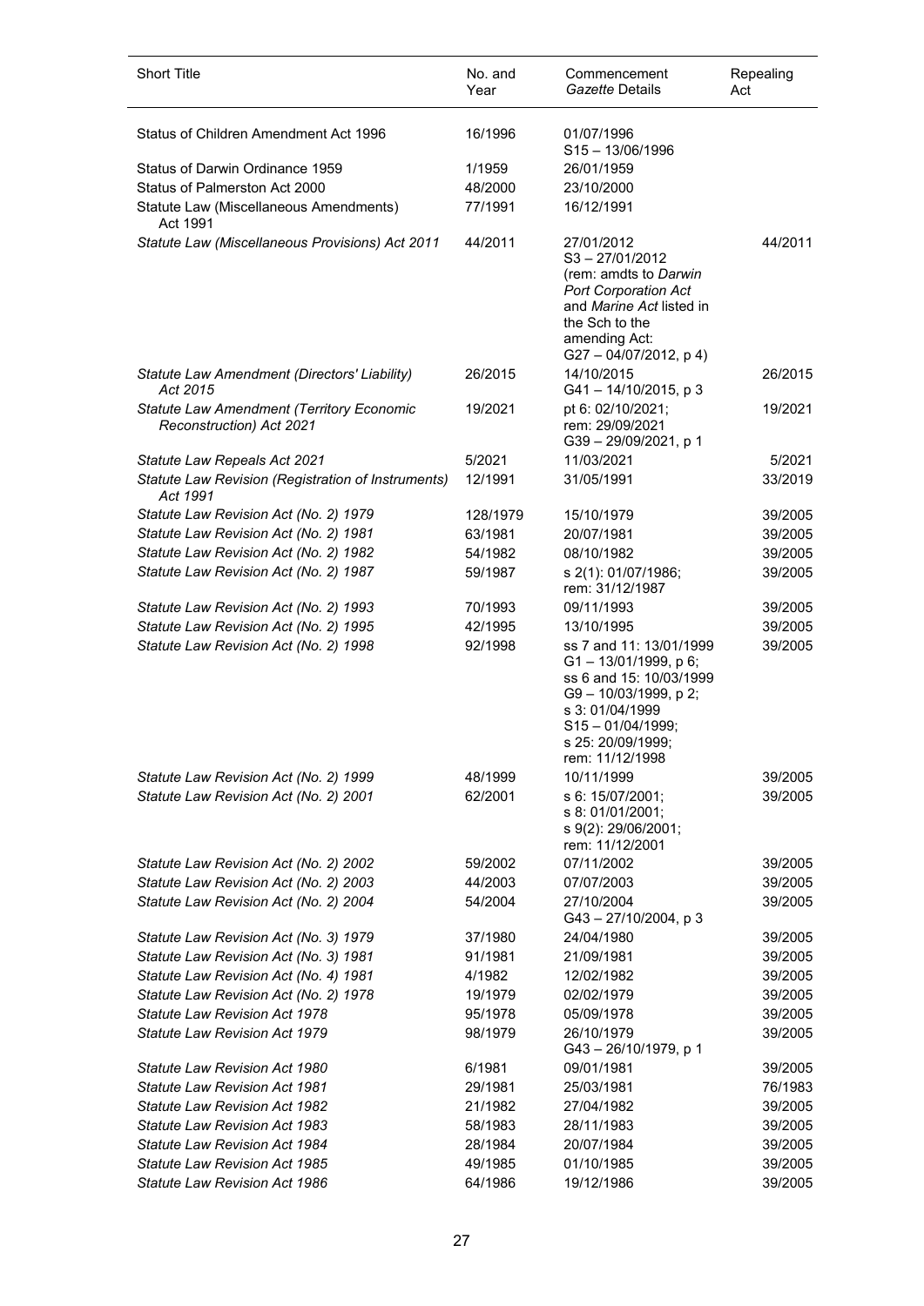| Short Title | No. and Year | Commencement *Gazette* Details | Repealing Act |
|---|---|---|---|
| Status of Children Amendment Act 1996 | 16/1996 | 01/07/1996 S15 – 13/06/1996 | |
| Status of Darwin Ordinance 1959 | 1/1959 | 26/01/1959 | |
| Status of Palmerston Act 2000 | 48/2000 | 23/10/2000 | |
| Statute Law (Miscellaneous Amendments) Act 1991 | 77/1991 | 16/12/1991 | |
| *Statute Law (Miscellaneous Provisions) Act 2011* | 44/2011 | 27/01/2012 S3 – 27/01/2012 (rem: amdts to *Darwin Port Corporation Act* and *Marine Act* listed in the Sch to the amending Act: G27 – 04/07/2012, p 4) | 44/2011 |
| *Statute Law Amendment (Directors' Liability) Act 2015* | 26/2015 | 14/10/2015 G41 – 14/10/2015, p 3 | 26/2015 |
| *Statute Law Amendment (Territory Economic Reconstruction) Act 2021* | 19/2021 | pt 6: 02/10/2021; rem: 29/09/2021 G39 – 29/09/2021, p 1 | 19/2021 |
| *Statute Law Repeals Act 2021* | 5/2021 | 11/03/2021 | 5/2021 |
| *Statute Law Revision (Registration of Instruments) Act 1991* | 12/1991 | 31/05/1991 | 33/2019 |
| *Statute Law Revision Act (No. 2) 1979* | 128/1979 | 15/10/1979 | 39/2005 |
| *Statute Law Revision Act (No. 2) 1981* | 63/1981 | 20/07/1981 | 39/2005 |
| *Statute Law Revision Act (No. 2) 1982* | 54/1982 | 08/10/1982 | 39/2005 |
| *Statute Law Revision Act (No. 2) 1987* | 59/1987 | s 2(1): 01/07/1986; rem: 31/12/1987 | 39/2005 |
| *Statute Law Revision Act (No. 2) 1993* | 70/1993 | 09/11/1993 | 39/2005 |
| *Statute Law Revision Act (No. 2) 1995* | 42/1995 | 13/10/1995 | 39/2005 |
| *Statute Law Revision Act (No. 2) 1998* | 92/1998 | ss 7 and 11: 13/01/1999 G1 – 13/01/1999, p 6; ss 6 and 15: 10/03/1999 G9 – 10/03/1999, p 2; s 3: 01/04/1999 S15 – 01/04/1999; s 25: 20/09/1999; rem: 11/12/1998 | 39/2005 |
| *Statute Law Revision Act (No. 2) 1999* | 48/1999 | 10/11/1999 | 39/2005 |
| *Statute Law Revision Act (No. 2) 2001* | 62/2001 | s 6: 15/07/2001; s 8: 01/01/2001; s 9(2): 29/06/2001; rem: 11/12/2001 | 39/2005 |
| *Statute Law Revision Act (No. 2) 2002* | 59/2002 | 07/11/2002 | 39/2005 |
| *Statute Law Revision Act (No. 2) 2003* | 44/2003 | 07/07/2003 | 39/2005 |
| *Statute Law Revision Act (No. 2) 2004* | 54/2004 | 27/10/2004 G43 – 27/10/2004, p 3 | 39/2005 |
| *Statute Law Revision Act (No. 3) 1979* | 37/1980 | 24/04/1980 | 39/2005 |
| *Statute Law Revision Act (No. 3) 1981* | 91/1981 | 21/09/1981 | 39/2005 |
| *Statute Law Revision Act (No. 4) 1981* | 4/1982 | 12/02/1982 | 39/2005 |
| *Statute Law Revision Act (No. 2) 1978* | 19/1979 | 02/02/1979 | 39/2005 |
| *Statute Law Revision Act 1978* | 95/1978 | 05/09/1978 | 39/2005 |
| *Statute Law Revision Act 1979* | 98/1979 | 26/10/1979 G43 – 26/10/1979, p 1 | 39/2005 |
| *Statute Law Revision Act 1980* | 6/1981 | 09/01/1981 | 39/2005 |
| *Statute Law Revision Act 1981* | 29/1981 | 25/03/1981 | 76/1983 |
| *Statute Law Revision Act 1982* | 21/1982 | 27/04/1982 | 39/2005 |
| *Statute Law Revision Act 1983* | 58/1983 | 28/11/1983 | 39/2005 |
| *Statute Law Revision Act 1984* | 28/1984 | 20/07/1984 | 39/2005 |
| *Statute Law Revision Act 1985* | 49/1985 | 01/10/1985 | 39/2005 |
| *Statute Law Revision Act 1986* | 64/1986 | 19/12/1986 | 39/2005 |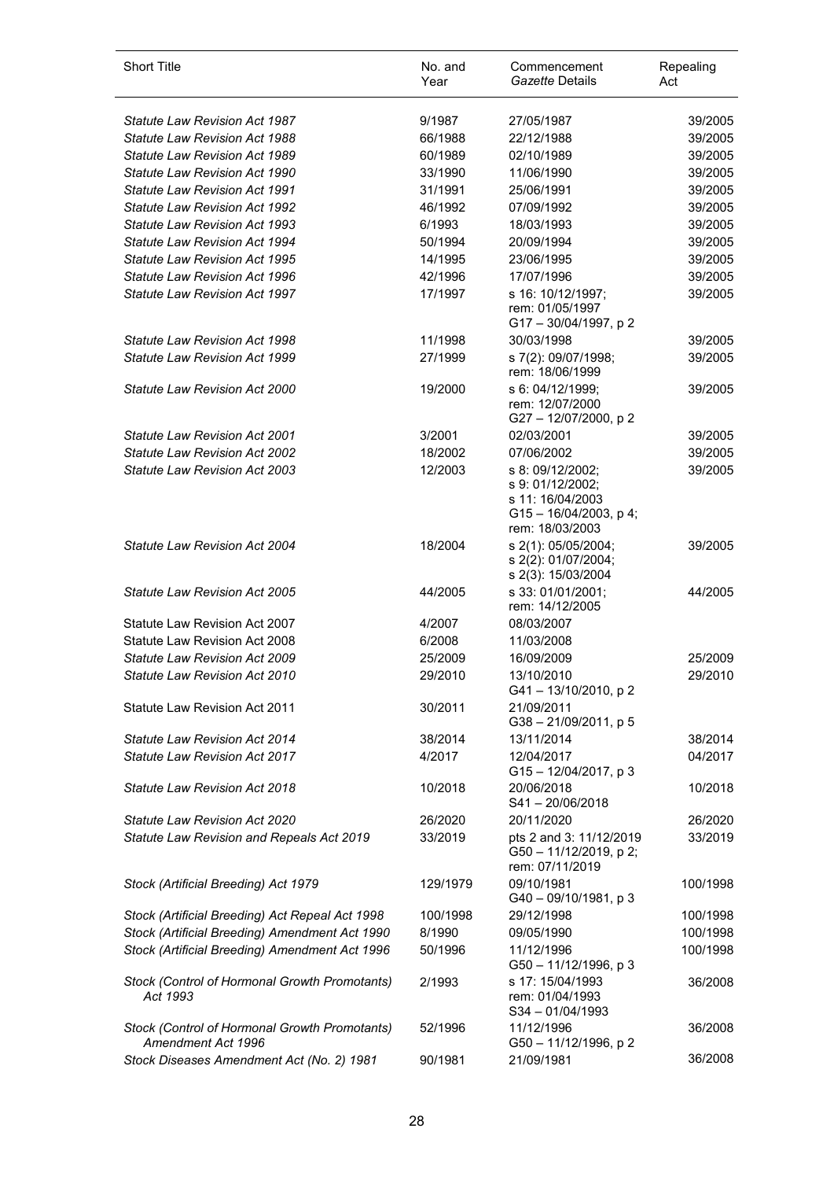| Short Title | No. and Year | Commencement *Gazette* Details | Repealing Act |
|---|---|---|---|
| *Statute Law Revision Act 1987* | 9/1987 | 27/05/1987 | 39/2005 |
| *Statute Law Revision Act 1988* | 66/1988 | 22/12/1988 | 39/2005 |
| *Statute Law Revision Act 1989* | 60/1989 | 02/10/1989 | 39/2005 |
| *Statute Law Revision Act 1990* | 33/1990 | 11/06/1990 | 39/2005 |
| *Statute Law Revision Act 1991* | 31/1991 | 25/06/1991 | 39/2005 |
| *Statute Law Revision Act 1992* | 46/1992 | 07/09/1992 | 39/2005 |
| *Statute Law Revision Act 1993* | 6/1993 | 18/03/1993 | 39/2005 |
| *Statute Law Revision Act 1994* | 50/1994 | 20/09/1994 | 39/2005 |
| *Statute Law Revision Act 1995* | 14/1995 | 23/06/1995 | 39/2005 |
| *Statute Law Revision Act 1996* | 42/1996 | 17/07/1996 | 39/2005 |
| *Statute Law Revision Act 1997* | 17/1997 | s 16: 10/12/1997; rem: 01/05/1997 G17 – 30/04/1997, p 2 | 39/2005 |
| *Statute Law Revision Act 1998* | 11/1998 | 30/03/1998 | 39/2005 |
| *Statute Law Revision Act 1999* | 27/1999 | s 7(2): 09/07/1998; rem: 18/06/1999 | 39/2005 |
| *Statute Law Revision Act 2000* | 19/2000 | s 6: 04/12/1999; rem: 12/07/2000 G27 – 12/07/2000, p 2 | 39/2005 |
| *Statute Law Revision Act 2001* | 3/2001 | 02/03/2001 | 39/2005 |
| *Statute Law Revision Act 2002* | 18/2002 | 07/06/2002 | 39/2005 |
| *Statute Law Revision Act 2003* | 12/2003 | s 8: 09/12/2002; s 9: 01/12/2002; s 11: 16/04/2003 G15 – 16/04/2003, p 4; rem: 18/03/2003 | 39/2005 |
| *Statute Law Revision Act 2004* | 18/2004 | s 2(1): 05/05/2004; s 2(2): 01/07/2004; s 2(3): 15/03/2004 | 39/2005 |
| *Statute Law Revision Act 2005* | 44/2005 | s 33: 01/01/2001; rem: 14/12/2005 | 44/2005 |
| Statute Law Revision Act 2007 | 4/2007 | 08/03/2007 | |
| Statute Law Revision Act 2008 | 6/2008 | 11/03/2008 | |
| *Statute Law Revision Act 2009* | 25/2009 | 16/09/2009 | 25/2009 |
| *Statute Law Revision Act 2010* | 29/2010 | 13/10/2010 G41 – 13/10/2010, p 2 | 29/2010 |
| Statute Law Revision Act 2011 | 30/2011 | 21/09/2011 G38 – 21/09/2011, p 5 | |
| *Statute Law Revision Act 2014* | 38/2014 | 13/11/2014 | 38/2014 |
| *Statute Law Revision Act 2017* | 4/2017 | 12/04/2017 G15 – 12/04/2017, p 3 | 04/2017 |
| *Statute Law Revision Act 2018* | 10/2018 | 20/06/2018 S41 – 20/06/2018 | 10/2018 |
| *Statute Law Revision Act 2020* | 26/2020 | 20/11/2020 | 26/2020 |
| *Statute Law Revision and Repeals Act 2019* | 33/2019 | pts 2 and 3: 11/12/2019 G50 – 11/12/2019, p 2; rem: 07/11/2019 | 33/2019 |
| *Stock (Artificial Breeding) Act 1979* | 129/1979 | 09/10/1981 G40 – 09/10/1981, p 3 | 100/1998 |
| *Stock (Artificial Breeding) Act Repeal Act 1998* | 100/1998 | 29/12/1998 | 100/1998 |
| *Stock (Artificial Breeding) Amendment Act 1990* | 8/1990 | 09/05/1990 | 100/1998 |
| *Stock (Artificial Breeding) Amendment Act 1996* | 50/1996 | 11/12/1996 G50 – 11/12/1996, p 3 | 100/1998 |
| *Stock (Control of Hormonal Growth Promotants) Act 1993* | 2/1993 | s 17: 15/04/1993 rem: 01/04/1993 S34 – 01/04/1993 | 36/2008 |
| *Stock (Control of Hormonal Growth Promotants) Amendment Act 1996* | 52/1996 | 11/12/1996 G50 – 11/12/1996, p 2 | 36/2008 |
| *Stock Diseases Amendment Act (No. 2) 1981* | 90/1981 | 21/09/1981 | 36/2008 |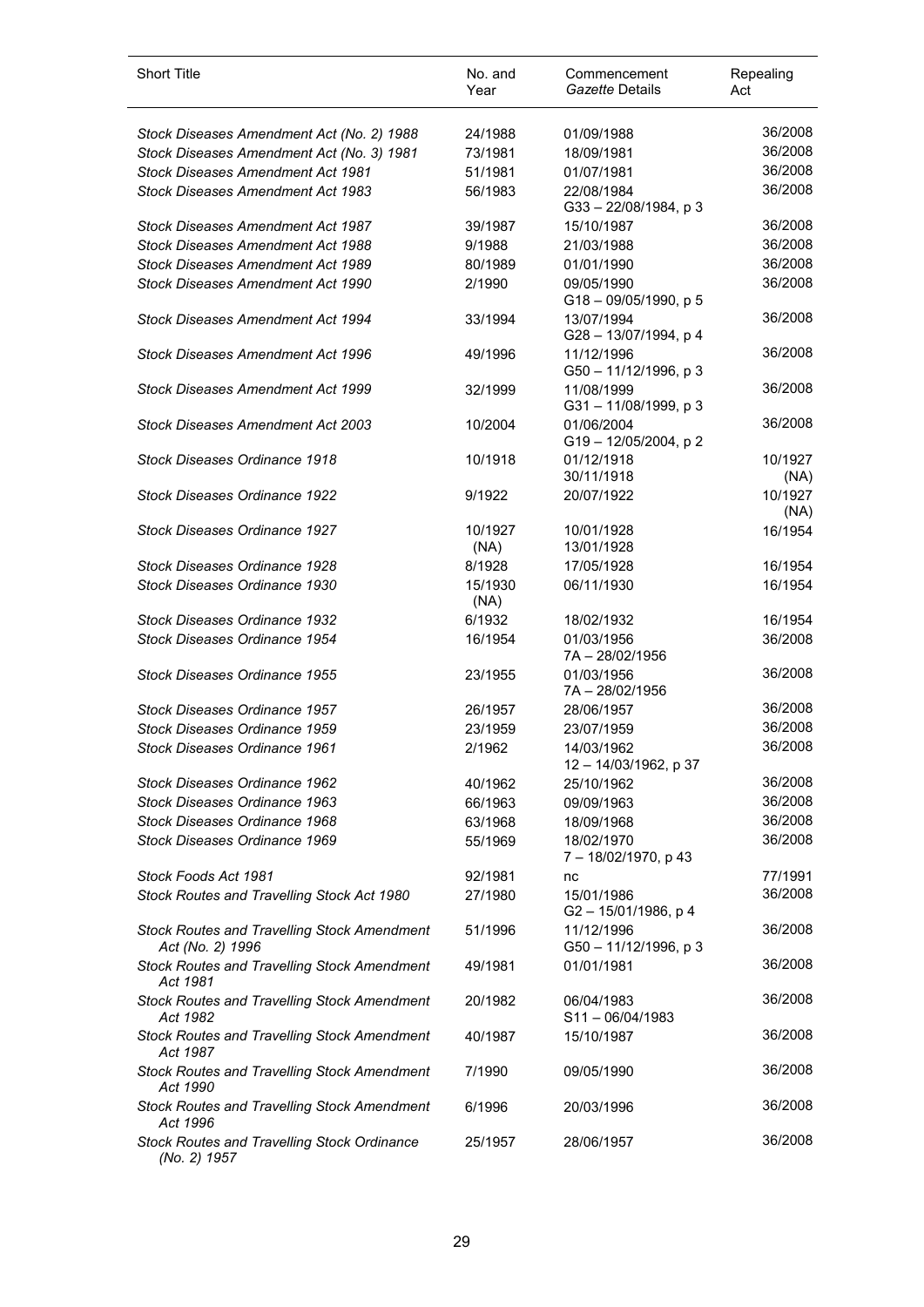| Short Title | No. and Year | Commencement *Gazette* Details | Repealing Act |
|---|---|---|---|
| *Stock Diseases Amendment Act (No. 2) 1988* | 24/1988 | 01/09/1988 | 36/2008 |
| *Stock Diseases Amendment Act (No. 3) 1981* | 73/1981 | 18/09/1981 | 36/2008 |
| *Stock Diseases Amendment Act 1981* | 51/1981 | 01/07/1981 | 36/2008 |
| *Stock Diseases Amendment Act 1983* | 56/1983 | 22/08/1984 G33 – 22/08/1984, p 3 | 36/2008 |
| *Stock Diseases Amendment Act 1987* | 39/1987 | 15/10/1987 | 36/2008 |
| *Stock Diseases Amendment Act 1988* | 9/1988 | 21/03/1988 | 36/2008 |
| *Stock Diseases Amendment Act 1989* | 80/1989 | 01/01/1990 | 36/2008 |
| *Stock Diseases Amendment Act 1990* | 2/1990 | 09/05/1990 G18 – 09/05/1990, p 5 | 36/2008 |
| *Stock Diseases Amendment Act 1994* | 33/1994 | 13/07/1994 G28 – 13/07/1994, p 4 | 36/2008 |
| *Stock Diseases Amendment Act 1996* | 49/1996 | 11/12/1996 G50 – 11/12/1996, p 3 | 36/2008 |
| *Stock Diseases Amendment Act 1999* | 32/1999 | 11/08/1999 G31 – 11/08/1999, p 3 | 36/2008 |
| *Stock Diseases Amendment Act 2003* | 10/2004 | 01/06/2004 G19 – 12/05/2004, p 2 | 36/2008 |
| *Stock Diseases Ordinance 1918* | 10/1918 | 01/12/1918 30/11/1918 | 10/1927 (NA) |
| *Stock Diseases Ordinance 1922* | 9/1922 | 20/07/1922 | 10/1927 (NA) |
| *Stock Diseases Ordinance 1927* | 10/1927 (NA) | 10/01/1928 13/01/1928 | 16/1954 |
| *Stock Diseases Ordinance 1928* | 8/1928 | 17/05/1928 | 16/1954 |
| *Stock Diseases Ordinance 1930* | 15/1930 (NA) | 06/11/1930 | 16/1954 |
| *Stock Diseases Ordinance 1932* | 6/1932 | 18/02/1932 | 16/1954 |
| *Stock Diseases Ordinance 1954* | 16/1954 | 01/03/1956 7A – 28/02/1956 | 36/2008 |
| *Stock Diseases Ordinance 1955* | 23/1955 | 01/03/1956 7A – 28/02/1956 | 36/2008 |
| *Stock Diseases Ordinance 1957* | 26/1957 | 28/06/1957 | 36/2008 |
| *Stock Diseases Ordinance 1959* | 23/1959 | 23/07/1959 | 36/2008 |
| *Stock Diseases Ordinance 1961* | 2/1962 | 14/03/1962 12 – 14/03/1962, p 37 | 36/2008 |
| *Stock Diseases Ordinance 1962* | 40/1962 | 25/10/1962 | 36/2008 |
| *Stock Diseases Ordinance 1963* | 66/1963 | 09/09/1963 | 36/2008 |
| *Stock Diseases Ordinance 1968* | 63/1968 | 18/09/1968 | 36/2008 |
| *Stock Diseases Ordinance 1969* | 55/1969 | 18/02/1970 7 – 18/02/1970, p 43 | 36/2008 |
| *Stock Foods Act 1981* | 92/1981 | nc | 77/1991 |
| *Stock Routes and Travelling Stock Act 1980* | 27/1980 | 15/01/1986 G2 – 15/01/1986, p 4 | 36/2008 |
| *Stock Routes and Travelling Stock Amendment Act (No. 2) 1996* | 51/1996 | 11/12/1996 G50 – 11/12/1996, p 3 | 36/2008 |
| *Stock Routes and Travelling Stock Amendment Act 1981* | 49/1981 | 01/01/1981 | 36/2008 |
| *Stock Routes and Travelling Stock Amendment Act 1982* | 20/1982 | 06/04/1983 S11 – 06/04/1983 | 36/2008 |
| *Stock Routes and Travelling Stock Amendment Act 1987* | 40/1987 | 15/10/1987 | 36/2008 |
| *Stock Routes and Travelling Stock Amendment Act 1990* | 7/1990 | 09/05/1990 | 36/2008 |
| *Stock Routes and Travelling Stock Amendment Act 1996* | 6/1996 | 20/03/1996 | 36/2008 |
| *Stock Routes and Travelling Stock Ordinance (No. 2) 1957* | 25/1957 | 28/06/1957 | 36/2008 |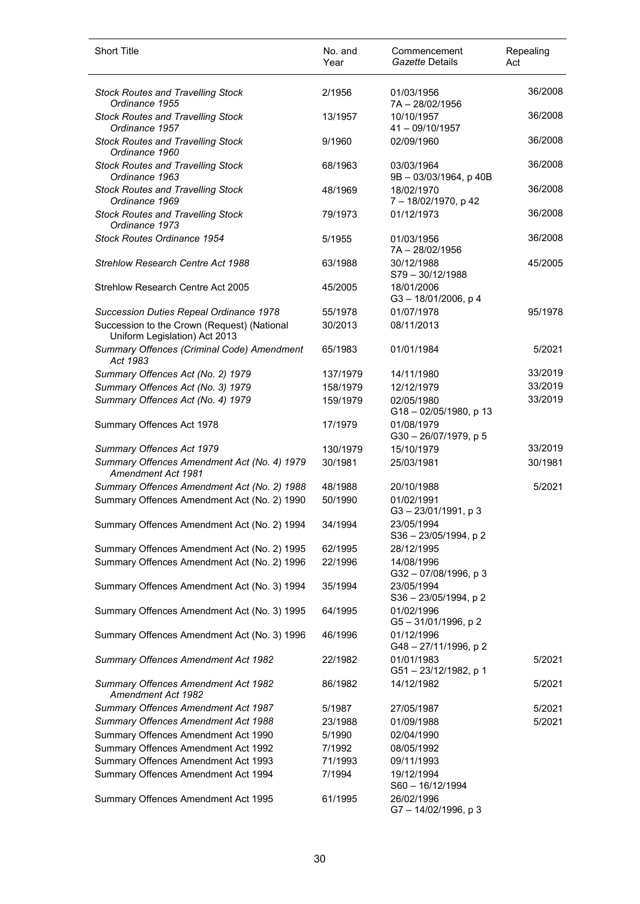| Short Title | No. and Year | Commencement *Gazette* Details | Repealing Act |
|---|---|---|---|
| *Stock Routes and Travelling Stock Ordinance 1955* | 2/1956 | 01/03/1956<br>7A – 28/02/1956 | 36/2008 |
| *Stock Routes and Travelling Stock Ordinance 1957* | 13/1957 | 10/10/1957<br>41 – 09/10/1957 | 36/2008 |
| *Stock Routes and Travelling Stock Ordinance 1960* | 9/1960 | 02/09/1960 | 36/2008 |
| *Stock Routes and Travelling Stock Ordinance 1963* | 68/1963 | 03/03/1964<br>9B – 03/03/1964, p 40B | 36/2008 |
| *Stock Routes and Travelling Stock Ordinance 1969* | 48/1969 | 18/02/1970<br>7 – 18/02/1970, p 42 | 36/2008 |
| *Stock Routes and Travelling Stock Ordinance 1973* | 79/1973 | 01/12/1973 | 36/2008 |
| *Stock Routes Ordinance 1954* | 5/1955 | 01/03/1956<br>7A – 28/02/1956 | 36/2008 |
| *Strehlow Research Centre Act 1988* | 63/1988 | 30/12/1988<br>S79 – 30/12/1988 | 45/2005 |
| Strehlow Research Centre Act 2005 | 45/2005 | 18/01/2006<br>G3 – 18/01/2006, p 4 | |
| *Succession Duties Repeal Ordinance 1978* | 55/1978 | 01/07/1978 | 95/1978 |
| Succession to the Crown (Request) (National Uniform Legislation) Act 2013 | 30/2013 | 08/11/2013 | |
| *Summary Offences (Criminal Code) Amendment Act 1983* | 65/1983 | 01/01/1984 | 5/2021 |
| *Summary Offences Act (No. 2) 1979* | 137/1979 | 14/11/1980 | 33/2019 |
| *Summary Offences Act (No. 3) 1979* | 158/1979 | 12/12/1979 | 33/2019 |
| *Summary Offences Act (No. 4) 1979* | 159/1979 | 02/05/1980<br>G18 – 02/05/1980, p 13 | 33/2019 |
| Summary Offences Act 1978 | 17/1979 | 01/08/1979<br>G30 – 26/07/1979, p 5 | |
| *Summary Offences Act 1979* | 130/1979 | 15/10/1979 | 33/2019 |
| *Summary Offences Amendment Act (No. 4) 1979 Amendment Act 1981* | 30/1981 | 25/03/1981 | 30/1981 |
| *Summary Offences Amendment Act (No. 2) 1988* | 48/1988 | 20/10/1988 | 5/2021 |
| Summary Offences Amendment Act (No. 2) 1990 | 50/1990 | 01/02/1991<br>G3 – 23/01/1991, p 3 | |
| Summary Offences Amendment Act (No. 2) 1994 | 34/1994 | 23/05/1994<br>S36 – 23/05/1994, p 2 | |
| Summary Offences Amendment Act (No. 2) 1995 | 62/1995 | 28/12/1995 | |
| Summary Offences Amendment Act (No. 2) 1996 | 22/1996 | 14/08/1996<br>G32 – 07/08/1996, p 3 | |
| Summary Offences Amendment Act (No. 3) 1994 | 35/1994 | 23/05/1994<br>S36 – 23/05/1994, p 2 | |
| Summary Offences Amendment Act (No. 3) 1995 | 64/1995 | 01/02/1996<br>G5 – 31/01/1996, p 2 | |
| Summary Offences Amendment Act (No. 3) 1996 | 46/1996 | 01/12/1996<br>G48 – 27/11/1996, p 2 | |
| *Summary Offences Amendment Act 1982* | 22/1982 | 01/01/1983<br>G51 – 23/12/1982, p 1 | 5/2021 |
| *Summary Offences Amendment Act 1982 Amendment Act 1982* | 86/1982 | 14/12/1982 | 5/2021 |
| *Summary Offences Amendment Act 1987* | 5/1987 | 27/05/1987 | 5/2021 |
| *Summary Offences Amendment Act 1988* | 23/1988 | 01/09/1988 | 5/2021 |
| Summary Offences Amendment Act 1990 | 5/1990 | 02/04/1990 | |
| Summary Offences Amendment Act 1992 | 7/1992 | 08/05/1992 | |
| Summary Offences Amendment Act 1993 | 71/1993 | 09/11/1993 | |
| Summary Offences Amendment Act 1994 | 7/1994 | 19/12/1994<br>S60 – 16/12/1994 | |
| Summary Offences Amendment Act 1995 | 61/1995 | 26/02/1996<br>G7 – 14/02/1996, p 3 | |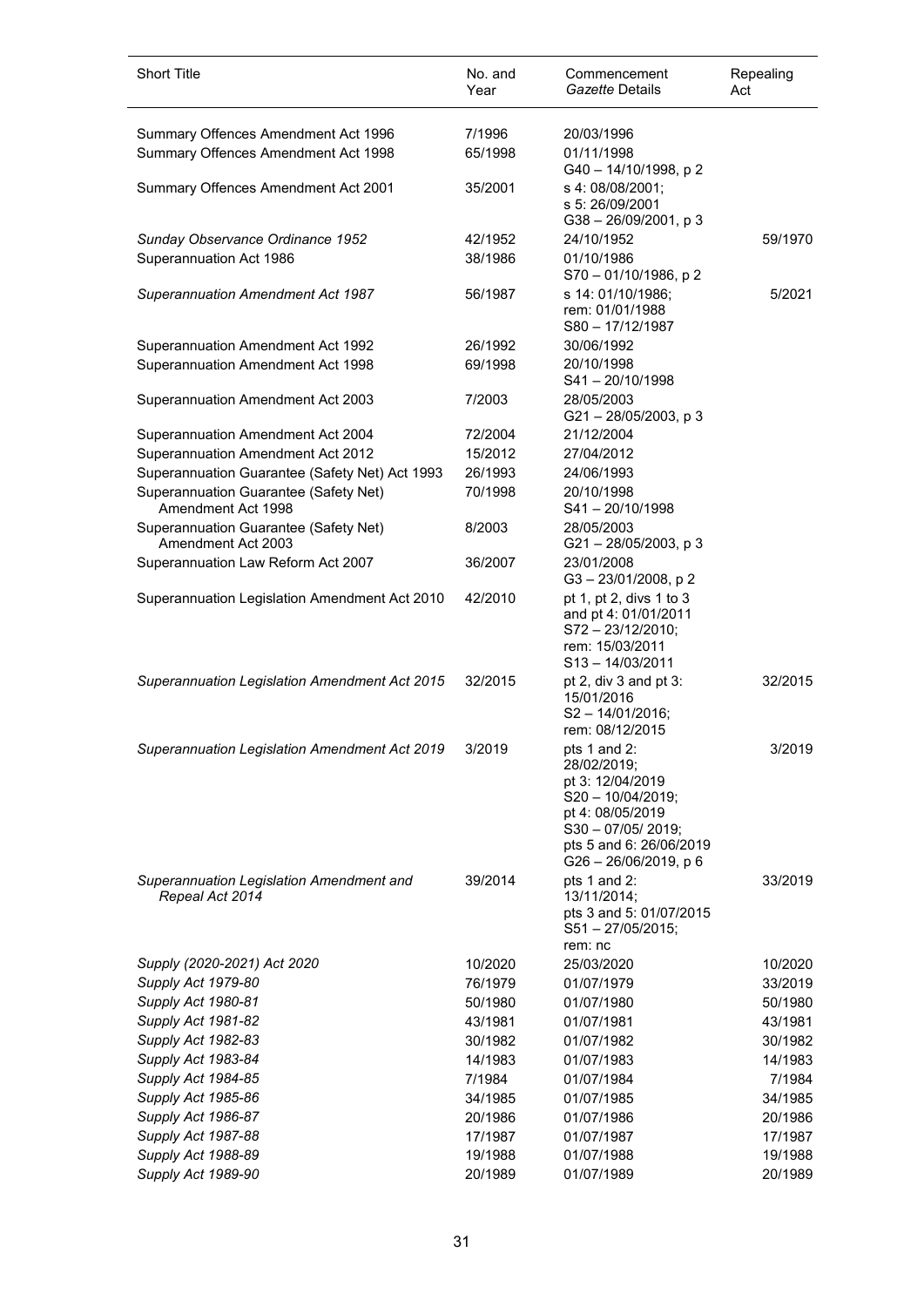| Short Title | No. and Year | Commencement *Gazette* Details | Repealing Act |
| --- | --- | --- | --- |
| Summary Offences Amendment Act 1996 | 7/1996 | 20/03/1996 | |
| Summary Offences Amendment Act 1998 | 65/1998 | 01/11/1998<br>G40 – 14/10/1998, p 2 | |
| Summary Offences Amendment Act 2001 | 35/2001 | s 4: 08/08/2001;<br>s 5: 26/09/2001<br>G38 – 26/09/2001, p 3 | |
| *Sunday Observance Ordinance 1952* | 42/1952 | 24/10/1952 | 59/1970 |
| Superannuation Act 1986 | 38/1986 | 01/10/1986<br>S70 – 01/10/1986, p 2 | |
| *Superannuation Amendment Act 1987* | 56/1987 | s 14: 01/10/1986;<br>rem: 01/01/1988<br>S80 – 17/12/1987 | 5/2021 |
| Superannuation Amendment Act 1992 | 26/1992 | 30/06/1992 | |
| Superannuation Amendment Act 1998 | 69/1998 | 20/10/1998<br>S41 – 20/10/1998 | |
| Superannuation Amendment Act 2003 | 7/2003 | 28/05/2003<br>G21 – 28/05/2003, p 3 | |
| Superannuation Amendment Act 2004 | 72/2004 | 21/12/2004 | |
| Superannuation Amendment Act 2012 | 15/2012 | 27/04/2012 | |
| Superannuation Guarantee (Safety Net) Act 1993 | 26/1993 | 24/06/1993 | |
| Superannuation Guarantee (Safety Net) Amendment Act 1998 | 70/1998 | 20/10/1998<br>S41 – 20/10/1998 | |
| Superannuation Guarantee (Safety Net) Amendment Act 2003 | 8/2003 | 28/05/2003<br>G21 – 28/05/2003, p 3 | |
| Superannuation Law Reform Act 2007 | 36/2007 | 23/01/2008<br>G3 – 23/01/2008, p 2 | |
| Superannuation Legislation Amendment Act 2010 | 42/2010 | pt 1, pt 2, divs 1 to 3 and pt 4: 01/01/2011<br>S72 – 23/12/2010;<br>rem: 15/03/2011<br>S13 – 14/03/2011 | |
| *Superannuation Legislation Amendment Act 2015* | 32/2015 | pt 2, div 3 and pt 3: 15/01/2016<br>S2 – 14/01/2016;<br>rem: 08/12/2015 | 32/2015 |
| *Superannuation Legislation Amendment Act 2019* | 3/2019 | pts 1 and 2: 28/02/2019;<br>pt 3: 12/04/2019<br>S20 – 10/04/2019;<br>pt 4: 08/05/2019<br>S30 – 07/05/ 2019;<br>pts 5 and 6: 26/06/2019<br>G26 – 26/06/2019, p 6 | 3/2019 |
| *Superannuation Legislation Amendment and Repeal Act 2014* | 39/2014 | pts 1 and 2: 13/11/2014;<br>pts 3 and 5: 01/07/2015<br>S51 – 27/05/2015;<br>rem: nc | 33/2019 |
| *Supply (2020-2021) Act 2020* | 10/2020 | 25/03/2020 | 10/2020 |
| *Supply Act 1979-80* | 76/1979 | 01/07/1979 | 33/2019 |
| *Supply Act 1980-81* | 50/1980 | 01/07/1980 | 50/1980 |
| *Supply Act 1981-82* | 43/1981 | 01/07/1981 | 43/1981 |
| *Supply Act 1982-83* | 30/1982 | 01/07/1982 | 30/1982 |
| *Supply Act 1983-84* | 14/1983 | 01/07/1983 | 14/1983 |
| *Supply Act 1984-85* | 7/1984 | 01/07/1984 | 7/1984 |
| *Supply Act 1985-86* | 34/1985 | 01/07/1985 | 34/1985 |
| *Supply Act 1986-87* | 20/1986 | 01/07/1986 | 20/1986 |
| *Supply Act 1987-88* | 17/1987 | 01/07/1987 | 17/1987 |
| *Supply Act 1988-89* | 19/1988 | 01/07/1988 | 19/1988 |
| *Supply Act 1989-90* | 20/1989 | 01/07/1989 | 20/1989 |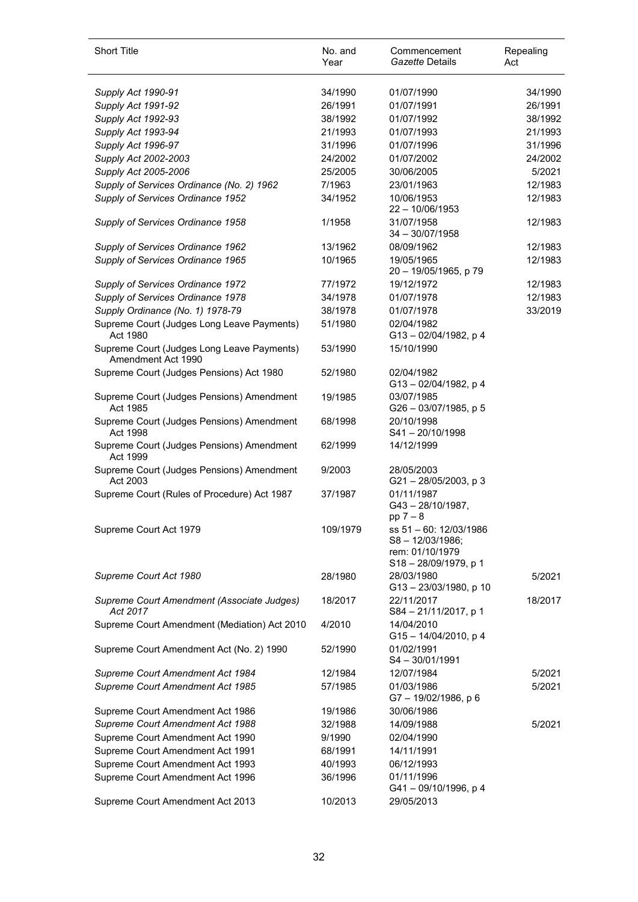| Short Title | No. and Year | Commencement *Gazette* Details | Repealing Act |
|---|---|---|---|
| *Supply Act 1990-91* | 34/1990 | 01/07/1990 | 34/1990 |
| *Supply Act 1991-92* | 26/1991 | 01/07/1991 | 26/1991 |
| *Supply Act 1992-93* | 38/1992 | 01/07/1992 | 38/1992 |
| *Supply Act 1993-94* | 21/1993 | 01/07/1993 | 21/1993 |
| *Supply Act 1996-97* | 31/1996 | 01/07/1996 | 31/1996 |
| *Supply Act 2002-2003* | 24/2002 | 01/07/2002 | 24/2002 |
| *Supply Act 2005-2006* | 25/2005 | 30/06/2005 | 5/2021 |
| *Supply of Services Ordinance (No. 2) 1962* | 7/1963 | 23/01/1963 | 12/1983 |
| *Supply of Services Ordinance 1952* | 34/1952 | 10/06/1953<br>22 – 10/06/1953 | 12/1983 |
| *Supply of Services Ordinance 1958* | 1/1958 | 31/07/1958<br>34 – 30/07/1958 | 12/1983 |
| *Supply of Services Ordinance 1962* | 13/1962 | 08/09/1962 | 12/1983 |
| *Supply of Services Ordinance 1965* | 10/1965 | 19/05/1965<br>20 – 19/05/1965, p 79 | 12/1983 |
| *Supply of Services Ordinance 1972* | 77/1972 | 19/12/1972 | 12/1983 |
| *Supply of Services Ordinance 1978* | 34/1978 | 01/07/1978 | 12/1983 |
| *Supply Ordinance (No. 1) 1978-79* | 38/1978 | 01/07/1978 | 33/2019 |
| Supreme Court (Judges Long Leave Payments) Act 1980 | 51/1980 | 02/04/1982<br>G13 – 02/04/1982, p 4 | |
| Supreme Court (Judges Long Leave Payments) Amendment Act 1990 | 53/1990 | 15/10/1990 | |
| Supreme Court (Judges Pensions) Act 1980 | 52/1980 | 02/04/1982<br>G13 – 02/04/1982, p 4 | |
| Supreme Court (Judges Pensions) Amendment Act 1985 | 19/1985 | 03/07/1985<br>G26 – 03/07/1985, p 5 | |
| Supreme Court (Judges Pensions) Amendment Act 1998 | 68/1998 | 20/10/1998<br>S41 – 20/10/1998 | |
| Supreme Court (Judges Pensions) Amendment Act 1999 | 62/1999 | 14/12/1999 | |
| Supreme Court (Judges Pensions) Amendment Act 2003 | 9/2003 | 28/05/2003<br>G21 – 28/05/2003, p 3 | |
| Supreme Court (Rules of Procedure) Act 1987 | 37/1987 | 01/11/1987<br>G43 – 28/10/1987, pp 7 – 8 | |
| Supreme Court Act 1979 | 109/1979 | ss 51 – 60: 12/03/1986<br>S8 – 12/03/1986;<br>rem: 01/10/1979<br>S18 – 28/09/1979, p 1 | |
| *Supreme Court Act 1980* | 28/1980 | 28/03/1980<br>G13 – 23/03/1980, p 10 | 5/2021 |
| *Supreme Court Amendment (Associate Judges) Act 2017* | 18/2017 | 22/11/2017<br>S84 – 21/11/2017, p 1 | 18/2017 |
| Supreme Court Amendment (Mediation) Act 2010 | 4/2010 | 14/04/2010<br>G15 – 14/04/2010, p 4 | |
| Supreme Court Amendment Act (No. 2) 1990 | 52/1990 | 01/02/1991<br>S4 – 30/01/1991 | |
| *Supreme Court Amendment Act 1984* | 12/1984 | 12/07/1984 | 5/2021 |
| *Supreme Court Amendment Act 1985* | 57/1985 | 01/03/1986<br>G7 – 19/02/1986, p 6 | 5/2021 |
| Supreme Court Amendment Act 1986 | 19/1986 | 30/06/1986 | |
| *Supreme Court Amendment Act 1988* | 32/1988 | 14/09/1988 | 5/2021 |
| Supreme Court Amendment Act 1990 | 9/1990 | 02/04/1990 | |
| Supreme Court Amendment Act 1991 | 68/1991 | 14/11/1991 | |
| Supreme Court Amendment Act 1993 | 40/1993 | 06/12/1993 | |
| Supreme Court Amendment Act 1996 | 36/1996 | 01/11/1996<br>G41 – 09/10/1996, p 4 | |
| Supreme Court Amendment Act 2013 | 10/2013 | 29/05/2013 | |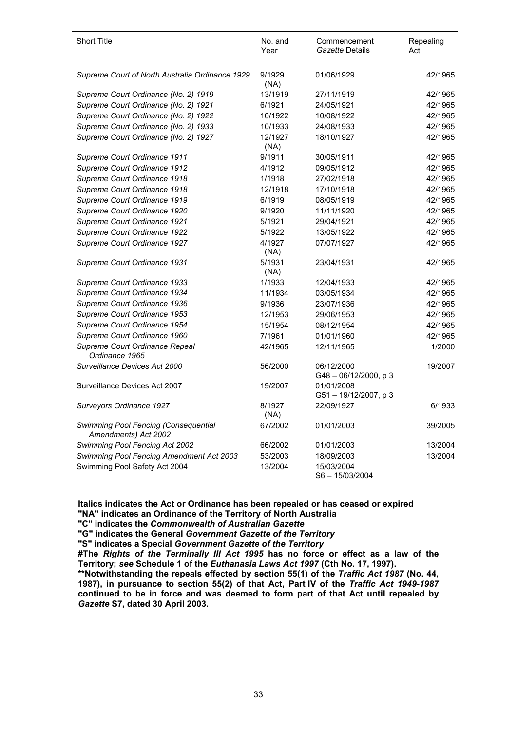| Short Title | No. and Year | Commencement *Gazette* Details | Repealing Act |
|---|---|---|---|
| *Supreme Court of North Australia Ordinance 1929* | 9/1929 (NA) | 01/06/1929 | 42/1965 |
| *Supreme Court Ordinance (No. 2) 1919* | 13/1919 | 27/11/1919 | 42/1965 |
| *Supreme Court Ordinance (No. 2) 1921* | 6/1921 | 24/05/1921 | 42/1965 |
| *Supreme Court Ordinance (No. 2) 1922* | 10/1922 | 10/08/1922 | 42/1965 |
| *Supreme Court Ordinance (No. 2) 1933* | 10/1933 | 24/08/1933 | 42/1965 |
| *Supreme Court Ordinance (No. 2) 1927* | 12/1927 (NA) | 18/10/1927 | 42/1965 |
| *Supreme Court Ordinance 1911* | 9/1911 | 30/05/1911 | 42/1965 |
| *Supreme Court Ordinance 1912* | 4/1912 | 09/05/1912 | 42/1965 |
| *Supreme Court Ordinance 1918* | 1/1918 | 27/02/1918 | 42/1965 |
| *Supreme Court Ordinance 1918* | 12/1918 | 17/10/1918 | 42/1965 |
| *Supreme Court Ordinance 1919* | 6/1919 | 08/05/1919 | 42/1965 |
| *Supreme Court Ordinance 1920* | 9/1920 | 11/11/1920 | 42/1965 |
| *Supreme Court Ordinance 1921* | 5/1921 | 29/04/1921 | 42/1965 |
| *Supreme Court Ordinance 1922* | 5/1922 | 13/05/1922 | 42/1965 |
| *Supreme Court Ordinance 1927* | 4/1927 (NA) | 07/07/1927 | 42/1965 |
| *Supreme Court Ordinance 1931* | 5/1931 (NA) | 23/04/1931 | 42/1965 |
| *Supreme Court Ordinance 1933* | 1/1933 | 12/04/1933 | 42/1965 |
| *Supreme Court Ordinance 1934* | 11/1934 | 03/05/1934 | 42/1965 |
| *Supreme Court Ordinance 1936* | 9/1936 | 23/07/1936 | 42/1965 |
| *Supreme Court Ordinance 1953* | 12/1953 | 29/06/1953 | 42/1965 |
| *Supreme Court Ordinance 1954* | 15/1954 | 08/12/1954 | 42/1965 |
| *Supreme Court Ordinance 1960* | 7/1961 | 01/01/1960 | 42/1965 |
| *Supreme Court Ordinance Repeal Ordinance 1965* | 42/1965 | 12/11/1965 | 1/2000 |
| *Surveillance Devices Act 2000* | 56/2000 | 06/12/2000 G48 – 06/12/2000, p 3 | 19/2007 |
| Surveillance Devices Act 2007 | 19/2007 | 01/01/2008 G51 – 19/12/2007, p 3 | |
| *Surveyors Ordinance 1927* | 8/1927 (NA) | 22/09/1927 | 6/1933 |
| *Swimming Pool Fencing (Consequential Amendments) Act 2002* | 67/2002 | 01/01/2003 | 39/2005 |
| *Swimming Pool Fencing Act 2002* | 66/2002 | 01/01/2003 | 13/2004 |
| *Swimming Pool Fencing Amendment Act 2003* | 53/2003 | 18/09/2003 | 13/2004 |
| Swimming Pool Safety Act 2004 | 13/2004 | 15/03/2004 S6 – 15/03/2004 | |

**Italics indicates the Act or Ordinance has been repealed or has ceased or expired**
**"NA" indicates an Ordinance of the Territory of North Australia**
**"C" indicates the *Commonwealth of Australian Gazette***
**"G" indicates the General *Government Gazette of the Territory***
**"S" indicates a Special *Government Gazette of the Territory***
**#The *Rights of the Terminally Ill Act 1995* has no force or effect as a law of the Territory; *see* Schedule 1 of the *Euthanasia Laws Act 1997* (Cth No. 17, 1997).**
**\*\*Notwithstanding the repeals effected by section 55(1) of the *Traffic Act 1987* (No. 44, 1987), in pursuance to section 55(2) of that Act, Part IV of the *Traffic Act 1949-1987* continued to be in force and was deemed to form part of that Act until repealed by *Gazette* S7, dated 30 April 2003.**